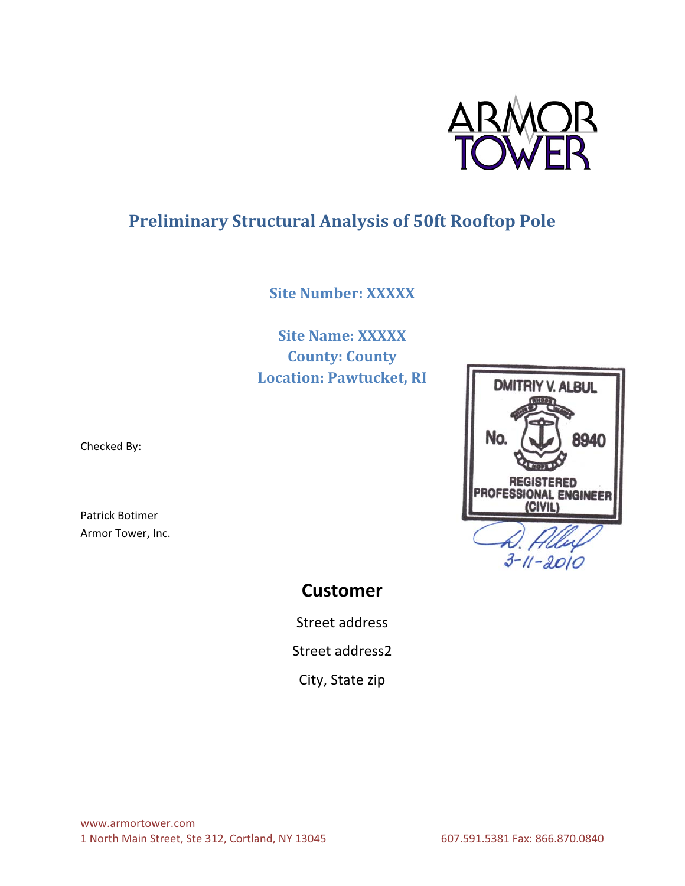ARMOR TOWER

# Preliminary Structural Analysis of 50ft Rooftop Pole

**Site Number: XXXXX**

**Site Name: XXXXX**
**County: County**
**Location: Pawtucket, RI**

DMITRIY V. ALBUL
No. 8940
REGISTERED PROFESSIONAL ENGINEER (CIVIL)
D. Albul
3-11-2010

Checked By:

Patrick Botimer
Armor Tower, Inc.

## Customer

Street address

Street address2

City, State zip

www.armortower.com
1 North Main Street, Ste 312, Cortland, NY 13045 607.591.5381 Fax: 866.870.0840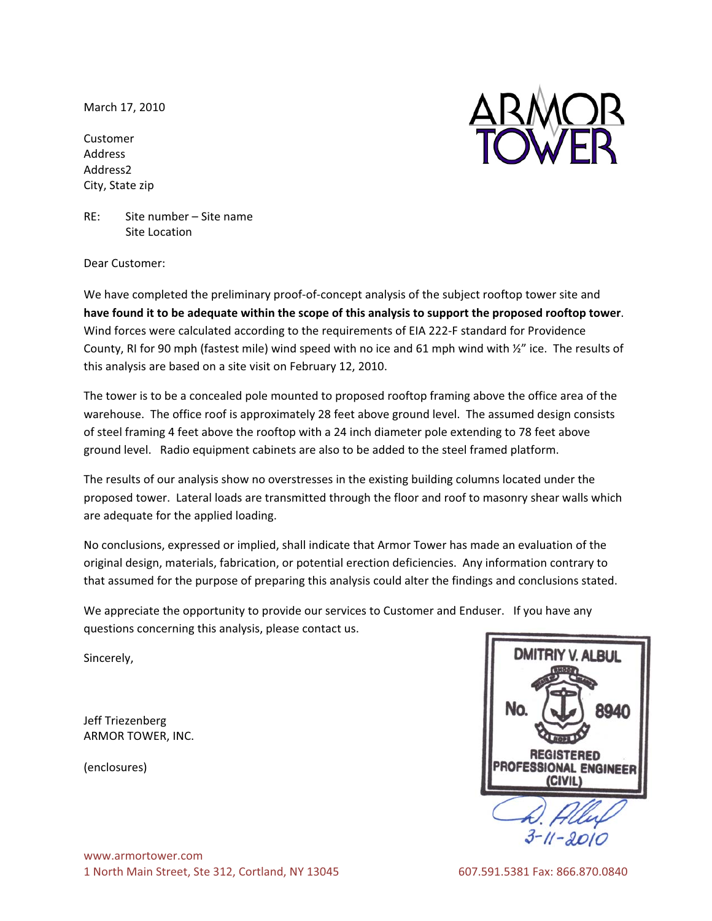March 17, 2010

ARMOR
TOWER

Customer
Address
Address2
City, State zip

RE: Site number – Site name
Site Location

Dear Customer:

We have completed the preliminary proof-of-concept analysis of the subject rooftop tower site and **have found it to be adequate within the scope of this analysis to support the proposed rooftop tower**. Wind forces were calculated according to the requirements of EIA 222-F standard for Providence County, RI for 90 mph (fastest mile) wind speed with no ice and 61 mph wind with ½" ice. The results of this analysis are based on a site visit on February 12, 2010.

The tower is to be a concealed pole mounted to proposed rooftop framing above the office area of the warehouse. The office roof is approximately 28 feet above ground level. The assumed design consists of steel framing 4 feet above the rooftop with a 24 inch diameter pole extending to 78 feet above ground level. Radio equipment cabinets are also to be added to the steel framed platform.

The results of our analysis show no overstresses in the existing building columns located under the proposed tower. Lateral loads are transmitted through the floor and roof to masonry shear walls which are adequate for the applied loading.

No conclusions, expressed or implied, shall indicate that Armor Tower has made an evaluation of the original design, materials, fabrication, or potential erection deficiencies. Any information contrary to that assumed for the purpose of preparing this analysis could alter the findings and conclusions stated.

We appreciate the opportunity to provide our services to Customer and Enduser. If you have any questions concerning this analysis, please contact us.

Sincerely,

Jeff Triezenberg
ARMOR TOWER, INC.

(enclosures)

DMITRIY V. ALBUL
No. 8940
REGISTERED PROFESSIONAL ENGINEER
(CIVIL)

D. Albul
3-11-2010

www.armortower.com
1 North Main Street, Ste 312, Cortland, NY 13045 607.591.5381 Fax: 866.870.0840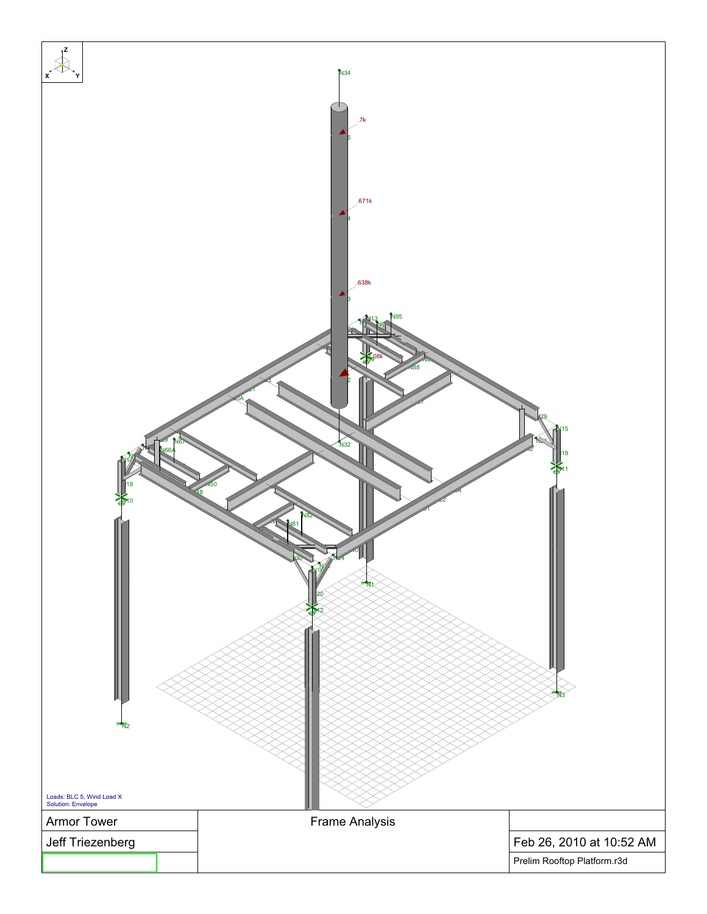Loads: BLC 5, Wind Load X
Solution: Envelope

| Armor Tower | Frame Analysis | |
|---|---|---|
| Jeff Triezenberg | | Feb 26, 2010 at 10:52 AM |
| | | Prelim Rooftop Platform.r3d |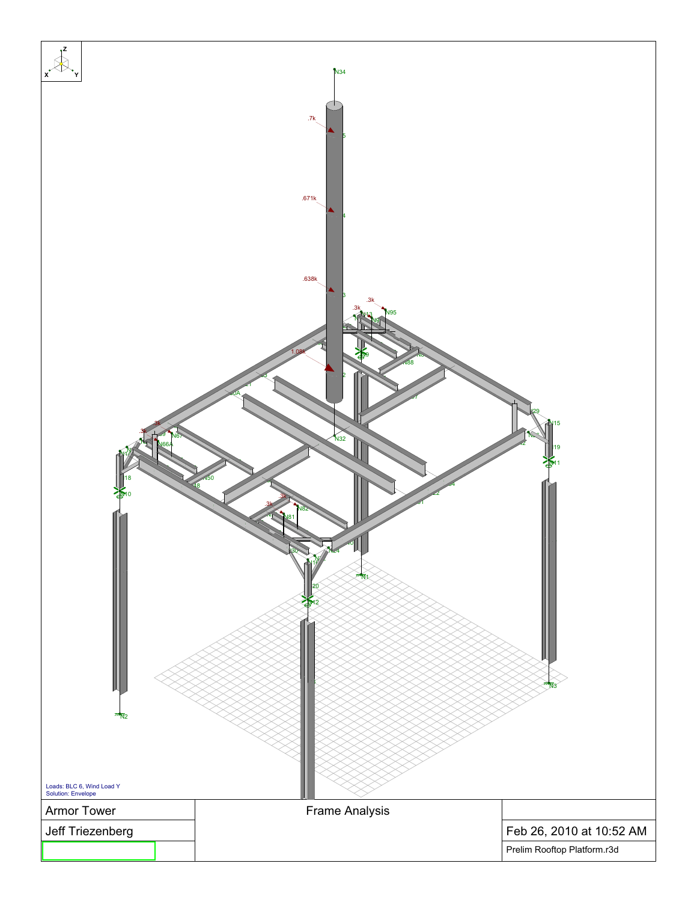Loads: BLC 6, Wind Load Y
Solution: Envelope

| Armor Tower | Frame Analysis | |
|---|---|---|
| Jeff Triezenberg | | Feb 26, 2010 at 10:52 AM |
| | | Prelim Rooftop Platform.r3d |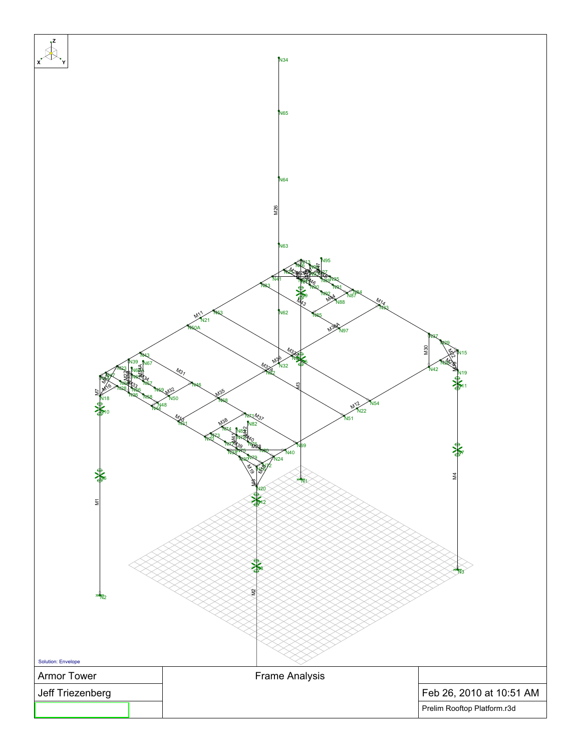Solution: Envelope

| Armor Tower | Frame Analysis | |
|---|---|---|
| Jeff Triezenberg | | Feb 26, 2010 at 10:51 AM |
| | | Prelim Rooftop Platform.r3d |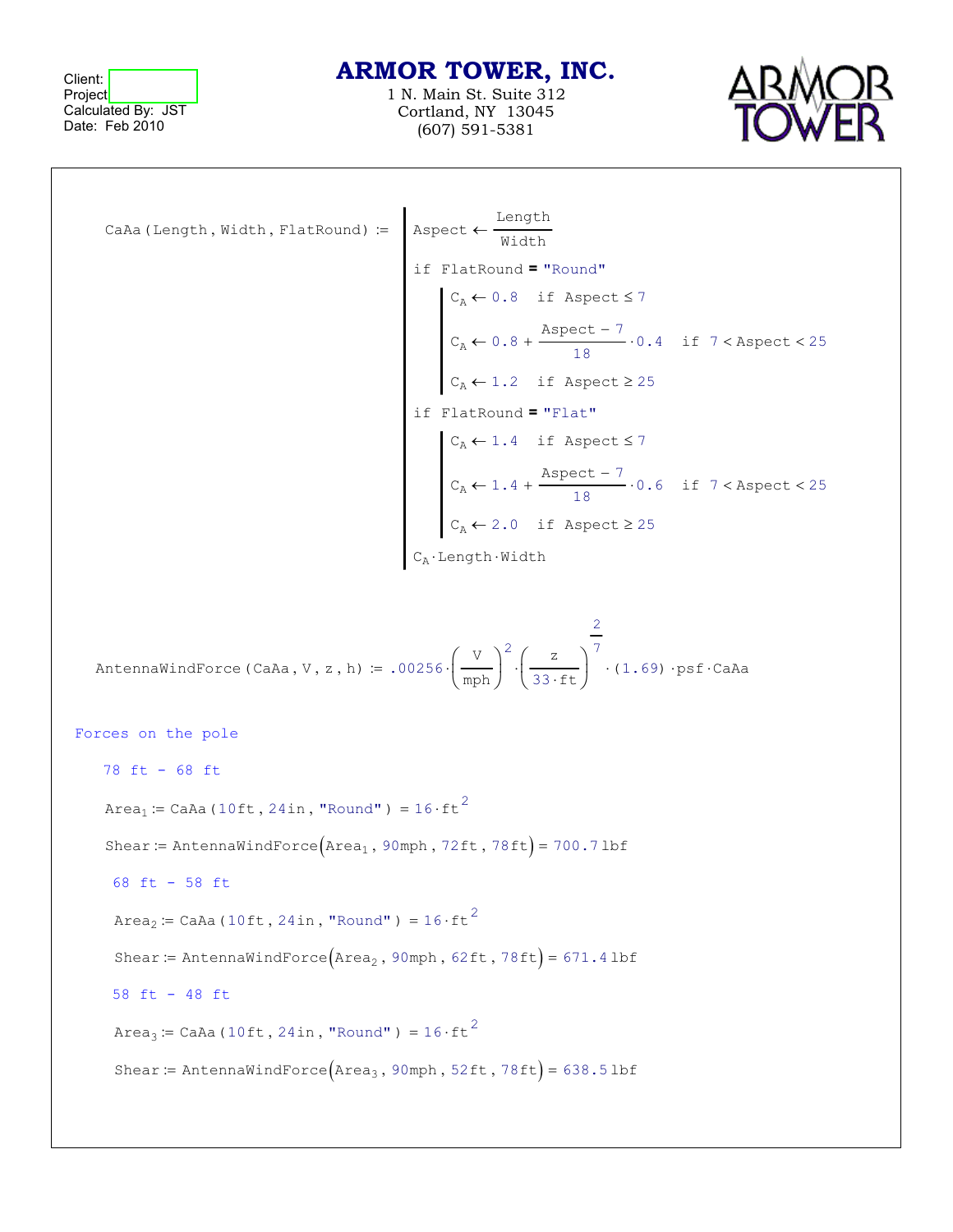Client:
Project
Calculated By: JST
Date: Feb 2010

**ARMOR TOWER, INC.**
1 N. Main St. Suite 312
Cortland, NY 13045
(607) 591-5381

$$
\text{CaAa}(\text{Length}, \text{Width}, \text{FlatRound}) :=
\begin{array}{|l}
\text{Aspect} \leftarrow \dfrac{\text{Length}}{\text{Width}} \\
\text{if FlatRound} = \text{"Round"} \\
\quad \begin{array}{|l}
C_A \leftarrow 0.8 \quad \text{if Aspect} \le 7 \\
C_A \leftarrow 0.8 + \dfrac{\text{Aspect} - 7}{18} \cdot 0.4 \quad \text{if } 7 < \text{Aspect} < 25 \\
C_A \leftarrow 1.2 \quad \text{if Aspect} \ge 25
\end{array} \\
\text{if FlatRound} = \text{"Flat"} \\
\quad \begin{array}{|l}
C_A \leftarrow 1.4 \quad \text{if Aspect} \le 7 \\
C_A \leftarrow 1.4 + \dfrac{\text{Aspect} - 7}{18} \cdot 0.6 \quad \text{if } 7 < \text{Aspect} < 25 \\
C_A \leftarrow 2.0 \quad \text{if Aspect} \ge 25
\end{array} \\
C_A \cdot \text{Length} \cdot \text{Width}
\end{array}
$$

$$
\text{AntennaWindForce}(\text{CaAa}, V, z, h) := .00256 \cdot \left(\frac{V}{\text{mph}}\right)^2 \cdot \left(\frac{z}{33 \cdot \text{ft}}\right)^{\frac{2}{7}} \cdot (1.69) \cdot \text{psf} \cdot \text{CaAa}
$$

Forces on the pole

78 ft - 68 ft

$$\text{Area}_1 := \text{CaAa}(10\text{ft}, 24\text{in}, \text{"Round"}) = 16 \cdot \text{ft}^2$$

$$\text{Shear} := \text{AntennaWindForce}(\text{Area}_1, 90\text{mph}, 72\text{ft}, 78\text{ft}) = 700.7\,\text{lbf}$$

68 ft - 58 ft

$$\text{Area}_2 := \text{CaAa}(10\text{ft}, 24\text{in}, \text{"Round"}) = 16 \cdot \text{ft}^2$$

$$\text{Shear} := \text{AntennaWindForce}(\text{Area}_2, 90\text{mph}, 62\text{ft}, 78\text{ft}) = 671.4\,\text{lbf}$$

58 ft - 48 ft

$$\text{Area}_3 := \text{CaAa}(10\text{ft}, 24\text{in}, \text{"Round"}) = 16 \cdot \text{ft}^2$$

$$\text{Shear} := \text{AntennaWindForce}(\text{Area}_3, 90\text{mph}, 52\text{ft}, 78\text{ft}) = 638.5\,\text{lbf}$$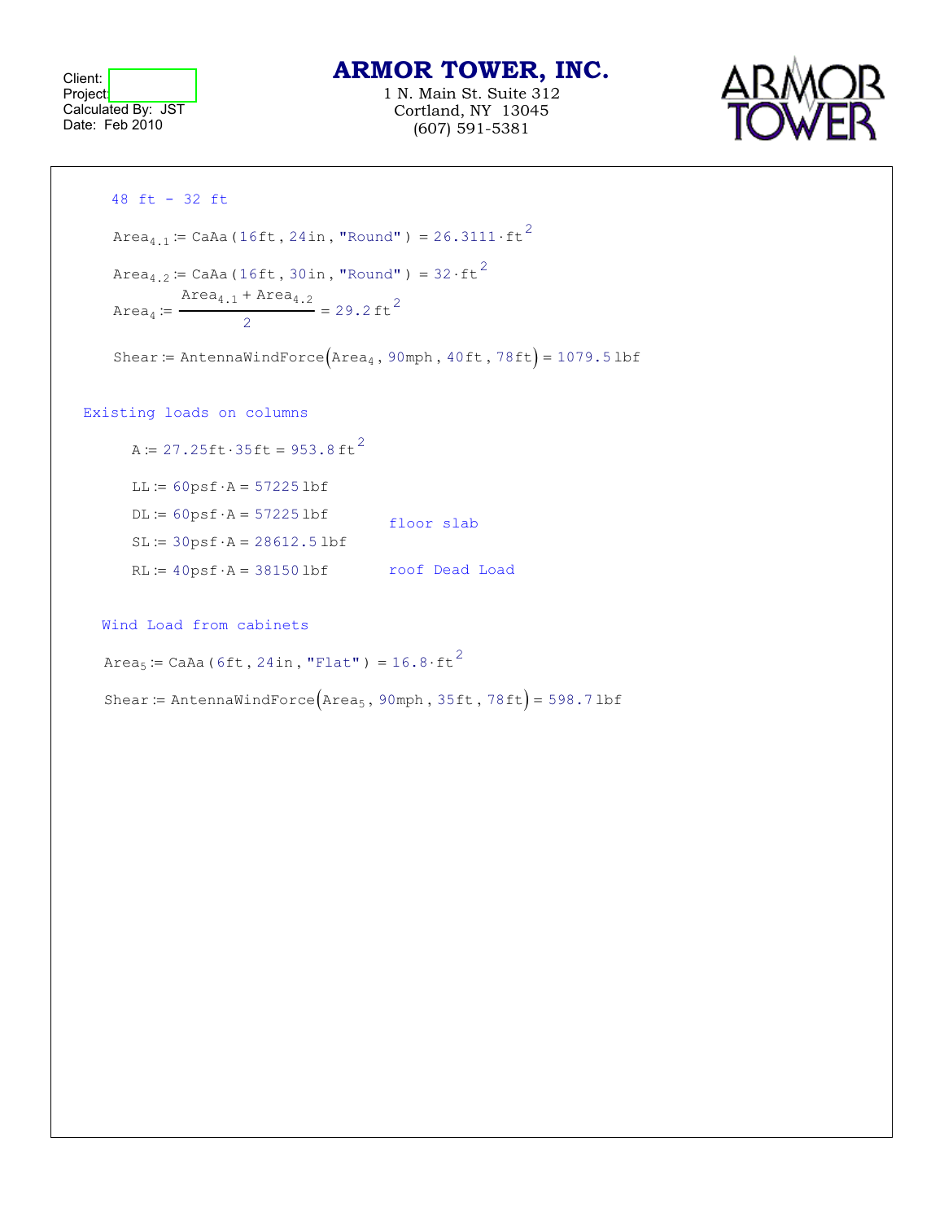48 ft - 32 ft

$$Area_{4.1} := CaAa(16ft, 24in, \text{"Round"}) = 26.3111 \cdot ft^2$$

$$Area_{4.2} := CaAa(16ft, 30in, \text{"Round"}) = 32 \cdot ft^2$$

$$Area_4 := \frac{Area_{4.1} + Area_{4.2}}{2} = 29.2\,ft^2$$

$$Shear := AntennaWindForce(Area_4, 90mph, 40ft, 78ft) = 1079.5\,lbf$$

Existing loads on columns

$$A := 27.25ft \cdot 35ft = 953.8\,ft^2$$

$$LL := 60psf \cdot A = 57225\,lbf$$

$$DL := 60psf \cdot A = 57225\,lbf$$

floor slab

$$SL := 30psf \cdot A = 28612.5\,lbf$$

$$RL := 40psf \cdot A = 38150\,lbf$$

roof Dead Load

Wind Load from cabinets

$$Area_5 := CaAa(6ft, 24in, \text{"Flat"}) = 16.8 \cdot ft^2$$

$$Shear := AntennaWindForce(Area_5, 90mph, 35ft, 78ft) = 598.7\,lbf$$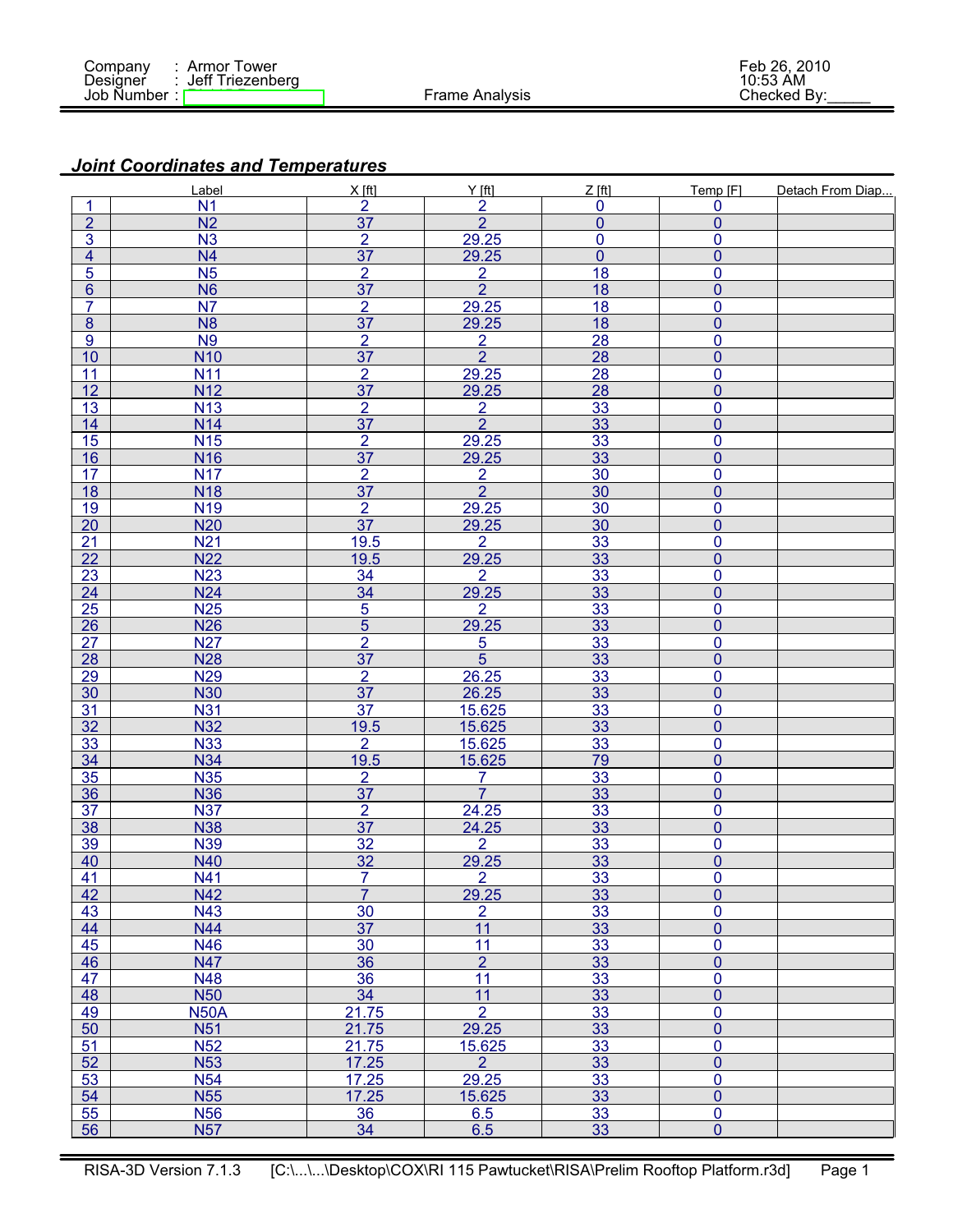Company : Armor Tower
Designer : Jeff Triezenberg
Job Number :

Frame Analysis

Feb 26, 2010
10:53 AM
Checked By:_____

## *Joint Coordinates and Temperatures*

| | Label | X [ft] | Y [ft] | Z [ft] | Temp [F] | Detach From Diap... |
|---|---|---|---|---|---|---|
| 1 | N1 | 2 | 2 | 0 | 0 | |
| 2 | N2 | 37 | 2 | 0 | 0 | |
| 3 | N3 | 2 | 29.25 | 0 | 0 | |
| 4 | N4 | 37 | 29.25 | 0 | 0 | |
| 5 | N5 | 2 | 2 | 18 | 0 | |
| 6 | N6 | 37 | 2 | 18 | 0 | |
| 7 | N7 | 2 | 29.25 | 18 | 0 | |
| 8 | N8 | 37 | 29.25 | 18 | 0 | |
| 9 | N9 | 2 | 2 | 28 | 0 | |
| 10 | N10 | 37 | 2 | 28 | 0 | |
| 11 | N11 | 2 | 29.25 | 28 | 0 | |
| 12 | N12 | 37 | 29.25 | 28 | 0 | |
| 13 | N13 | 2 | 2 | 33 | 0 | |
| 14 | N14 | 37 | 2 | 33 | 0 | |
| 15 | N15 | 2 | 29.25 | 33 | 0 | |
| 16 | N16 | 37 | 29.25 | 33 | 0 | |
| 17 | N17 | 2 | 2 | 30 | 0 | |
| 18 | N18 | 37 | 2 | 30 | 0 | |
| 19 | N19 | 2 | 29.25 | 30 | 0 | |
| 20 | N20 | 37 | 29.25 | 30 | 0 | |
| 21 | N21 | 19.5 | 2 | 33 | 0 | |
| 22 | N22 | 19.5 | 29.25 | 33 | 0 | |
| 23 | N23 | 34 | 2 | 33 | 0 | |
| 24 | N24 | 34 | 29.25 | 33 | 0 | |
| 25 | N25 | 5 | 2 | 33 | 0 | |
| 26 | N26 | 5 | 29.25 | 33 | 0 | |
| 27 | N27 | 2 | 5 | 33 | 0 | |
| 28 | N28 | 37 | 5 | 33 | 0 | |
| 29 | N29 | 2 | 26.25 | 33 | 0 | |
| 30 | N30 | 37 | 26.25 | 33 | 0 | |
| 31 | N31 | 37 | 15.625 | 33 | 0 | |
| 32 | N32 | 19.5 | 15.625 | 33 | 0 | |
| 33 | N33 | 2 | 15.625 | 33 | 0 | |
| 34 | N34 | 19.5 | 15.625 | 79 | 0 | |
| 35 | N35 | 2 | 7 | 33 | 0 | |
| 36 | N36 | 37 | 7 | 33 | 0 | |
| 37 | N37 | 2 | 24.25 | 33 | 0 | |
| 38 | N38 | 37 | 24.25 | 33 | 0 | |
| 39 | N39 | 32 | 2 | 33 | 0 | |
| 40 | N40 | 32 | 29.25 | 33 | 0 | |
| 41 | N41 | 7 | 2 | 33 | 0 | |
| 42 | N42 | 7 | 29.25 | 33 | 0 | |
| 43 | N43 | 30 | 2 | 33 | 0 | |
| 44 | N44 | 37 | 11 | 33 | 0 | |
| 45 | N46 | 30 | 11 | 33 | 0 | |
| 46 | N47 | 36 | 2 | 33 | 0 | |
| 47 | N48 | 36 | 11 | 33 | 0 | |
| 48 | N50 | 34 | 11 | 33 | 0 | |
| 49 | N50A | 21.75 | 2 | 33 | 0 | |
| 50 | N51 | 21.75 | 29.25 | 33 | 0 | |
| 51 | N52 | 21.75 | 15.625 | 33 | 0 | |
| 52 | N53 | 17.25 | 2 | 33 | 0 | |
| 53 | N54 | 17.25 | 29.25 | 33 | 0 | |
| 54 | N55 | 17.25 | 15.625 | 33 | 0 | |
| 55 | N56 | 36 | 6.5 | 33 | 0 | |
| 56 | N57 | 34 | 6.5 | 33 | 0 | |

RISA-3D Version 7.1.3 [C:\...\...\Desktop\COX\RI 115 Pawtucket\RISA\Prelim Rooftop Platform.r3d]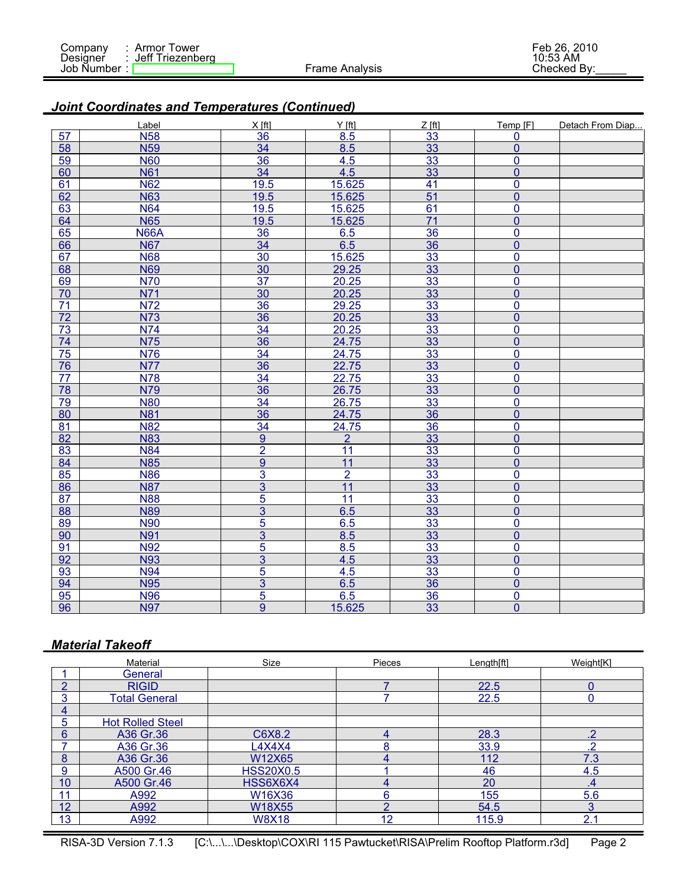Company : Armor Tower
Designer : Jeff Triezenberg
Job Number :

Feb 26, 2010
10:53 AM
Checked By:_____

Frame Analysis

## *Joint Coordinates and Temperatures (Continued)*

| | Label | X [ft] | Y [ft] | Z [ft] | Temp [F] | Detach From Diap... |
|---|---|---|---|---|---|---|
| 57 | N58 | 36 | 8.5 | 33 | 0 | |
| 58 | N59 | 34 | 8.5 | 33 | 0 | |
| 59 | N60 | 36 | 4.5 | 33 | 0 | |
| 60 | N61 | 34 | 4.5 | 33 | 0 | |
| 61 | N62 | 19.5 | 15.625 | 41 | 0 | |
| 62 | N63 | 19.5 | 15.625 | 51 | 0 | |
| 63 | N64 | 19.5 | 15.625 | 61 | 0 | |
| 64 | N65 | 19.5 | 15.625 | 71 | 0 | |
| 65 | N66A | 36 | 6.5 | 36 | 0 | |
| 66 | N67 | 34 | 6.5 | 36 | 0 | |
| 67 | N68 | 30 | 15.625 | 33 | 0 | |
| 68 | N69 | 30 | 29.25 | 33 | 0 | |
| 69 | N70 | 37 | 20.25 | 33 | 0 | |
| 70 | N71 | 30 | 20.25 | 33 | 0 | |
| 71 | N72 | 36 | 29.25 | 33 | 0 | |
| 72 | N73 | 36 | 20.25 | 33 | 0 | |
| 73 | N74 | 34 | 20.25 | 33 | 0 | |
| 74 | N75 | 36 | 24.75 | 33 | 0 | |
| 75 | N76 | 34 | 24.75 | 33 | 0 | |
| 76 | N77 | 36 | 22.75 | 33 | 0 | |
| 77 | N78 | 34 | 22.75 | 33 | 0 | |
| 78 | N79 | 36 | 26.75 | 33 | 0 | |
| 79 | N80 | 34 | 26.75 | 33 | 0 | |
| 80 | N81 | 36 | 24.75 | 36 | 0 | |
| 81 | N82 | 34 | 24.75 | 36 | 0 | |
| 82 | N83 | 9 | 2 | 33 | 0 | |
| 83 | N84 | 2 | 11 | 33 | 0 | |
| 84 | N85 | 9 | 11 | 33 | 0 | |
| 85 | N86 | 3 | 2 | 33 | 0 | |
| 86 | N87 | 3 | 11 | 33 | 0 | |
| 87 | N88 | 5 | 11 | 33 | 0 | |
| 88 | N89 | 3 | 6.5 | 33 | 0 | |
| 89 | N90 | 5 | 6.5 | 33 | 0 | |
| 90 | N91 | 3 | 8.5 | 33 | 0 | |
| 91 | N92 | 5 | 8.5 | 33 | 0 | |
| 92 | N93 | 3 | 4.5 | 33 | 0 | |
| 93 | N94 | 5 | 4.5 | 33 | 0 | |
| 94 | N95 | 3 | 6.5 | 36 | 0 | |
| 95 | N96 | 5 | 6.5 | 36 | 0 | |
| 96 | N97 | 9 | 15.625 | 33 | 0 | |

## *Material Takeoff*

| | Material | Size | Pieces | Length[ft] | Weight[K] |
|---|---|---|---|---|---|
| 1 | General | | | | |
| 2 | RIGID | | 7 | 22.5 | 0 |
| 3 | Total General | | 7 | 22.5 | 0 |
| 4 | | | | | |
| 5 | Hot Rolled Steel | | | | |
| 6 | A36 Gr.36 | C6X8.2 | 4 | 28.3 | .2 |
| 7 | A36 Gr.36 | L4X4X4 | 8 | 33.9 | .2 |
| 8 | A36 Gr.36 | W12X65 | 4 | 112 | 7.3 |
| 9 | A500 Gr.46 | HSS20X0.5 | 1 | 46 | 4.5 |
| 10 | A500 Gr.46 | HSS6X6X4 | 4 | 20 | .4 |
| 11 | A992 | W16X36 | 6 | 155 | 5.6 |
| 12 | A992 | W18X55 | 2 | 54.5 | 3 |
| 13 | A992 | W8X18 | 12 | 115.9 | 2.1 |

RISA-3D Version 7.1.3 [C:\...\...\Desktop\COX\RI 115 Pawtucket\RISA\Prelim Rooftop Platform.r3d]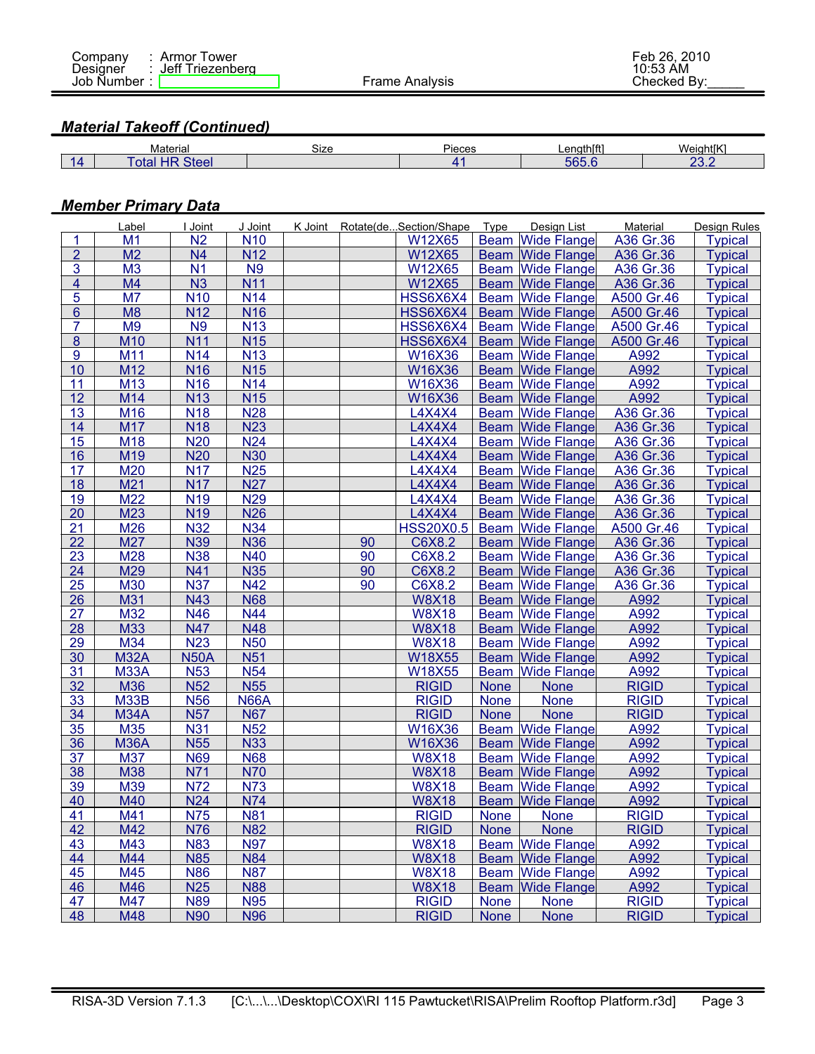Company : Armor Tower
Designer : Jeff Triezenberg
Job Number :

Frame Analysis

Feb 26, 2010
10:53 AM
Checked By:_____

### Material Takeoff (Continued)

| | Material | Size | Pieces | Length[ft] | Weight[K] |
|---|---|---|---|---|---|
| 14 | Total HR Steel | | 41 | 565.6 | 23.2 |

### Member Primary Data

| | Label | I Joint | J Joint | K Joint | Rotate(de... | Section/Shape | Type | Design List | Material | Design Rules |
|---|---|---|---|---|---|---|---|---|---|---|
| 1 | M1 | N2 | N10 | | | W12X65 | Beam | Wide Flange | A36 Gr.36 | Typical |
| 2 | M2 | N4 | N12 | | | W12X65 | Beam | Wide Flange | A36 Gr.36 | Typical |
| 3 | M3 | N1 | N9 | | | W12X65 | Beam | Wide Flange | A36 Gr.36 | Typical |
| 4 | M4 | N3 | N11 | | | W12X65 | Beam | Wide Flange | A36 Gr.36 | Typical |
| 5 | M7 | N10 | N14 | | | HSS6X6X4 | Beam | Wide Flange | A500 Gr.46 | Typical |
| 6 | M8 | N12 | N16 | | | HSS6X6X4 | Beam | Wide Flange | A500 Gr.46 | Typical |
| 7 | M9 | N9 | N13 | | | HSS6X6X4 | Beam | Wide Flange | A500 Gr.46 | Typical |
| 8 | M10 | N11 | N15 | | | HSS6X6X4 | Beam | Wide Flange | A500 Gr.46 | Typical |
| 9 | M11 | N14 | N13 | | | W16X36 | Beam | Wide Flange | A992 | Typical |
| 10 | M12 | N16 | N15 | | | W16X36 | Beam | Wide Flange | A992 | Typical |
| 11 | M13 | N16 | N14 | | | W16X36 | Beam | Wide Flange | A992 | Typical |
| 12 | M14 | N13 | N15 | | | W16X36 | Beam | Wide Flange | A992 | Typical |
| 13 | M16 | N18 | N28 | | | L4X4X4 | Beam | Wide Flange | A36 Gr.36 | Typical |
| 14 | M17 | N18 | N23 | | | L4X4X4 | Beam | Wide Flange | A36 Gr.36 | Typical |
| 15 | M18 | N20 | N24 | | | L4X4X4 | Beam | Wide Flange | A36 Gr.36 | Typical |
| 16 | M19 | N20 | N30 | | | L4X4X4 | Beam | Wide Flange | A36 Gr.36 | Typical |
| 17 | M20 | N17 | N25 | | | L4X4X4 | Beam | Wide Flange | A36 Gr.36 | Typical |
| 18 | M21 | N17 | N27 | | | L4X4X4 | Beam | Wide Flange | A36 Gr.36 | Typical |
| 19 | M22 | N19 | N29 | | | L4X4X4 | Beam | Wide Flange | A36 Gr.36 | Typical |
| 20 | M23 | N19 | N26 | | | L4X4X4 | Beam | Wide Flange | A36 Gr.36 | Typical |
| 21 | M26 | N32 | N34 | | | HSS20X0.5 | Beam | Wide Flange | A500 Gr.46 | Typical |
| 22 | M27 | N39 | N36 | | 90 | C6X8.2 | Beam | Wide Flange | A36 Gr.36 | Typical |
| 23 | M28 | N38 | N40 | | 90 | C6X8.2 | Beam | Wide Flange | A36 Gr.36 | Typical |
| 24 | M29 | N41 | N35 | | 90 | C6X8.2 | Beam | Wide Flange | A36 Gr.36 | Typical |
| 25 | M30 | N37 | N42 | | 90 | C6X8.2 | Beam | Wide Flange | A36 Gr.36 | Typical |
| 26 | M31 | N43 | N68 | | | W8X18 | Beam | Wide Flange | A992 | Typical |
| 27 | M32 | N46 | N44 | | | W8X18 | Beam | Wide Flange | A992 | Typical |
| 28 | M33 | N47 | N48 | | | W8X18 | Beam | Wide Flange | A992 | Typical |
| 29 | M34 | N23 | N50 | | | W8X18 | Beam | Wide Flange | A992 | Typical |
| 30 | M32A | N50A | N51 | | | W18X55 | Beam | Wide Flange | A992 | Typical |
| 31 | M33A | N53 | N54 | | | W18X55 | Beam | Wide Flange | A992 | Typical |
| 32 | M36 | N52 | N55 | | | RIGID | None | None | RIGID | Typical |
| 33 | M33B | N56 | N66A | | | RIGID | None | None | RIGID | Typical |
| 34 | M34A | N57 | N67 | | | RIGID | None | None | RIGID | Typical |
| 35 | M35 | N31 | N52 | | | W16X36 | Beam | Wide Flange | A992 | Typical |
| 36 | M36A | N55 | N33 | | | W16X36 | Beam | Wide Flange | A992 | Typical |
| 37 | M37 | N69 | N68 | | | W8X18 | Beam | Wide Flange | A992 | Typical |
| 38 | M38 | N71 | N70 | | | W8X18 | Beam | Wide Flange | A992 | Typical |
| 39 | M39 | N72 | N73 | | | W8X18 | Beam | Wide Flange | A992 | Typical |
| 40 | M40 | N24 | N74 | | | W8X18 | Beam | Wide Flange | A992 | Typical |
| 41 | M41 | N75 | N81 | | | RIGID | None | None | RIGID | Typical |
| 42 | M42 | N76 | N82 | | | RIGID | None | None | RIGID | Typical |
| 43 | M43 | N83 | N97 | | | W8X18 | Beam | Wide Flange | A992 | Typical |
| 44 | M44 | N85 | N84 | | | W8X18 | Beam | Wide Flange | A992 | Typical |
| 45 | M45 | N86 | N87 | | | W8X18 | Beam | Wide Flange | A992 | Typical |
| 46 | M46 | N25 | N88 | | | W8X18 | Beam | Wide Flange | A992 | Typical |
| 47 | M47 | N89 | N95 | | | RIGID | None | None | RIGID | Typical |
| 48 | M48 | N90 | N96 | | | RIGID | None | None | RIGID | Typical |

RISA-3D Version 7.1.3 [C:\...\...\Desktop\COX\RI 115 Pawtucket\RISA\Prelim Rooftop Platform.r3d]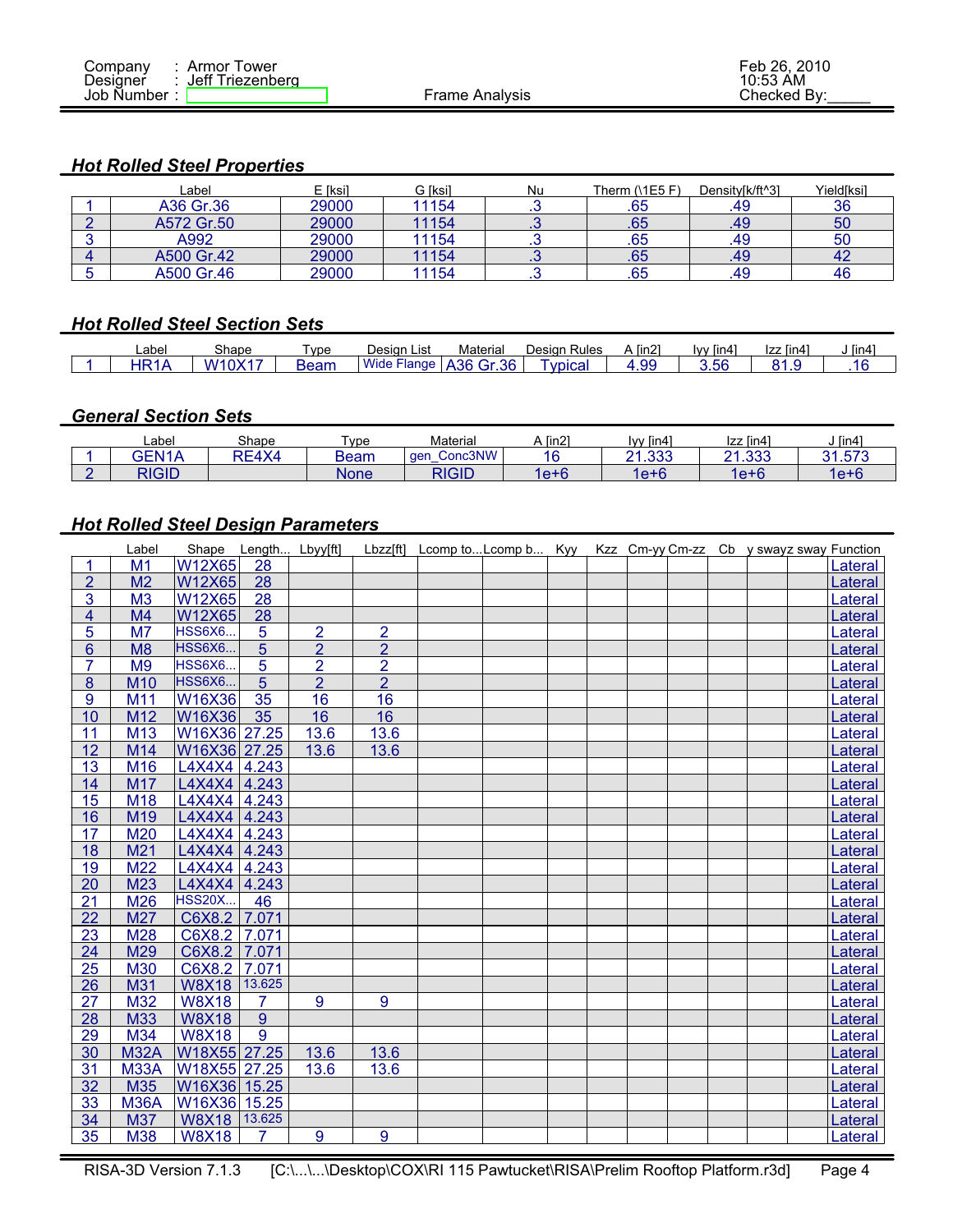Company : Armor Tower
Designer : Jeff Triezenberg
Job Number :

Frame Analysis

Feb 26, 2010
10:53 AM
Checked By:_____

### Hot Rolled Steel Properties

| | Label | E [ksi] | G [ksi] | Nu | Therm (\1E5 F) | Density[k/ft^3] | Yield[ksi] |
|---|---|---|---|---|---|---|---|
| 1 | A36 Gr.36 | 29000 | 11154 | .3 | .65 | .49 | 36 |
| 2 | A572 Gr.50 | 29000 | 11154 | .3 | .65 | .49 | 50 |
| 3 | A992 | 29000 | 11154 | .3 | .65 | .49 | 50 |
| 4 | A500 Gr.42 | 29000 | 11154 | .3 | .65 | .49 | 42 |
| 5 | A500 Gr.46 | 29000 | 11154 | .3 | .65 | .49 | 46 |

### Hot Rolled Steel Section Sets

| | Label | Shape | Type | Design List | Material | Design Rules | A [in2] | Iyy [in4] | Izz [in4] | J [in4] |
|---|---|---|---|---|---|---|---|---|---|---|
| 1 | HR1A | W10X17 | Beam | Wide Flange | A36 Gr.36 | Typical | 4.99 | 3.56 | 81.9 | .16 |

### General Section Sets

| | Label | Shape | Type | Material | A [in2] | Iyy [in4] | Izz [in4] | J [in4] |
|---|---|---|---|---|---|---|---|---|
| 1 | GEN1A | RE4X4 | Beam | gen_Conc3NW | 16 | 21.333 | 21.333 | 31.573 |
| 2 | RIGID | | None | RIGID | 1e+6 | 1e+6 | 1e+6 | 1e+6 |

### Hot Rolled Steel Design Parameters

| | Label | Shape | Length... | Lbyy[ft] | Lbzz[ft] | Lcomp to... | Lcomp b... | Kyy | Kzz | Cm-yy | Cm-zz | Cb | y sway | z sway | Function |
|---|---|---|---|---|---|---|---|---|---|---|---|---|---|---|---|
| 1 | M1 | W12X65 | 28 | | | | | | | | | | | | Lateral |
| 2 | M2 | W12X65 | 28 | | | | | | | | | | | | Lateral |
| 3 | M3 | W12X65 | 28 | | | | | | | | | | | | Lateral |
| 4 | M4 | W12X65 | 28 | | | | | | | | | | | | Lateral |
| 5 | M7 | HSS6X6... | 5 | 2 | 2 | | | | | | | | | | Lateral |
| 6 | M8 | HSS6X6... | 5 | 2 | 2 | | | | | | | | | | Lateral |
| 7 | M9 | HSS6X6... | 5 | 2 | 2 | | | | | | | | | | Lateral |
| 8 | M10 | HSS6X6... | 5 | 2 | 2 | | | | | | | | | | Lateral |
| 9 | M11 | W16X36 | 35 | 16 | 16 | | | | | | | | | | Lateral |
| 10 | M12 | W16X36 | 35 | 16 | 16 | | | | | | | | | | Lateral |
| 11 | M13 | W16X36 | 27.25 | 13.6 | 13.6 | | | | | | | | | | Lateral |
| 12 | M14 | W16X36 | 27.25 | 13.6 | 13.6 | | | | | | | | | | Lateral |
| 13 | M16 | L4X4X4 | 4.243 | | | | | | | | | | | | Lateral |
| 14 | M17 | L4X4X4 | 4.243 | | | | | | | | | | | | Lateral |
| 15 | M18 | L4X4X4 | 4.243 | | | | | | | | | | | | Lateral |
| 16 | M19 | L4X4X4 | 4.243 | | | | | | | | | | | | Lateral |
| 17 | M20 | L4X4X4 | 4.243 | | | | | | | | | | | | Lateral |
| 18 | M21 | L4X4X4 | 4.243 | | | | | | | | | | | | Lateral |
| 19 | M22 | L4X4X4 | 4.243 | | | | | | | | | | | | Lateral |
| 20 | M23 | L4X4X4 | 4.243 | | | | | | | | | | | | Lateral |
| 21 | M26 | HSS20X... | 46 | | | | | | | | | | | | Lateral |
| 22 | M27 | C6X8.2 | 7.071 | | | | | | | | | | | | Lateral |
| 23 | M28 | C6X8.2 | 7.071 | | | | | | | | | | | | Lateral |
| 24 | M29 | C6X8.2 | 7.071 | | | | | | | | | | | | Lateral |
| 25 | M30 | C6X8.2 | 7.071 | | | | | | | | | | | | Lateral |
| 26 | M31 | W8X18 | 13.625 | | | | | | | | | | | | Lateral |
| 27 | M32 | W8X18 | 7 | 9 | 9 | | | | | | | | | | Lateral |
| 28 | M33 | W8X18 | 9 | | | | | | | | | | | | Lateral |
| 29 | M34 | W8X18 | 9 | | | | | | | | | | | | Lateral |
| 30 | M32A | W18X55 | 27.25 | 13.6 | 13.6 | | | | | | | | | | Lateral |
| 31 | M33A | W18X55 | 27.25 | 13.6 | 13.6 | | | | | | | | | | Lateral |
| 32 | M35 | W16X36 | 15.25 | | | | | | | | | | | | Lateral |
| 33 | M36A | W16X36 | 15.25 | | | | | | | | | | | | Lateral |
| 34 | M37 | W8X18 | 13.625 | | | | | | | | | | | | Lateral |
| 35 | M38 | W8X18 | 7 | 9 | 9 | | | | | | | | | | Lateral |

RISA-3D Version 7.1.3 [C:\...\...\Desktop\COX\RI 115 Pawtucket\RISA\Prelim Rooftop Platform.r3d]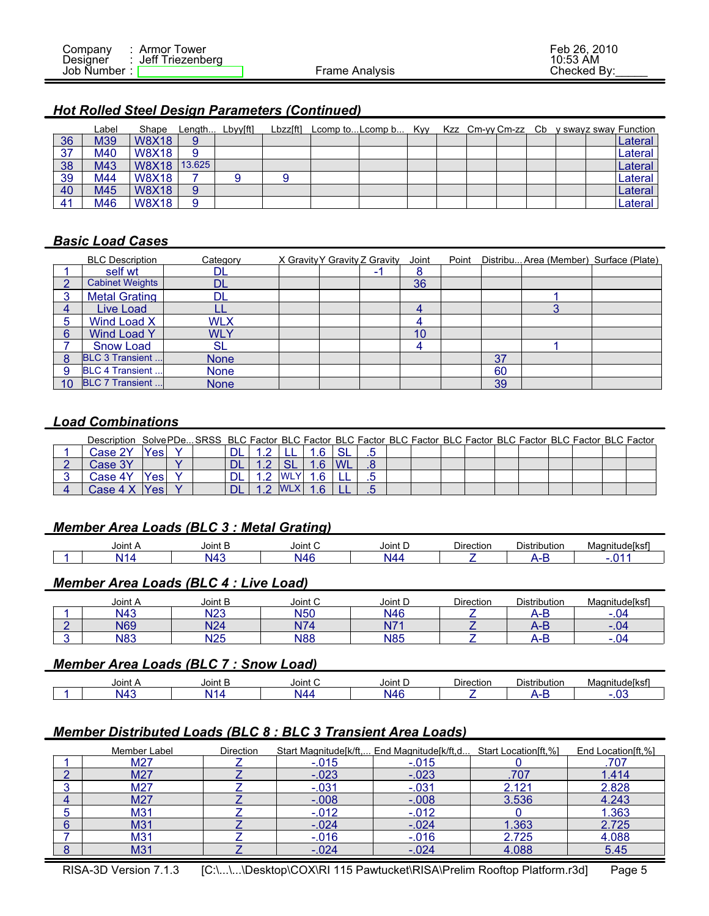## Hot Rolled Steel Design Parameters (Continued)

| | Label | Shape | Length... | Lbyy[ft] | Lbzz[ft] | Lcomp to... | Lcomp b... | Kyy | Kzz | Cm-yy | Cm-zz | Cb | y sway | z sway | Function |
|---|---|---|---|---|---|---|---|---|---|---|---|---|---|---|---|
| 36 | M39 | W8X18 | 9 | | | | | | | | | | | | Lateral |
| 37 | M40 | W8X18 | 9 | | | | | | | | | | | | Lateral |
| 38 | M43 | W8X18 | 13.625 | | | | | | | | | | | | Lateral |
| 39 | M44 | W8X18 | 7 | 9 | 9 | | | | | | | | | | Lateral |
| 40 | M45 | W8X18 | 9 | | | | | | | | | | | | Lateral |
| 41 | M46 | W8X18 | 9 | | | | | | | | | | | | Lateral |

## Basic Load Cases

| | BLC Description | Category | X Gravity | Y Gravity | Z Gravity | Joint | Point | Distribu... | Area (Member) | Surface (Plate) |
|---|---|---|---|---|---|---|---|---|---|---|
| 1 | self wt | DL | | | -1 | 8 | | | | |
| 2 | Cabinet Weights | DL | | | | 36 | | | | |
| 3 | Metal Grating | DL | | | | | | | 1 | |
| 4 | Live Load | LL | | | | 4 | | | 3 | |
| 5 | Wind Load X | WLX | | | | 4 | | | | |
| 6 | Wind Load Y | WLY | | | | 10 | | | | |
| 7 | Snow Load | SL | | | | 4 | | | 1 | |
| 8 | BLC 3 Transient ... | None | | | | | | 37 | | |
| 9 | BLC 4 Transient ... | None | | | | | | 60 | | |
| 10 | BLC 7 Transient ... | None | | | | | | 39 | | |

## Load Combinations

| | Description | Solve | PDe... | SRSS | BLC | Factor | BLC | Factor | BLC | Factor | BLC | Factor | BLC | Factor | BLC | Factor | BLC | Factor | BLC | Factor |
|---|---|---|---|---|---|---|---|---|---|---|---|---|---|---|---|---|---|---|---|---|
| 1 | Case 2Y | Yes | Y | | DL | 1.2 | LL | 1.6 | SL | .5 | | | | | | | | | | |
| 2 | Case 3Y | | Y | | DL | 1.2 | SL | 1.6 | WL | .8 | | | | | | | | | | |
| 3 | Case 4Y | Yes | Y | | DL | 1.2 | WLY | 1.6 | LL | .5 | | | | | | | | | | |
| 4 | Case 4 X | Yes | Y | | DL | 1.2 | WLX | 1.6 | LL | .5 | | | | | | | | | | |

## Member Area Loads (BLC 3 : Metal Grating)

| | Joint A | Joint B | Joint C | Joint D | Direction | Distribution | Magnitude[ksf] |
|---|---|---|---|---|---|---|---|
| 1 | N14 | N43 | N46 | N44 | Z | A-B | -.011 |

## Member Area Loads (BLC 4 : Live Load)

| | Joint A | Joint B | Joint C | Joint D | Direction | Distribution | Magnitude[ksf] |
|---|---|---|---|---|---|---|---|
| 1 | N43 | N23 | N50 | N46 | Z | A-B | -.04 |
| 2 | N69 | N24 | N74 | N71 | Z | A-B | -.04 |
| 3 | N83 | N25 | N88 | N85 | Z | A-B | -.04 |

## Member Area Loads (BLC 7 : Snow Load)

| | Joint A | Joint B | Joint C | Joint D | Direction | Distribution | Magnitude[ksf] |
|---|---|---|---|---|---|---|---|
| 1 | N43 | N14 | N44 | N46 | Z | A-B | -.03 |

## Member Distributed Loads (BLC 8 : BLC 3 Transient Area Loads)

| | Member Label | Direction | Start Magnitude[k/ft,... | End Magnitude[k/ft,d... | Start Location[ft,%] | End Location[ft,%] |
|---|---|---|---|---|---|---|
| 1 | M27 | Z | -.015 | -.015 | 0 | .707 |
| 2 | M27 | Z | -.023 | -.023 | .707 | 1.414 |
| 3 | M27 | Z | -.031 | -.031 | 2.121 | 2.828 |
| 4 | M27 | Z | -.008 | -.008 | 3.536 | 4.243 |
| 5 | M31 | Z | -.012 | -.012 | 0 | 1.363 |
| 6 | M31 | Z | -.024 | -.024 | 1.363 | 2.725 |
| 7 | M31 | Z | -.016 | -.016 | 2.725 | 4.088 |
| 8 | M31 | Z | -.024 | -.024 | 4.088 | 5.45 |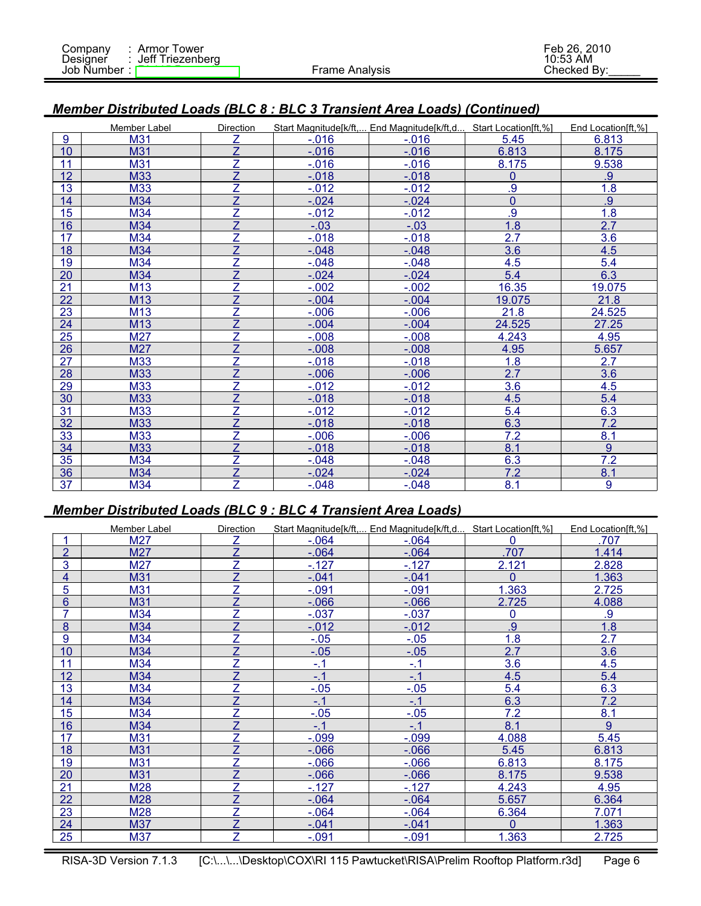## Member Distributed Loads (BLC 8 : BLC 3 Transient Area Loads) (Continued)

| | Member Label | Direction | Start Magnitude[k/ft,... | End Magnitude[k/ft,d... | Start Location[ft,%] | End Location[ft,%] |
|---|---|---|---|---|---|---|
| 9 | M31 | Z | -.016 | -.016 | 5.45 | 6.813 |
| 10 | M31 | Z | -.016 | -.016 | 6.813 | 8.175 |
| 11 | M31 | Z | -.016 | -.016 | 8.175 | 9.538 |
| 12 | M33 | Z | -.018 | -.018 | 0 | .9 |
| 13 | M33 | Z | -.012 | -.012 | .9 | 1.8 |
| 14 | M34 | Z | -.024 | -.024 | 0 | .9 |
| 15 | M34 | Z | -.012 | -.012 | .9 | 1.8 |
| 16 | M34 | Z | -.03 | -.03 | 1.8 | 2.7 |
| 17 | M34 | Z | -.018 | -.018 | 2.7 | 3.6 |
| 18 | M34 | Z | -.048 | -.048 | 3.6 | 4.5 |
| 19 | M34 | Z | -.048 | -.048 | 4.5 | 5.4 |
| 20 | M34 | Z | -.024 | -.024 | 5.4 | 6.3 |
| 21 | M13 | Z | -.002 | -.002 | 16.35 | 19.075 |
| 22 | M13 | Z | -.004 | -.004 | 19.075 | 21.8 |
| 23 | M13 | Z | -.006 | -.006 | 21.8 | 24.525 |
| 24 | M13 | Z | -.004 | -.004 | 24.525 | 27.25 |
| 25 | M27 | Z | -.008 | -.008 | 4.243 | 4.95 |
| 26 | M27 | Z | -.008 | -.008 | 4.95 | 5.657 |
| 27 | M33 | Z | -.018 | -.018 | 1.8 | 2.7 |
| 28 | M33 | Z | -.006 | -.006 | 2.7 | 3.6 |
| 29 | M33 | Z | -.012 | -.012 | 3.6 | 4.5 |
| 30 | M33 | Z | -.018 | -.018 | 4.5 | 5.4 |
| 31 | M33 | Z | -.012 | -.012 | 5.4 | 6.3 |
| 32 | M33 | Z | -.018 | -.018 | 6.3 | 7.2 |
| 33 | M33 | Z | -.006 | -.006 | 7.2 | 8.1 |
| 34 | M33 | Z | -.018 | -.018 | 8.1 | 9 |
| 35 | M34 | Z | -.048 | -.048 | 6.3 | 7.2 |
| 36 | M34 | Z | -.024 | -.024 | 7.2 | 8.1 |
| 37 | M34 | Z | -.048 | -.048 | 8.1 | 9 |

## Member Distributed Loads (BLC 9 : BLC 4 Transient Area Loads)

| | Member Label | Direction | Start Magnitude[k/ft,... | End Magnitude[k/ft,d... | Start Location[ft,%] | End Location[ft,%] |
|---|---|---|---|---|---|---|
| 1 | M27 | Z | -.064 | -.064 | 0 | .707 |
| 2 | M27 | Z | -.064 | -.064 | .707 | 1.414 |
| 3 | M27 | Z | -.127 | -.127 | 2.121 | 2.828 |
| 4 | M31 | Z | -.041 | -.041 | 0 | 1.363 |
| 5 | M31 | Z | -.091 | -.091 | 1.363 | 2.725 |
| 6 | M31 | Z | -.066 | -.066 | 2.725 | 4.088 |
| 7 | M34 | Z | -.037 | -.037 | 0 | .9 |
| 8 | M34 | Z | -.012 | -.012 | .9 | 1.8 |
| 9 | M34 | Z | -.05 | -.05 | 1.8 | 2.7 |
| 10 | M34 | Z | -.05 | -.05 | 2.7 | 3.6 |
| 11 | M34 | Z | -.1 | -.1 | 3.6 | 4.5 |
| 12 | M34 | Z | -.1 | -.1 | 4.5 | 5.4 |
| 13 | M34 | Z | -.05 | -.05 | 5.4 | 6.3 |
| 14 | M34 | Z | -.1 | -.1 | 6.3 | 7.2 |
| 15 | M34 | Z | -.05 | -.05 | 7.2 | 8.1 |
| 16 | M34 | Z | -.1 | -.1 | 8.1 | 9 |
| 17 | M31 | Z | -.099 | -.099 | 4.088 | 5.45 |
| 18 | M31 | Z | -.066 | -.066 | 5.45 | 6.813 |
| 19 | M31 | Z | -.066 | -.066 | 6.813 | 8.175 |
| 20 | M31 | Z | -.066 | -.066 | 8.175 | 9.538 |
| 21 | M28 | Z | -.127 | -.127 | 4.243 | 4.95 |
| 22 | M28 | Z | -.064 | -.064 | 5.657 | 6.364 |
| 23 | M28 | Z | -.064 | -.064 | 6.364 | 7.071 |
| 24 | M37 | Z | -.041 | -.041 | 0 | 1.363 |
| 25 | M37 | Z | -.091 | -.091 | 1.363 | 2.725 |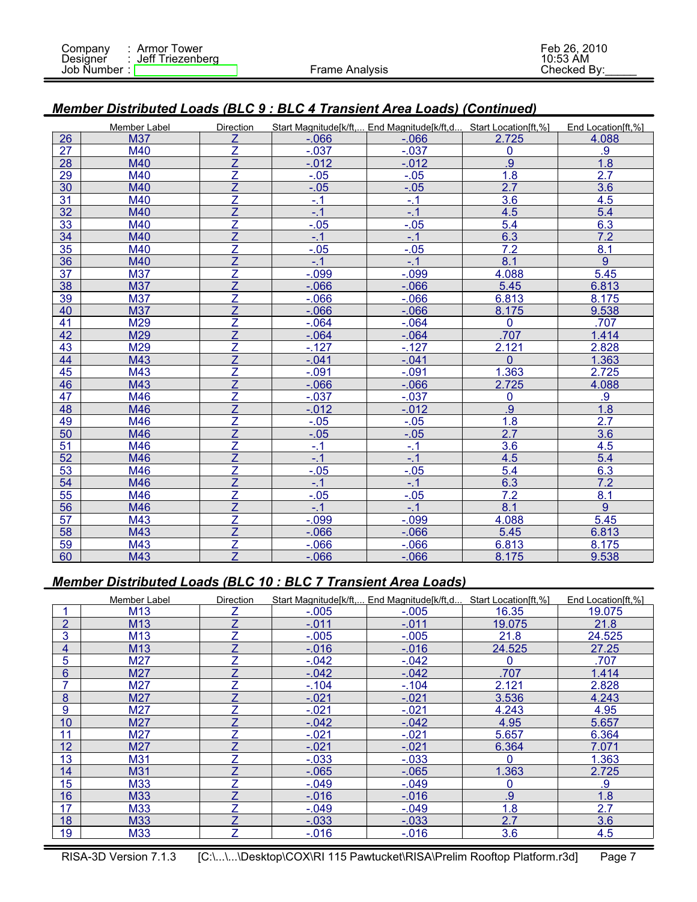## Member Distributed Loads (BLC 9 : BLC 4 Transient Area Loads) (Continued)

| | Member Label | Direction | Start Magnitude[k/ft,... | End Magnitude[k/ft,d... | Start Location[ft,%] | End Location[ft,%] |
|---|---|---|---|---|---|---|
| 26 | M37 | Z | -.066 | -.066 | 2.725 | 4.088 |
| 27 | M40 | Z | -.037 | -.037 | 0 | .9 |
| 28 | M40 | Z | -.012 | -.012 | .9 | 1.8 |
| 29 | M40 | Z | -.05 | -.05 | 1.8 | 2.7 |
| 30 | M40 | Z | -.05 | -.05 | 2.7 | 3.6 |
| 31 | M40 | Z | -.1 | -.1 | 3.6 | 4.5 |
| 32 | M40 | Z | -.1 | -.1 | 4.5 | 5.4 |
| 33 | M40 | Z | -.05 | -.05 | 5.4 | 6.3 |
| 34 | M40 | Z | -.1 | -.1 | 6.3 | 7.2 |
| 35 | M40 | Z | -.05 | -.05 | 7.2 | 8.1 |
| 36 | M40 | Z | -.1 | -.1 | 8.1 | 9 |
| 37 | M37 | Z | -.099 | -.099 | 4.088 | 5.45 |
| 38 | M37 | Z | -.066 | -.066 | 5.45 | 6.813 |
| 39 | M37 | Z | -.066 | -.066 | 6.813 | 8.175 |
| 40 | M37 | Z | -.066 | -.066 | 8.175 | 9.538 |
| 41 | M29 | Z | -.064 | -.064 | 0 | .707 |
| 42 | M29 | Z | -.064 | -.064 | .707 | 1.414 |
| 43 | M29 | Z | -.127 | -.127 | 2.121 | 2.828 |
| 44 | M43 | Z | -.041 | -.041 | 0 | 1.363 |
| 45 | M43 | Z | -.091 | -.091 | 1.363 | 2.725 |
| 46 | M43 | Z | -.066 | -.066 | 2.725 | 4.088 |
| 47 | M46 | Z | -.037 | -.037 | 0 | .9 |
| 48 | M46 | Z | -.012 | -.012 | .9 | 1.8 |
| 49 | M46 | Z | -.05 | -.05 | 1.8 | 2.7 |
| 50 | M46 | Z | -.05 | -.05 | 2.7 | 3.6 |
| 51 | M46 | Z | -.1 | -.1 | 3.6 | 4.5 |
| 52 | M46 | Z | -.1 | -.1 | 4.5 | 5.4 |
| 53 | M46 | Z | -.05 | -.05 | 5.4 | 6.3 |
| 54 | M46 | Z | -.1 | -.1 | 6.3 | 7.2 |
| 55 | M46 | Z | -.05 | -.05 | 7.2 | 8.1 |
| 56 | M46 | Z | -.1 | -.1 | 8.1 | 9 |
| 57 | M43 | Z | -.099 | -.099 | 4.088 | 5.45 |
| 58 | M43 | Z | -.066 | -.066 | 5.45 | 6.813 |
| 59 | M43 | Z | -.066 | -.066 | 6.813 | 8.175 |
| 60 | M43 | Z | -.066 | -.066 | 8.175 | 9.538 |

## Member Distributed Loads (BLC 10 : BLC 7 Transient Area Loads)

| | Member Label | Direction | Start Magnitude[k/ft,... | End Magnitude[k/ft,d... | Start Location[ft,%] | End Location[ft,%] |
|---|---|---|---|---|---|---|
| 1 | M13 | Z | -.005 | -.005 | 16.35 | 19.075 |
| 2 | M13 | Z | -.011 | -.011 | 19.075 | 21.8 |
| 3 | M13 | Z | -.005 | -.005 | 21.8 | 24.525 |
| 4 | M13 | Z | -.016 | -.016 | 24.525 | 27.25 |
| 5 | M27 | Z | -.042 | -.042 | 0 | .707 |
| 6 | M27 | Z | -.042 | -.042 | .707 | 1.414 |
| 7 | M27 | Z | -.104 | -.104 | 2.121 | 2.828 |
| 8 | M27 | Z | -.021 | -.021 | 3.536 | 4.243 |
| 9 | M27 | Z | -.021 | -.021 | 4.243 | 4.95 |
| 10 | M27 | Z | -.042 | -.042 | 4.95 | 5.657 |
| 11 | M27 | Z | -.021 | -.021 | 5.657 | 6.364 |
| 12 | M27 | Z | -.021 | -.021 | 6.364 | 7.071 |
| 13 | M31 | Z | -.033 | -.033 | 0 | 1.363 |
| 14 | M31 | Z | -.065 | -.065 | 1.363 | 2.725 |
| 15 | M33 | Z | -.049 | -.049 | 0 | .9 |
| 16 | M33 | Z | -.016 | -.016 | .9 | 1.8 |
| 17 | M33 | Z | -.049 | -.049 | 1.8 | 2.7 |
| 18 | M33 | Z | -.033 | -.033 | 2.7 | 3.6 |
| 19 | M33 | Z | -.016 | -.016 | 3.6 | 4.5 |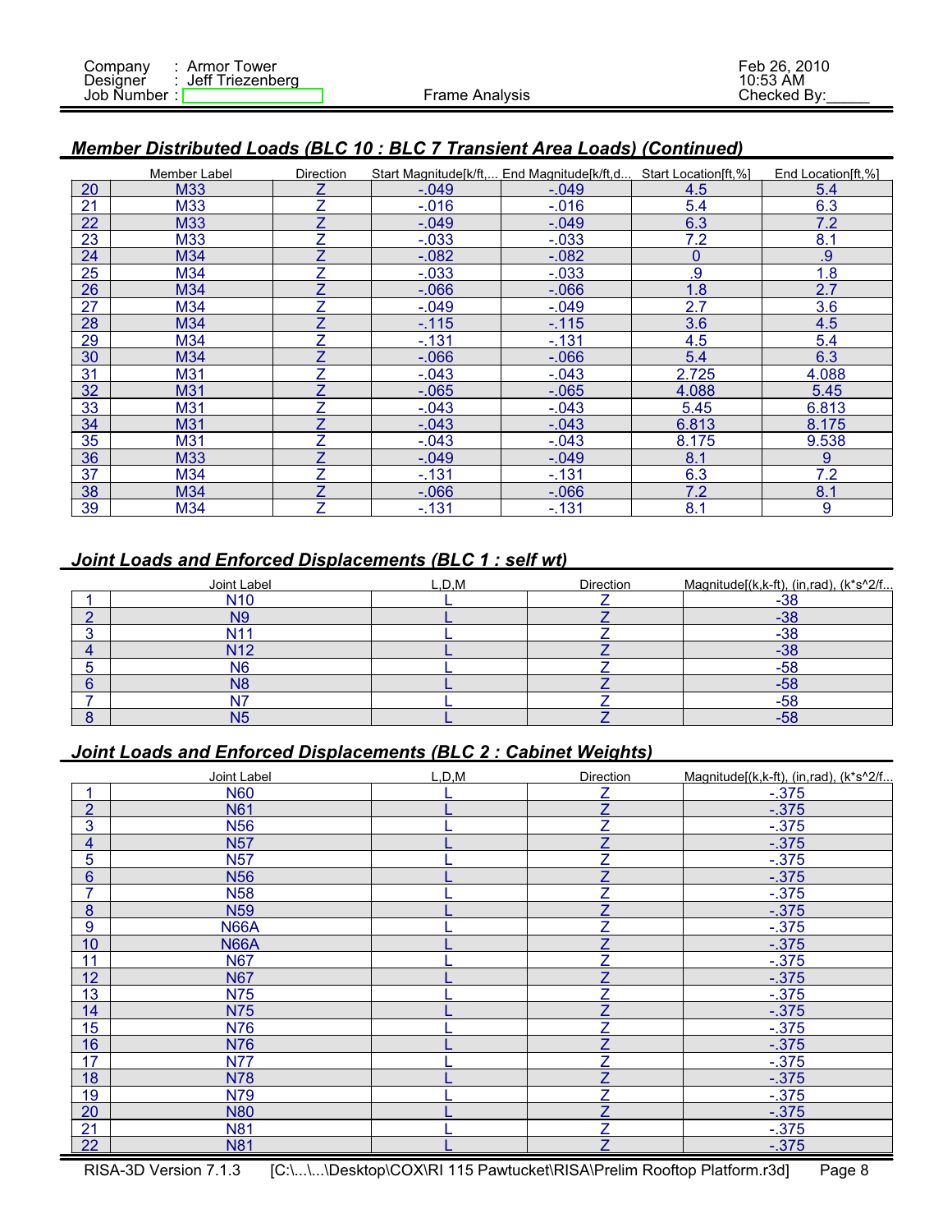### Member Distributed Loads (BLC 10 : BLC 7 Transient Area Loads) (Continued)

| | Member Label | Direction | Start Magnitude[k/ft,... | End Magnitude[k/ft,d... | Start Location[ft,%] | End Location[ft,%] |
|---|---|---|---|---|---|---|
| 20 | M33 | Z | -.049 | -.049 | 4.5 | 5.4 |
| 21 | M33 | Z | -.016 | -.016 | 5.4 | 6.3 |
| 22 | M33 | Z | -.049 | -.049 | 6.3 | 7.2 |
| 23 | M33 | Z | -.033 | -.033 | 7.2 | 8.1 |
| 24 | M34 | Z | -.082 | -.082 | 0 | .9 |
| 25 | M34 | Z | -.033 | -.033 | .9 | 1.8 |
| 26 | M34 | Z | -.066 | -.066 | 1.8 | 2.7 |
| 27 | M34 | Z | -.049 | -.049 | 2.7 | 3.6 |
| 28 | M34 | Z | -.115 | -.115 | 3.6 | 4.5 |
| 29 | M34 | Z | -.131 | -.131 | 4.5 | 5.4 |
| 30 | M34 | Z | -.066 | -.066 | 5.4 | 6.3 |
| 31 | M31 | Z | -.043 | -.043 | 2.725 | 4.088 |
| 32 | M31 | Z | -.065 | -.065 | 4.088 | 5.45 |
| 33 | M31 | Z | -.043 | -.043 | 5.45 | 6.813 |
| 34 | M31 | Z | -.043 | -.043 | 6.813 | 8.175 |
| 35 | M31 | Z | -.043 | -.043 | 8.175 | 9.538 |
| 36 | M33 | Z | -.049 | -.049 | 8.1 | 9 |
| 37 | M34 | Z | -.131 | -.131 | 6.3 | 7.2 |
| 38 | M34 | Z | -.066 | -.066 | 7.2 | 8.1 |
| 39 | M34 | Z | -.131 | -.131 | 8.1 | 9 |

### Joint Loads and Enforced Displacements (BLC 1 : self wt)

| | Joint Label | L,D,M | Direction | Magnitude[(k,k-ft), (in,rad), (k*s^2/f... |
|---|---|---|---|---|
| 1 | N10 | L | Z | -38 |
| 2 | N9 | L | Z | -38 |
| 3 | N11 | L | Z | -38 |
| 4 | N12 | L | Z | -38 |
| 5 | N6 | L | Z | -58 |
| 6 | N8 | L | Z | -58 |
| 7 | N7 | L | Z | -58 |
| 8 | N5 | L | Z | -58 |

### Joint Loads and Enforced Displacements (BLC 2 : Cabinet Weights)

| | Joint Label | L,D,M | Direction | Magnitude[(k,k-ft), (in,rad), (k*s^2/f... |
|---|---|---|---|---|
| 1 | N60 | L | Z | -.375 |
| 2 | N61 | L | Z | -.375 |
| 3 | N56 | L | Z | -.375 |
| 4 | N57 | L | Z | -.375 |
| 5 | N57 | L | Z | -.375 |
| 6 | N56 | L | Z | -.375 |
| 7 | N58 | L | Z | -.375 |
| 8 | N59 | L | Z | -.375 |
| 9 | N66A | L | Z | -.375 |
| 10 | N66A | L | Z | -.375 |
| 11 | N67 | L | Z | -.375 |
| 12 | N67 | L | Z | -.375 |
| 13 | N75 | L | Z | -.375 |
| 14 | N75 | L | Z | -.375 |
| 15 | N76 | L | Z | -.375 |
| 16 | N76 | L | Z | -.375 |
| 17 | N77 | L | Z | -.375 |
| 18 | N78 | L | Z | -.375 |
| 19 | N79 | L | Z | -.375 |
| 20 | N80 | L | Z | -.375 |
| 21 | N81 | L | Z | -.375 |
| 22 | N81 | L | Z | -.375 |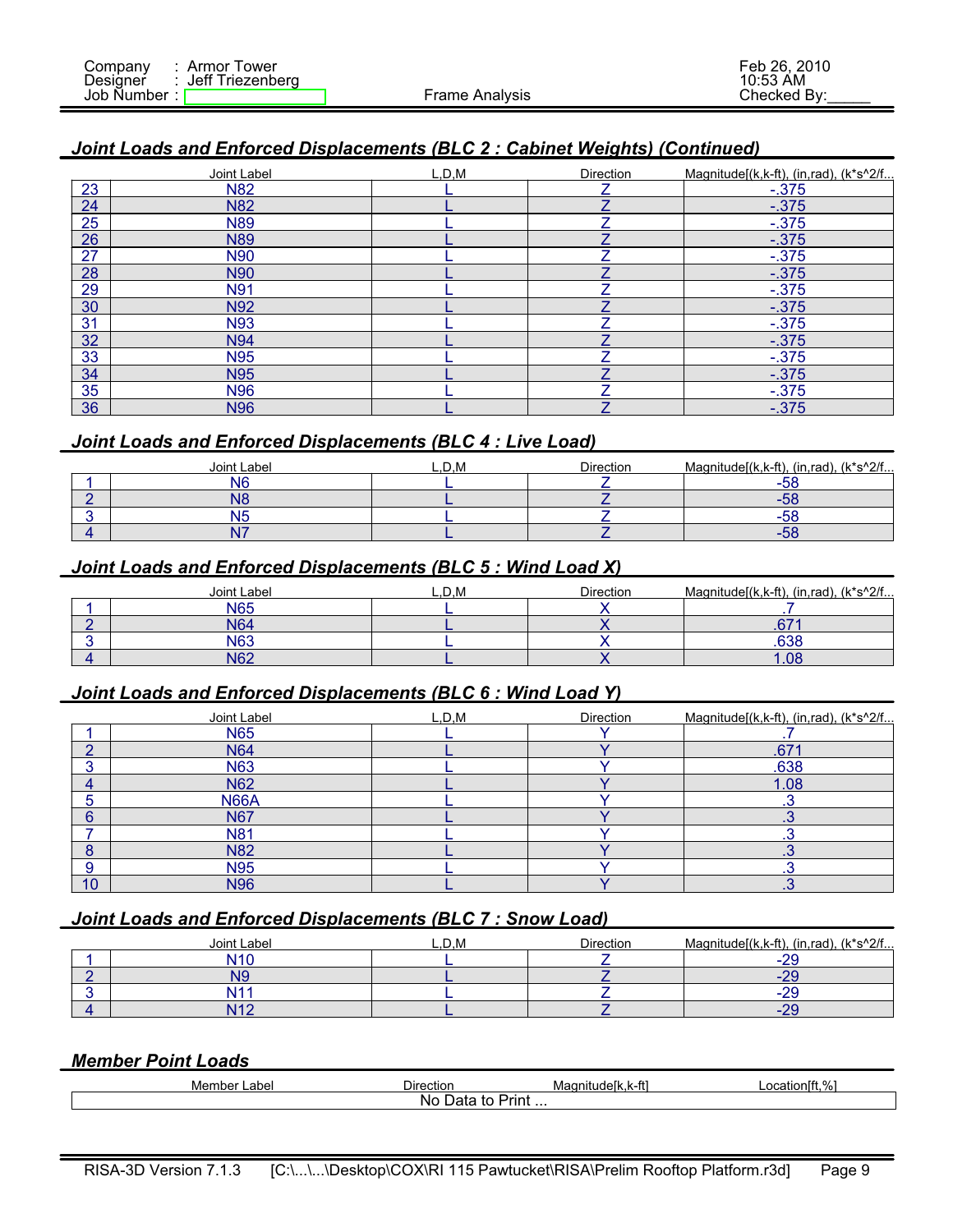### Joint Loads and Enforced Displacements (BLC 2 : Cabinet Weights) (Continued)

| | Joint Label | L,D,M | Direction | Magnitude[(k,k-ft), (in,rad), (k*s^2/f... |
|---|---|---|---|---|
| 23 | N82 | L | Z | -.375 |
| 24 | N82 | L | Z | -.375 |
| 25 | N89 | L | Z | -.375 |
| 26 | N89 | L | Z | -.375 |
| 27 | N90 | L | Z | -.375 |
| 28 | N90 | L | Z | -.375 |
| 29 | N91 | L | Z | -.375 |
| 30 | N92 | L | Z | -.375 |
| 31 | N93 | L | Z | -.375 |
| 32 | N94 | L | Z | -.375 |
| 33 | N95 | L | Z | -.375 |
| 34 | N95 | L | Z | -.375 |
| 35 | N96 | L | Z | -.375 |
| 36 | N96 | L | Z | -.375 |

### Joint Loads and Enforced Displacements (BLC 4 : Live Load)

| | Joint Label | L,D,M | Direction | Magnitude[(k,k-ft), (in,rad), (k*s^2/f... |
|---|---|---|---|---|
| 1 | N6 | L | Z | -58 |
| 2 | N8 | L | Z | -58 |
| 3 | N5 | L | Z | -58 |
| 4 | N7 | L | Z | -58 |

### Joint Loads and Enforced Displacements (BLC 5 : Wind Load X)

| | Joint Label | L,D,M | Direction | Magnitude[(k,k-ft), (in,rad), (k*s^2/f... |
|---|---|---|---|---|
| 1 | N65 | L | X | .7 |
| 2 | N64 | L | X | .671 |
| 3 | N63 | L | X | .638 |
| 4 | N62 | L | X | 1.08 |

### Joint Loads and Enforced Displacements (BLC 6 : Wind Load Y)

| | Joint Label | L,D,M | Direction | Magnitude[(k,k-ft), (in,rad), (k*s^2/f... |
|---|---|---|---|---|
| 1 | N65 | L | Y | .7 |
| 2 | N64 | L | Y | .671 |
| 3 | N63 | L | Y | .638 |
| 4 | N62 | L | Y | 1.08 |
| 5 | N66A | L | Y | .3 |
| 6 | N67 | L | Y | .3 |
| 7 | N81 | L | Y | .3 |
| 8 | N82 | L | Y | .3 |
| 9 | N95 | L | Y | .3 |
| 10 | N96 | L | Y | .3 |

### Joint Loads and Enforced Displacements (BLC 7 : Snow Load)

| | Joint Label | L,D,M | Direction | Magnitude[(k,k-ft), (in,rad), (k*s^2/f... |
|---|---|---|---|---|
| 1 | N10 | L | Z | -29 |
| 2 | N9 | L | Z | -29 |
| 3 | N11 | L | Z | -29 |
| 4 | N12 | L | Z | -29 |

### Member Point Loads

| Member Label | Direction | Magnitude[k,k-ft] | Location[ft,%] |
|---|---|---|---|
| | No Data to Print ... | | |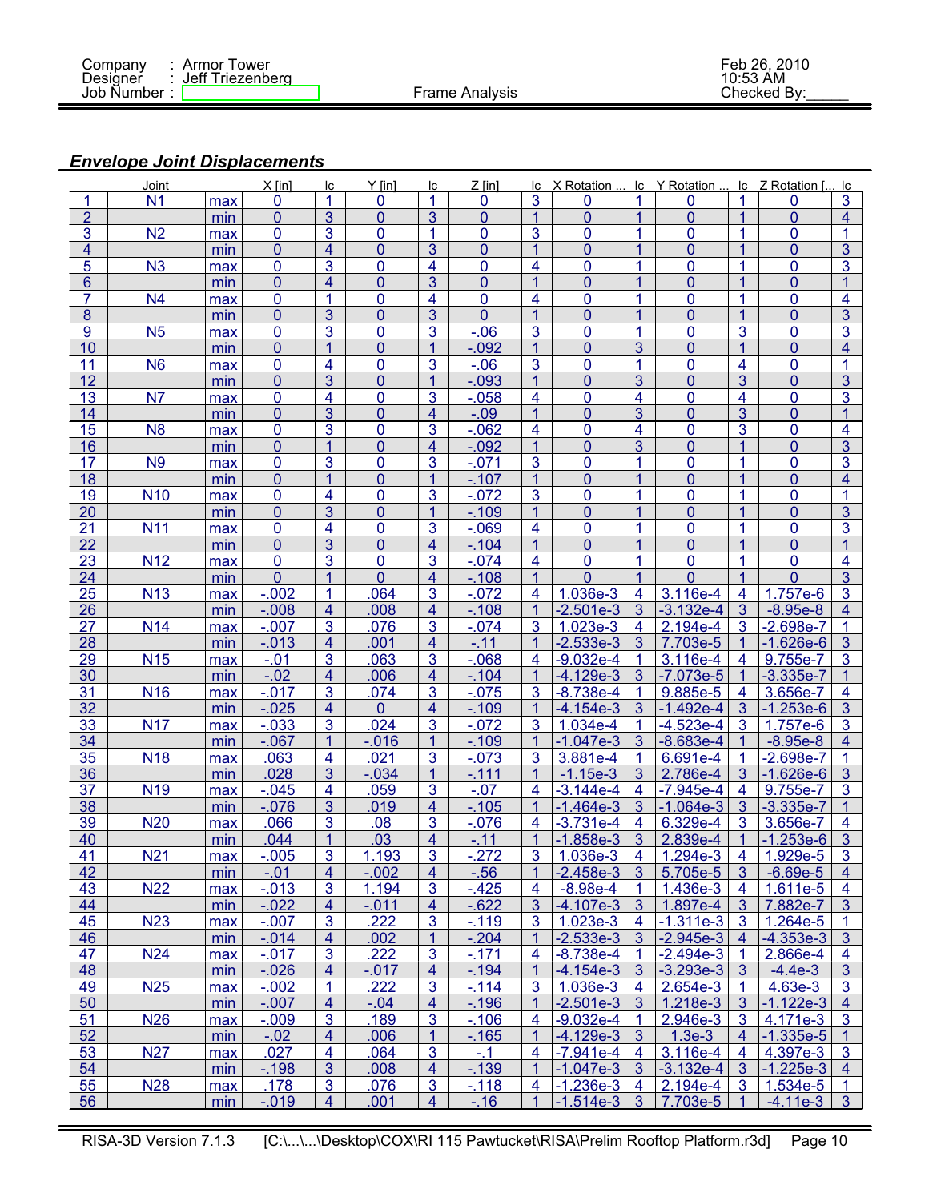## *Envelope Joint Displacements*

| | Joint | | X [in] | lc | Y [in] | lc | Z [in] | lc | X Rotation ... | lc | Y Rotation ... | lc | Z Rotation [... | lc |
|---|---|---|---|---|---|---|---|---|---|---|---|---|---|---|
| 1 | N1 | max | 0 | 1 | 0 | 1 | 0 | 3 | 0 | 1 | 0 | 1 | 0 | 3 |
| 2 | | min | 0 | 3 | 0 | 3 | 0 | 1 | 0 | 1 | 0 | 1 | 0 | 4 |
| 3 | N2 | max | 0 | 3 | 0 | 1 | 0 | 3 | 0 | 1 | 0 | 1 | 0 | 1 |
| 4 | | min | 0 | 4 | 0 | 3 | 0 | 1 | 0 | 1 | 0 | 1 | 0 | 3 |
| 5 | N3 | max | 0 | 3 | 0 | 4 | 0 | 4 | 0 | 1 | 0 | 1 | 0 | 3 |
| 6 | | min | 0 | 4 | 0 | 3 | 0 | 1 | 0 | 1 | 0 | 1 | 0 | 1 |
| 7 | N4 | max | 0 | 1 | 0 | 4 | 0 | 4 | 0 | 1 | 0 | 1 | 0 | 4 |
| 8 | | min | 0 | 3 | 0 | 3 | 0 | 1 | 0 | 1 | 0 | 1 | 0 | 3 |
| 9 | N5 | max | 0 | 3 | 0 | 3 | -.06 | 3 | 0 | 1 | 0 | 3 | 0 | 3 |
| 10 | | min | 0 | 1 | 0 | 1 | -.092 | 1 | 0 | 3 | 0 | 1 | 0 | 4 |
| 11 | N6 | max | 0 | 4 | 0 | 3 | -.06 | 3 | 0 | 1 | 0 | 4 | 0 | 1 |
| 12 | | min | 0 | 3 | 0 | 1 | -.093 | 1 | 0 | 3 | 0 | 3 | 0 | 3 |
| 13 | N7 | max | 0 | 4 | 0 | 3 | -.058 | 4 | 0 | 4 | 0 | 4 | 0 | 3 |
| 14 | | min | 0 | 3 | 0 | 4 | -.09 | 1 | 0 | 3 | 0 | 3 | 0 | 1 |
| 15 | N8 | max | 0 | 3 | 0 | 3 | -.062 | 4 | 0 | 4 | 0 | 3 | 0 | 4 |
| 16 | | min | 0 | 1 | 0 | 4 | -.092 | 1 | 0 | 3 | 0 | 1 | 0 | 3 |
| 17 | N9 | max | 0 | 3 | 0 | 3 | -.071 | 3 | 0 | 1 | 0 | 1 | 0 | 3 |
| 18 | | min | 0 | 1 | 0 | 1 | -.107 | 1 | 0 | 1 | 0 | 1 | 0 | 4 |
| 19 | N10 | max | 0 | 4 | 0 | 3 | -.072 | 3 | 0 | 1 | 0 | 1 | 0 | 1 |
| 20 | | min | 0 | 3 | 0 | 1 | -.109 | 1 | 0 | 1 | 0 | 1 | 0 | 3 |
| 21 | N11 | max | 0 | 4 | 0 | 3 | -.069 | 4 | 0 | 1 | 0 | 1 | 0 | 3 |
| 22 | | min | 0 | 3 | 0 | 4 | -.104 | 1 | 0 | 1 | 0 | 1 | 0 | 1 |
| 23 | N12 | max | 0 | 3 | 0 | 3 | -.074 | 4 | 0 | 1 | 0 | 1 | 0 | 4 |
| 24 | | min | 0 | 1 | 0 | 4 | -.108 | 1 | 0 | 1 | 0 | 1 | 0 | 3 |
| 25 | N13 | max | -.002 | 1 | .064 | 3 | -.072 | 4 | 1.036e-3 | 4 | 3.116e-4 | 4 | 1.757e-6 | 3 |
| 26 | | min | -.008 | 4 | .008 | 4 | -.108 | 1 | -2.501e-3 | 3 | -3.132e-4 | 3 | -8.95e-8 | 4 |
| 27 | N14 | max | -.007 | 3 | .076 | 3 | -.074 | 3 | 1.023e-3 | 4 | 2.194e-4 | 3 | -2.698e-7 | 1 |
| 28 | | min | -.013 | 4 | .001 | 4 | -.11 | 1 | -2.533e-3 | 3 | 7.703e-5 | 1 | -1.626e-6 | 3 |
| 29 | N15 | max | -.01 | 3 | .063 | 3 | -.068 | 4 | -9.032e-4 | 1 | 3.116e-4 | 4 | 9.755e-7 | 3 |
| 30 | | min | -.02 | 4 | .006 | 4 | -.104 | 1 | -4.129e-3 | 3 | -7.073e-5 | 1 | -3.335e-7 | 1 |
| 31 | N16 | max | -.017 | 3 | .074 | 3 | -.075 | 3 | -8.738e-4 | 1 | 9.885e-5 | 4 | 3.656e-7 | 4 |
| 32 | | min | -.025 | 4 | 0 | 4 | -.109 | 1 | -4.154e-3 | 3 | -1.492e-4 | 3 | -1.253e-6 | 3 |
| 33 | N17 | max | -.033 | 3 | .024 | 3 | -.072 | 3 | 1.034e-4 | 1 | -4.523e-4 | 4 | 1.757e-6 | 3 |
| 34 | | min | -.067 | 1 | -.016 | 1 | -.109 | 1 | -1.047e-3 | 3 | -8.683e-4 | 1 | -8.95e-8 | 4 |
| 35 | N18 | max | .063 | 4 | .021 | 3 | -.073 | 3 | 3.881e-4 | 1 | 6.691e-4 | 1 | -2.698e-7 | 1 |
| 36 | | min | .028 | 3 | -.034 | 1 | -.111 | 1 | -1.15e-3 | 3 | 2.786e-4 | 3 | -1.626e-6 | 3 |
| 37 | N19 | max | -.045 | 4 | .059 | 3 | -.07 | 4 | -3.144e-4 | 4 | -7.945e-4 | 4 | 9.755e-7 | 3 |
| 38 | | min | -.076 | 3 | .019 | 4 | -.105 | 1 | -1.464e-3 | 3 | -1.064e-3 | 3 | -3.335e-7 | 1 |
| 39 | N20 | max | .066 | 3 | .08 | 3 | -.076 | 4 | -3.731e-4 | 4 | 6.329e-4 | 3 | 3.656e-7 | 4 |
| 40 | | min | .044 | 1 | .03 | 4 | -.11 | 1 | -1.858e-3 | 3 | 2.839e-4 | 1 | -1.253e-6 | 3 |
| 41 | N21 | max | -.005 | 3 | 1.193 | 3 | -.272 | 3 | 1.036e-3 | 4 | 1.294e-3 | 4 | 1.929e-5 | 3 |
| 42 | | min | -.01 | 4 | -.002 | 4 | -.56 | 1 | -2.458e-3 | 3 | 5.705e-5 | 3 | -6.69e-5 | 4 |
| 43 | N22 | max | -.013 | 3 | 1.194 | 3 | -.425 | 4 | -8.98e-4 | 1 | 1.436e-3 | 4 | 1.611e-5 | 4 |
| 44 | | min | -.022 | 4 | -.011 | 4 | -.622 | 3 | -4.107e-3 | 3 | 1.897e-4 | 3 | 7.882e-7 | 3 |
| 45 | N23 | max | -.007 | 3 | .222 | 3 | -.119 | 3 | 1.023e-3 | 4 | -1.311e-3 | 3 | 1.264e-5 | 1 |
| 46 | | min | -.014 | 4 | .002 | 1 | -.204 | 1 | -2.533e-3 | 3 | -2.945e-3 | 4 | -4.353e-3 | 3 |
| 47 | N24 | max | -.017 | 3 | .222 | 3 | -.171 | 4 | -8.738e-4 | 1 | -2.494e-3 | 1 | 2.866e-4 | 4 |
| 48 | | min | -.026 | 4 | -.017 | 4 | -.194 | 1 | -4.154e-3 | 3 | -3.293e-3 | 3 | -4.4e-3 | 3 |
| 49 | N25 | max | -.002 | 1 | .222 | 3 | -.114 | 3 | 1.036e-3 | 4 | 2.654e-3 | 1 | 4.63e-3 | 3 |
| 50 | | min | -.007 | 4 | -.04 | 4 | -.196 | 1 | -2.501e-3 | 3 | 1.218e-3 | 3 | -1.122e-3 | 4 |
| 51 | N26 | max | -.009 | 3 | .189 | 3 | -.106 | 4 | -9.032e-4 | 1 | 2.946e-3 | 3 | 4.171e-3 | 3 |
| 52 | | min | -.02 | 4 | .006 | 1 | -.165 | 1 | -4.129e-3 | 3 | 1.3e-3 | 4 | -1.335e-5 | 1 |
| 53 | N27 | max | .027 | 4 | .064 | 3 | -.1 | 4 | -7.941e-4 | 4 | 3.116e-4 | 4 | 4.397e-3 | 3 |
| 54 | | min | -.198 | 3 | .008 | 4 | -.139 | 1 | -1.047e-3 | 3 | -3.132e-4 | 3 | -1.225e-3 | 4 |
| 55 | N28 | max | .178 | 3 | .076 | 3 | -.118 | 4 | -1.236e-3 | 4 | 2.194e-4 | 3 | 1.534e-5 | 1 |
| 56 | | min | -.019 | 4 | .001 | 4 | -.16 | 1 | -1.514e-3 | 3 | 7.703e-5 | 1 | -4.11e-3 | 3 |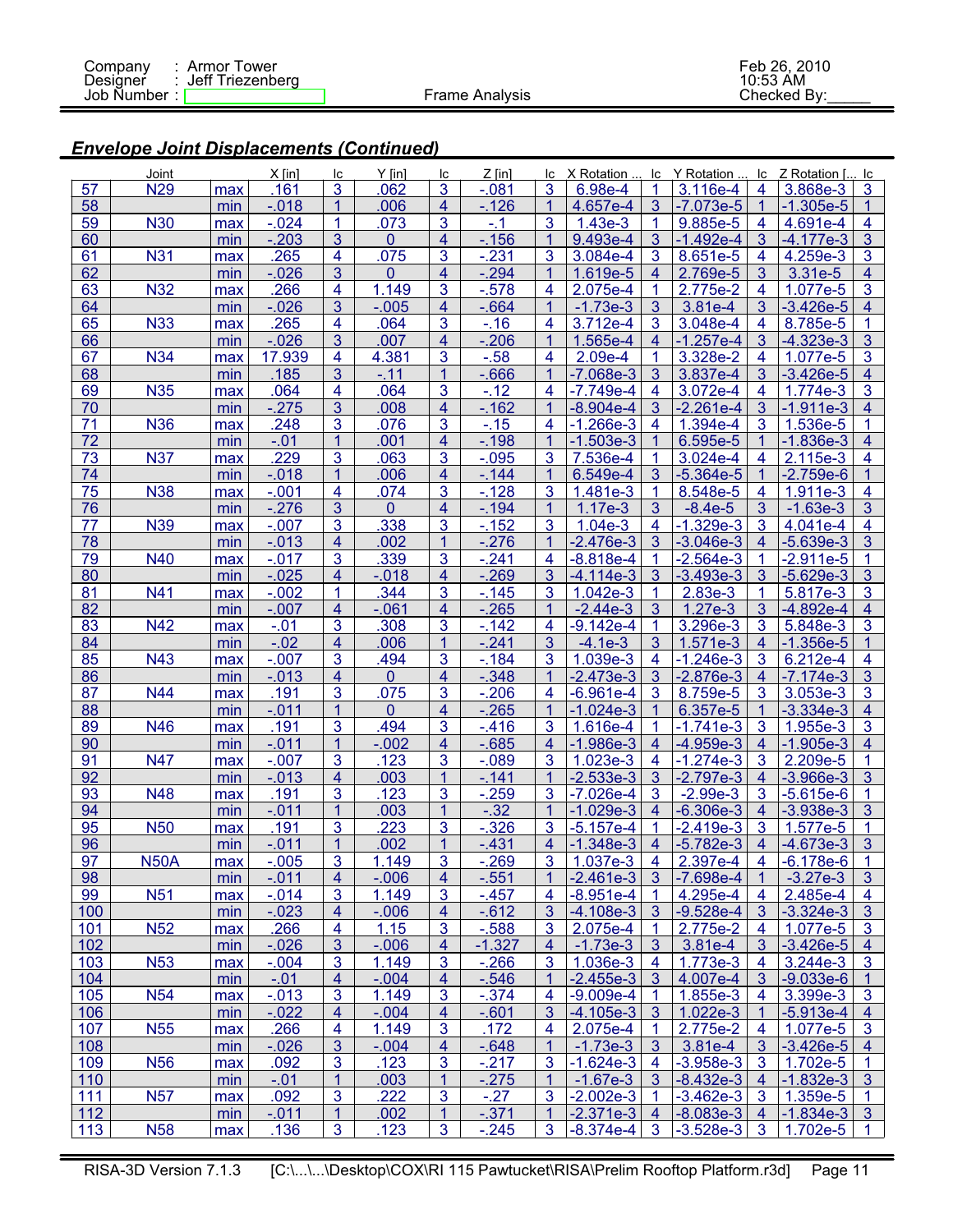## Envelope Joint Displacements (Continued)

| | Joint | | X [in] | lc | Y [in] | lc | Z [in] | lc | X Rotation ... | lc | Y Rotation ... | lc | Z Rotation [... | lc |
|---|---|---|---|---|---|---|---|---|---|---|---|---|---|---|
| 57 | N29 | max | .161 | 3 | .062 | 3 | -.081 | 3 | 6.98e-4 | 1 | 3.116e-4 | 4 | 3.868e-3 | 3 |
| 58 | | min | -.018 | 1 | .006 | 4 | -.126 | 1 | 4.657e-4 | 3 | -7.073e-5 | 1 | -1.305e-5 | 1 |
| 59 | N30 | max | -.024 | 1 | .073 | 3 | -.1 | 3 | 1.43e-3 | 1 | 9.885e-5 | 4 | 4.691e-4 | 4 |
| 60 | | min | -.203 | 3 | 0 | 4 | -.156 | 1 | 9.493e-4 | 3 | -1.492e-4 | 3 | -4.177e-3 | 3 |
| 61 | N31 | max | .265 | 4 | .075 | 3 | -.231 | 3 | 3.084e-4 | 3 | 8.651e-5 | 4 | 4.259e-3 | 3 |
| 62 | | min | -.026 | 3 | 0 | 4 | -.294 | 1 | 1.619e-5 | 4 | 2.769e-5 | 3 | 3.31e-5 | 4 |
| 63 | N32 | max | .266 | 4 | 1.149 | 3 | -.578 | 4 | 2.075e-4 | 1 | 2.775e-2 | 4 | 1.077e-5 | 3 |
| 64 | | min | -.026 | 3 | -.005 | 4 | -.664 | 1 | -1.73e-3 | 3 | 3.81e-4 | 3 | -3.426e-5 | 4 |
| 65 | N33 | max | .265 | 4 | .064 | 3 | -.16 | 4 | 3.712e-4 | 3 | 3.048e-4 | 4 | 8.785e-5 | 1 |
| 66 | | min | -.026 | 3 | .007 | 4 | -.206 | 1 | 1.565e-4 | 4 | -1.257e-4 | 3 | -4.323e-3 | 3 |
| 67 | N34 | max | 17.939 | 4 | 4.381 | 3 | -.58 | 4 | 2.09e-4 | 1 | 3.328e-2 | 4 | 1.077e-5 | 3 |
| 68 | | min | .185 | 3 | -.11 | 1 | -.666 | 1 | -7.068e-3 | 3 | 3.837e-4 | 3 | -3.426e-5 | 4 |
| 69 | N35 | max | .064 | 4 | .064 | 3 | -.12 | 4 | -7.749e-4 | 4 | 3.072e-4 | 4 | 1.774e-3 | 3 |
| 70 | | min | -.275 | 3 | .008 | 4 | -.162 | 1 | -8.904e-4 | 3 | -2.261e-4 | 3 | -1.911e-3 | 4 |
| 71 | N36 | max | .248 | 3 | .076 | 3 | -.15 | 4 | -1.266e-3 | 4 | 1.394e-4 | 3 | 1.536e-5 | 1 |
| 72 | | min | -.01 | 1 | .001 | 4 | -.198 | 1 | -1.503e-3 | 3 | 6.595e-5 | 1 | -1.836e-3 | 4 |
| 73 | N37 | max | .229 | 3 | .063 | 3 | -.095 | 3 | 7.536e-4 | 1 | 3.024e-4 | 4 | 2.115e-3 | 4 |
| 74 | | min | -.018 | 1 | .006 | 4 | -.144 | 1 | 6.549e-4 | 3 | -5.364e-5 | 1 | -2.759e-6 | 1 |
| 75 | N38 | max | -.001 | 4 | .074 | 3 | -.128 | 3 | 1.481e-3 | 1 | 8.548e-5 | 4 | 1.911e-3 | 4 |
| 76 | | min | -.276 | 3 | 0 | 4 | -.194 | 1 | 1.17e-3 | 3 | -8.4e-5 | 3 | -1.63e-3 | 3 |
| 77 | N39 | max | -.007 | 3 | .338 | 3 | -.152 | 3 | 1.04e-3 | 4 | -1.329e-3 | 3 | 4.041e-4 | 4 |
| 78 | | min | -.013 | 4 | .002 | 1 | -.276 | 1 | -2.476e-3 | 3 | -3.046e-3 | 4 | -5.639e-3 | 3 |
| 79 | N40 | max | -.017 | 3 | .339 | 3 | -.241 | 4 | -8.818e-4 | 1 | -2.564e-3 | 1 | -2.911e-5 | 1 |
| 80 | | min | -.025 | 4 | -.018 | 4 | -.269 | 3 | -4.114e-3 | 3 | -3.493e-3 | 3 | -5.629e-3 | 3 |
| 81 | N41 | max | -.002 | 1 | .344 | 3 | -.145 | 3 | 1.042e-3 | 1 | 2.83e-3 | 1 | 5.817e-3 | 3 |
| 82 | | min | -.007 | 4 | -.061 | 4 | -.265 | 1 | -2.44e-3 | 3 | 1.27e-3 | 3 | -4.892e-4 | 4 |
| 83 | N42 | max | -.01 | 3 | .308 | 3 | -.142 | 4 | 3.296e-3 | 1 | -9.142e-4 | 1 | 5.848e-3 | 3 |
| 84 | | min | -.02 | 4 | .006 | 1 | -.241 | 3 | -4.1e-3 | 3 | 1.571e-3 | 4 | -1.356e-5 | 1 |
| 85 | N43 | max | -.007 | 3 | .494 | 3 | -.184 | 3 | 1.039e-3 | 4 | -1.246e-3 | 3 | 6.212e-4 | 4 |
| 86 | | min | -.013 | 4 | 0 | 4 | -.348 | 1 | -2.473e-3 | 3 | -2.876e-3 | 4 | -7.174e-3 | 3 |
| 87 | N44 | max | .191 | 3 | .075 | 3 | -.206 | 4 | -6.961e-4 | 3 | 8.759e-5 | 3 | 3.053e-3 | 3 |
| 88 | | min | -.011 | 1 | 0 | 4 | -.265 | 1 | -1.024e-3 | 1 | 6.357e-5 | 1 | -3.334e-3 | 4 |
| 89 | N46 | max | .191 | 3 | .494 | 3 | -.416 | 3 | 1.616e-4 | 1 | -1.741e-3 | 3 | 1.955e-3 | 3 |
| 90 | | min | -.011 | 1 | -.002 | 4 | -.685 | 4 | -1.986e-3 | 4 | -4.959e-3 | 4 | -1.905e-3 | 4 |
| 91 | N47 | max | -.007 | 3 | .123 | 3 | -.089 | 3 | 1.023e-3 | 4 | -1.274e-3 | 3 | 2.209e-5 | 1 |
| 92 | | min | -.013 | 4 | .003 | 1 | -.141 | 1 | -2.533e-3 | 3 | -2.797e-3 | 4 | -3.966e-3 | 3 |
| 93 | N48 | max | .191 | 3 | .123 | 3 | -.259 | 3 | -7.026e-4 | 3 | -2.99e-3 | 3 | -5.615e-6 | 1 |
| 94 | | min | -.011 | 1 | .003 | 1 | -.32 | 1 | -1.029e-3 | 4 | -6.306e-3 | 4 | -3.938e-3 | 3 |
| 95 | N50 | max | .191 | 3 | .223 | 3 | -.326 | 3 | -5.157e-4 | 1 | -2.419e-3 | 3 | 1.577e-5 | 1 |
| 96 | | min | -.011 | 1 | .002 | 1 | -.431 | 4 | -1.348e-3 | 4 | -5.782e-3 | 4 | -4.673e-3 | 3 |
| 97 | N50A | max | -.005 | 3 | 1.149 | 3 | -.269 | 3 | 1.037e-3 | 4 | 2.397e-4 | 4 | -6.178e-6 | 1 |
| 98 | | min | -.011 | 4 | -.006 | 4 | -.551 | 1 | -2.461e-3 | 3 | -7.698e-4 | 1 | -3.27e-3 | 3 |
| 99 | N51 | max | -.014 | 3 | 1.149 | 3 | -.457 | 4 | -8.951e-4 | 1 | 4.295e-4 | 4 | 2.485e-4 | 4 |
| 100 | | min | -.023 | 4 | -.006 | 4 | -.612 | 3 | -4.108e-3 | 3 | -9.528e-4 | 3 | -3.324e-3 | 3 |
| 101 | N52 | max | .266 | 4 | 1.15 | 3 | -.588 | 3 | 2.075e-4 | 1 | 2.775e-2 | 4 | 1.077e-5 | 3 |
| 102 | | min | -.026 | 3 | -.006 | 4 | -1.327 | 4 | -1.73e-3 | 3 | 3.81e-4 | 3 | -3.426e-5 | 4 |
| 103 | N53 | max | -.004 | 3 | 1.149 | 3 | -.266 | 3 | 1.036e-3 | 4 | 1.773e-3 | 4 | 3.244e-3 | 3 |
| 104 | | min | -.01 | 4 | -.004 | 4 | -.546 | 1 | -2.455e-3 | 3 | 4.007e-4 | 3 | -9.033e-6 | 1 |
| 105 | N54 | max | -.013 | 3 | 1.149 | 3 | -.374 | 4 | -9.009e-4 | 1 | 1.855e-3 | 4 | 3.399e-3 | 3 |
| 106 | | min | -.022 | 4 | -.004 | 4 | -.601 | 3 | -4.105e-3 | 3 | 1.022e-3 | 1 | -5.913e-4 | 4 |
| 107 | N55 | max | .266 | 4 | 1.149 | 3 | .172 | 4 | 2.075e-4 | 1 | 2.775e-2 | 4 | 1.077e-5 | 3 |
| 108 | | min | -.026 | 3 | -.004 | 4 | -.648 | 1 | -1.73e-3 | 3 | 3.81e-4 | 3 | -3.426e-5 | 4 |
| 109 | N56 | max | .092 | 3 | .123 | 3 | -.217 | 3 | -1.624e-3 | 4 | -3.958e-3 | 3 | 1.702e-5 | 1 |
| 110 | | min | -.01 | 1 | .003 | 1 | -.275 | 1 | -1.67e-3 | 3 | -8.432e-3 | 4 | -1.832e-3 | 3 |
| 111 | N57 | max | .092 | 3 | .222 | 3 | -.27 | 3 | -2.002e-3 | 1 | -3.462e-3 | 3 | 1.359e-5 | 1 |
| 112 | | min | -.011 | 1 | .002 | 1 | -.371 | 1 | -2.371e-3 | 4 | -8.083e-3 | 4 | -1.834e-3 | 3 |
| 113 | N58 | max | .136 | 3 | .123 | 3 | -.245 | 3 | -8.374e-4 | 3 | -3.528e-3 | 3 | 1.702e-5 | 1 |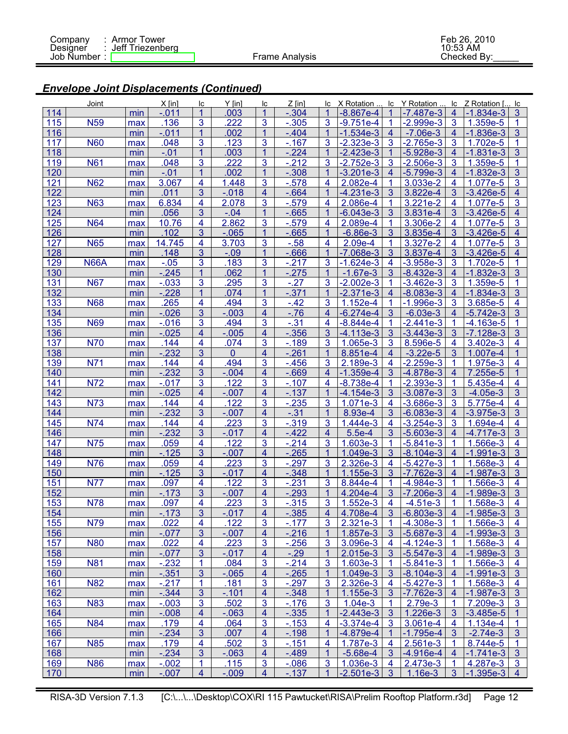## Envelope Joint Displacements (Continued)

| | Joint | | X [in] | lc | Y [in] | lc | Z [in] | lc | X Rotation ... | lc | Y Rotation ... | lc | Z Rotation [... | lc |
|---|---|---|---|---|---|---|---|---|---|---|---|---|---|---|
| 114 | | min | -.011 | 1 | .003 | 1 | -.304 | 1 | -8.867e-4 | 1 | -7.487e-3 | 4 | -1.834e-3 | 3 |
| 115 | N59 | max | .136 | 3 | .222 | 3 | -.305 | 3 | -9.751e-4 | 1 | -2.999e-3 | 3 | 1.359e-5 | 1 |
| 116 | | min | -.011 | 1 | .002 | 1 | -.404 | 1 | -1.534e-3 | 4 | -7.06e-3 | 4 | -1.836e-3 | 3 |
| 117 | N60 | max | .048 | 3 | .123 | 3 | -.167 | 3 | -2.323e-3 | 3 | -2.765e-3 | 3 | 1.702e-5 | 1 |
| 118 | | min | -.01 | 1 | .003 | 1 | -.224 | 1 | -2.423e-3 | 1 | -5.928e-3 | 4 | -1.831e-3 | 3 |
| 119 | N61 | max | .048 | 3 | .222 | 3 | -.212 | 3 | -2.752e-3 | 3 | -2.506e-3 | 3 | 1.359e-5 | 1 |
| 120 | | min | -.01 | 1 | .002 | 1 | -.308 | 1 | -3.201e-3 | 4 | -5.799e-3 | 4 | -1.832e-3 | 3 |
| 121 | N62 | max | 3.067 | 4 | 1.448 | 3 | -.578 | 4 | 2.082e-4 | 1 | 3.033e-2 | 4 | 1.077e-5 | 3 |
| 122 | | min | .011 | 3 | -.018 | 4 | -.664 | 1 | -4.231e-3 | 3 | 3.822e-4 | 3 | -3.426e-5 | 4 |
| 123 | N63 | max | 6.834 | 4 | 2.078 | 3 | -.579 | 4 | 2.086e-4 | 1 | 3.221e-2 | 4 | 1.077e-5 | 3 |
| 124 | | min | .056 | 3 | -.04 | 1 | -.665 | 1 | -6.043e-3 | 3 | 3.831e-4 | 3 | -3.426e-5 | 4 |
| 125 | N64 | max | 10.76 | 4 | 2.862 | 3 | -.579 | 4 | 2.089e-4 | 1 | 3.306e-2 | 4 | 1.077e-5 | 3 |
| 126 | | min | .102 | 3 | -.065 | 1 | -.665 | 1 | -6.86e-3 | 3 | 3.835e-4 | 3 | -3.426e-5 | 4 |
| 127 | N65 | max | 14.745 | 4 | 3.703 | 3 | -.58 | 4 | 2.09e-4 | 1 | 3.327e-2 | 4 | 1.077e-5 | 3 |
| 128 | | min | .148 | 3 | -.09 | 1 | -.666 | 1 | -7.068e-3 | 3 | 3.837e-4 | 3 | -3.426e-5 | 4 |
| 129 | N66A | max | -.05 | 3 | .183 | 3 | -.217 | 3 | -1.624e-3 | 4 | -3.958e-3 | 3 | 1.702e-5 | 1 |
| 130 | | min | -.245 | 1 | .062 | 1 | -.275 | 1 | -1.67e-3 | 3 | -8.432e-3 | 4 | -1.832e-3 | 3 |
| 131 | N67 | max | -.033 | 3 | .295 | 3 | -.27 | 3 | -2.002e-3 | 1 | -3.462e-3 | 3 | 1.359e-5 | 1 |
| 132 | | min | -.228 | 1 | .074 | 1 | -.371 | 1 | -2.371e-3 | 4 | -8.083e-3 | 4 | -1.834e-3 | 3 |
| 133 | N68 | max | .265 | 4 | .494 | 3 | -.42 | 3 | 1.152e-4 | 1 | -1.996e-3 | 3 | 3.685e-5 | 4 |
| 134 | | min | -.026 | 3 | -.003 | 4 | -.76 | 4 | -6.274e-4 | 3 | -6.03e-3 | 4 | -5.742e-3 | 3 |
| 135 | N69 | max | -.016 | 3 | .494 | 3 | -.31 | 4 | -8.844e-4 | 1 | -2.441e-3 | 1 | -4.163e-5 | 1 |
| 136 | | min | -.025 | 4 | -.005 | 4 | -.356 | 3 | -4.113e-3 | 3 | -3.443e-3 | 3 | -7.128e-3 | 3 |
| 137 | N70 | max | .144 | 4 | .074 | 3 | -.189 | 3 | 1.065e-3 | 3 | 8.596e-5 | 4 | 3.402e-3 | 4 |
| 138 | | min | -.232 | 3 | 0 | 4 | -.261 | 1 | 8.851e-4 | 4 | -3.22e-5 | 3 | 1.007e-4 | 1 |
| 139 | N71 | max | .144 | 4 | .494 | 3 | -.456 | 3 | 2.189e-3 | 4 | -2.259e-3 | 1 | 1.975e-3 | 4 |
| 140 | | min | -.232 | 3 | -.004 | 4 | -.669 | 4 | -1.359e-4 | 3 | -4.878e-3 | 4 | 7.255e-5 | 1 |
| 141 | N72 | max | -.017 | 3 | .122 | 3 | -.107 | 4 | -8.738e-4 | 1 | -2.393e-3 | 1 | 5.435e-4 | 4 |
| 142 | | min | -.025 | 4 | -.007 | 4 | -.137 | 1 | -4.154e-3 | 3 | -3.087e-3 | 3 | -4.05e-3 | 3 |
| 143 | N73 | max | .144 | 4 | .122 | 3 | -.235 | 3 | 1.071e-3 | 4 | -3.686e-3 | 3 | 5.775e-4 | 4 |
| 144 | | min | -.232 | 3 | -.007 | 4 | -.31 | 1 | 8.93e-4 | 3 | -6.083e-3 | 4 | -3.975e-3 | 3 |
| 145 | N74 | max | .144 | 4 | .223 | 3 | -.319 | 3 | 1.444e-3 | 4 | -3.254e-3 | 3 | 1.694e-4 | 4 |
| 146 | | min | -.232 | 3 | -.017 | 4 | -.422 | 4 | 5.5e-4 | 3 | -5.603e-3 | 4 | -4.717e-3 | 3 |
| 147 | N75 | max | .059 | 4 | .122 | 3 | -.214 | 3 | 1.603e-3 | 1 | -5.841e-3 | 1 | 1.566e-3 | 4 |
| 148 | | min | -.125 | 3 | -.007 | 4 | -.265 | 1 | 1.049e-3 | 3 | -8.104e-3 | 4 | -1.991e-3 | 3 |
| 149 | N76 | max | .059 | 4 | .223 | 3 | -.297 | 3 | 2.326e-3 | 4 | -5.427e-3 | 1 | 1.568e-3 | 4 |
| 150 | | min | -.125 | 3 | -.017 | 4 | -.348 | 1 | 1.155e-3 | 3 | -7.762e-3 | 4 | -1.987e-3 | 3 |
| 151 | N77 | max | .097 | 4 | .122 | 3 | -.231 | 3 | 8.844e-4 | 1 | -4.984e-3 | 1 | 1.566e-3 | 4 |
| 152 | | min | -.173 | 3 | -.007 | 4 | -.293 | 1 | 4.204e-4 | 3 | -7.206e-3 | 4 | -1.989e-3 | 3 |
| 153 | N78 | max | .097 | 4 | .223 | 3 | -.315 | 3 | 1.552e-3 | 4 | -4.51e-3 | 1 | 1.568e-3 | 4 |
| 154 | | min | -.173 | 3 | -.017 | 4 | -.385 | 4 | 4.708e-4 | 3 | -6.803e-3 | 4 | -1.985e-3 | 3 |
| 155 | N79 | max | .022 | 4 | .122 | 3 | -.177 | 3 | 2.321e-3 | 1 | -4.308e-3 | 1 | 1.566e-3 | 4 |
| 156 | | min | -.077 | 3 | -.007 | 4 | -.216 | 1 | 1.857e-3 | 3 | -5.687e-3 | 4 | -1.993e-3 | 3 |
| 157 | N80 | max | .022 | 4 | .223 | 3 | -.256 | 3 | 3.096e-3 | 4 | -4.124e-3 | 1 | 1.568e-3 | 4 |
| 158 | | min | -.077 | 3 | -.017 | 4 | -.29 | 1 | 2.015e-3 | 3 | -5.547e-3 | 4 | -1.989e-3 | 3 |
| 159 | N81 | max | -.232 | 1 | .084 | 3 | -.214 | 3 | 1.603e-3 | 1 | -5.841e-3 | 1 | 1.566e-3 | 4 |
| 160 | | min | -.351 | 3 | -.065 | 4 | -.265 | 1 | 1.049e-3 | 3 | -8.104e-3 | 4 | -1.991e-3 | 3 |
| 161 | N82 | max | -.217 | 1 | .181 | 3 | -.297 | 3 | 2.326e-3 | 4 | -5.427e-3 | 1 | 1.568e-3 | 4 |
| 162 | | min | -.344 | 3 | -.101 | 4 | -.348 | 1 | 1.155e-3 | 3 | -7.762e-3 | 4 | -1.987e-3 | 3 |
| 163 | N83 | max | -.003 | 3 | .502 | 3 | -.176 | 3 | 1.04e-3 | 1 | 2.79e-3 | 1 | 7.209e-3 | 3 |
| 164 | | min | -.008 | 4 | -.063 | 4 | -.335 | 1 | -2.443e-3 | 3 | 1.226e-3 | 3 | -3.485e-5 | 1 |
| 165 | N84 | max | .179 | 4 | .064 | 3 | -.153 | 4 | -3.374e-4 | 3 | 3.061e-4 | 4 | 1.134e-4 | 1 |
| 166 | | min | -.234 | 3 | .007 | 4 | -.198 | 1 | -4.879e-4 | 1 | -1.795e-4 | 3 | -2.74e-3 | 3 |
| 167 | N85 | max | .179 | 4 | .502 | 3 | -.151 | 4 | 1.787e-3 | 4 | 2.561e-3 | 1 | 8.744e-5 | 1 |
| 168 | | min | -.234 | 3 | -.063 | 4 | -.489 | 1 | -5.68e-4 | 3 | -4.916e-4 | 4 | -1.741e-3 | 3 |
| 169 | N86 | max | -.002 | 1 | .115 | 3 | -.086 | 3 | 1.036e-3 | 4 | 2.473e-3 | 1 | 4.287e-3 | 3 |
| 170 | | min | -.007 | 4 | -.009 | 4 | -.137 | 1 | -2.501e-3 | 3 | 1.16e-3 | 3 | -1.395e-3 | 4 |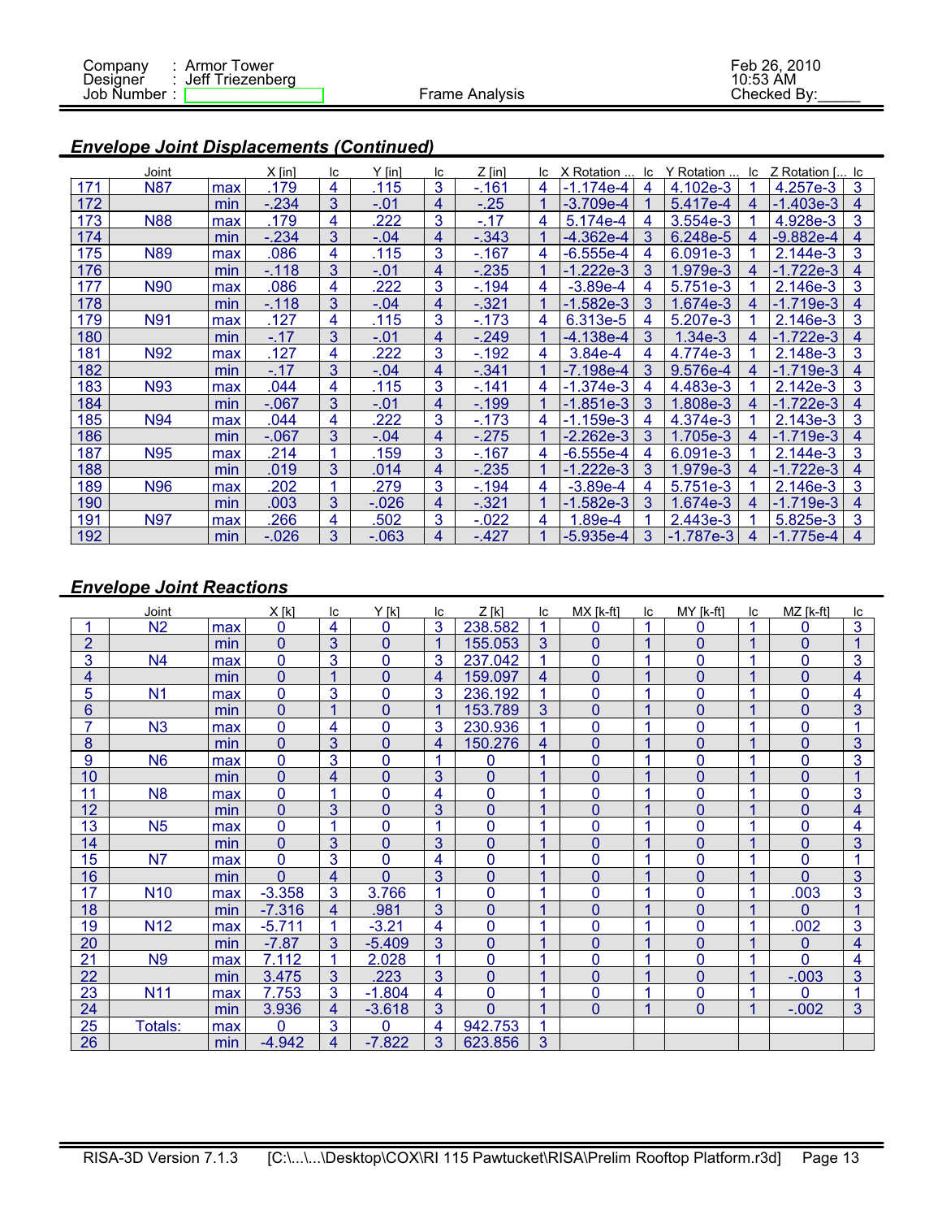Company : Armor Tower
Designer : Jeff Triezenberg
Job Number :

Frame Analysis

Feb 26, 2010
10:53 AM
Checked By:_____

### *Envelope Joint Displacements (Continued)*

| | Joint | | X [in] | lc | Y [in] | lc | Z [in] | lc | X Rotation ... | lc | Y Rotation ... | lc | Z Rotation [... | lc |
|---|---|---|---|---|---|---|---|---|---|---|---|---|---|---|
| 171 | N87 | max | .179 | 4 | .115 | 3 | -.161 | 4 | -1.174e-4 | 4 | 4.102e-3 | 1 | 4.257e-3 | 3 |
| 172 | | min | -.234 | 3 | -.01 | 4 | -.25 | 1 | -3.709e-4 | 1 | 5.417e-4 | 4 | -1.403e-3 | 4 |
| 173 | N88 | max | .179 | 4 | .222 | 3 | -.17 | 4 | 5.174e-4 | 4 | 3.554e-3 | 1 | 4.928e-3 | 3 |
| 174 | | min | -.234 | 3 | -.04 | 4 | -.343 | 1 | -4.362e-4 | 3 | 6.248e-5 | 4 | -9.882e-4 | 4 |
| 175 | N89 | max | .086 | 4 | .115 | 3 | -.167 | 4 | -6.555e-4 | 4 | 6.091e-3 | 1 | 2.144e-3 | 3 |
| 176 | | min | -.118 | 3 | -.01 | 4 | -.235 | 1 | -1.222e-3 | 3 | 1.979e-3 | 4 | -1.722e-3 | 4 |
| 177 | N90 | max | .086 | 4 | .222 | 3 | -.194 | 4 | -3.89e-4 | 4 | 5.751e-3 | 1 | 2.146e-3 | 3 |
| 178 | | min | -.118 | 3 | -.04 | 4 | -.321 | 1 | -1.582e-3 | 3 | 1.674e-3 | 4 | -1.719e-3 | 4 |
| 179 | N91 | max | .127 | 4 | .115 | 3 | -.173 | 4 | 6.313e-5 | 4 | 5.207e-3 | 1 | 2.146e-3 | 3 |
| 180 | | min | -.17 | 3 | -.01 | 4 | -.249 | 1 | -4.138e-4 | 3 | 1.34e-3 | 4 | -1.722e-3 | 4 |
| 181 | N92 | max | .127 | 4 | .222 | 3 | -.192 | 4 | 3.84e-4 | 4 | 4.774e-3 | 1 | 2.148e-3 | 3 |
| 182 | | min | -.17 | 3 | -.04 | 4 | -.341 | 1 | -7.198e-4 | 3 | 9.576e-4 | 4 | -1.719e-3 | 4 |
| 183 | N93 | max | .044 | 4 | .115 | 3 | -.141 | 4 | -1.374e-3 | 4 | 4.483e-3 | 1 | 2.142e-3 | 3 |
| 184 | | min | -.067 | 3 | -.01 | 4 | -.199 | 1 | -1.851e-3 | 3 | 1.808e-3 | 4 | -1.722e-3 | 4 |
| 185 | N94 | max | .044 | 4 | .222 | 3 | -.173 | 4 | -1.159e-3 | 4 | 4.374e-3 | 1 | 2.143e-3 | 3 |
| 186 | | min | -.067 | 3 | -.04 | 4 | -.275 | 1 | -2.262e-3 | 3 | 1.705e-3 | 4 | -1.719e-3 | 4 |
| 187 | N95 | max | .214 | 1 | .159 | 3 | -.167 | 4 | -6.555e-4 | 4 | 6.091e-3 | 1 | 2.144e-3 | 3 |
| 188 | | min | .019 | 3 | .014 | 4 | -.235 | 1 | -1.222e-3 | 3 | 1.979e-3 | 4 | -1.722e-3 | 4 |
| 189 | N96 | max | .202 | 1 | .279 | 3 | -.194 | 4 | -3.89e-4 | 4 | 5.751e-3 | 1 | 2.146e-3 | 3 |
| 190 | | min | .003 | 3 | -.026 | 4 | -.321 | 1 | -1.582e-3 | 3 | 1.674e-3 | 4 | -1.719e-3 | 4 |
| 191 | N97 | max | .266 | 4 | .502 | 3 | -.022 | 4 | 1.89e-4 | 1 | 2.443e-3 | 1 | 5.825e-3 | 3 |
| 192 | | min | -.026 | 3 | -.063 | 4 | -.427 | 1 | -5.935e-4 | 3 | -1.787e-3 | 4 | -1.775e-4 | 4 |

### *Envelope Joint Reactions*

| | Joint | | X [k] | lc | Y [k] | lc | Z [k] | lc | MX [k-ft] | lc | MY [k-ft] | lc | MZ [k-ft] | lc |
|---|---|---|---|---|---|---|---|---|---|---|---|---|---|---|
| 1 | N2 | max | 0 | 4 | 0 | 3 | 238.582 | 1 | 0 | 1 | 0 | 1 | 0 | 3 |
| 2 | | min | 0 | 3 | 0 | 1 | 155.053 | 3 | 0 | 1 | 0 | 1 | 0 | 1 |
| 3 | N4 | max | 0 | 3 | 0 | 3 | 237.042 | 1 | 0 | 1 | 0 | 1 | 0 | 3 |
| 4 | | min | 0 | 1 | 0 | 4 | 159.097 | 4 | 0 | 1 | 0 | 1 | 0 | 4 |
| 5 | N1 | max | 0 | 3 | 0 | 3 | 236.192 | 1 | 0 | 1 | 0 | 1 | 0 | 4 |
| 6 | | min | 0 | 1 | 0 | 1 | 153.789 | 3 | 0 | 1 | 0 | 1 | 0 | 3 |
| 7 | N3 | max | 0 | 4 | 0 | 3 | 230.936 | 1 | 0 | 1 | 0 | 1 | 0 | 1 |
| 8 | | min | 0 | 3 | 0 | 4 | 150.276 | 4 | 0 | 1 | 0 | 1 | 0 | 3 |
| 9 | N6 | max | 0 | 3 | 0 | 1 | 0 | 1 | 0 | 1 | 0 | 1 | 0 | 3 |
| 10 | | min | 0 | 4 | 0 | 3 | 0 | 1 | 0 | 1 | 0 | 1 | 0 | 1 |
| 11 | N8 | max | 0 | 1 | 0 | 4 | 0 | 1 | 0 | 1 | 0 | 1 | 0 | 3 |
| 12 | | min | 0 | 3 | 0 | 3 | 0 | 1 | 0 | 1 | 0 | 1 | 0 | 4 |
| 13 | N5 | max | 0 | 1 | 0 | 1 | 0 | 1 | 0 | 1 | 0 | 1 | 0 | 4 |
| 14 | | min | 0 | 3 | 0 | 3 | 0 | 1 | 0 | 1 | 0 | 1 | 0 | 3 |
| 15 | N7 | max | 0 | 3 | 0 | 4 | 0 | 1 | 0 | 1 | 0 | 1 | 0 | 1 |
| 16 | | min | 0 | 4 | 0 | 3 | 0 | 1 | 0 | 1 | 0 | 1 | 0 | 3 |
| 17 | N10 | max | -3.358 | 3 | 3.766 | 1 | 0 | 1 | 0 | 1 | 0 | 1 | .003 | 3 |
| 18 | | min | -7.316 | 4 | .981 | 3 | 0 | 1 | 0 | 1 | 0 | 1 | 0 | 1 |
| 19 | N12 | max | -5.711 | 1 | -3.21 | 4 | 0 | 1 | 0 | 1 | 0 | 1 | .002 | 3 |
| 20 | | min | -7.87 | 3 | -5.409 | 3 | 0 | 1 | 0 | 1 | 0 | 1 | 0 | 4 |
| 21 | N9 | max | 7.112 | 1 | 2.028 | 1 | 0 | 1 | 0 | 1 | 0 | 1 | 0 | 4 |
| 22 | | min | 3.475 | 3 | .223 | 3 | 0 | 1 | 0 | 1 | 0 | 1 | -.003 | 3 |
| 23 | N11 | max | 7.753 | 3 | -1.804 | 4 | 0 | 1 | 0 | 1 | 0 | 1 | 0 | 1 |
| 24 | | min | 3.936 | 4 | -3.618 | 3 | 0 | 1 | 0 | 1 | 0 | 1 | -.002 | 3 |
| 25 | Totals: | max | 0 | 3 | 0 | 4 | 942.753 | 1 | | | | | | |
| 26 | | min | -4.942 | 4 | -7.822 | 3 | 623.856 | 3 | | | | | | |

RISA-3D Version 7.1.3 [C:\...\...\Desktop\COX\RI 115 Pawtucket\RISA\Prelim Rooftop Platform.r3d]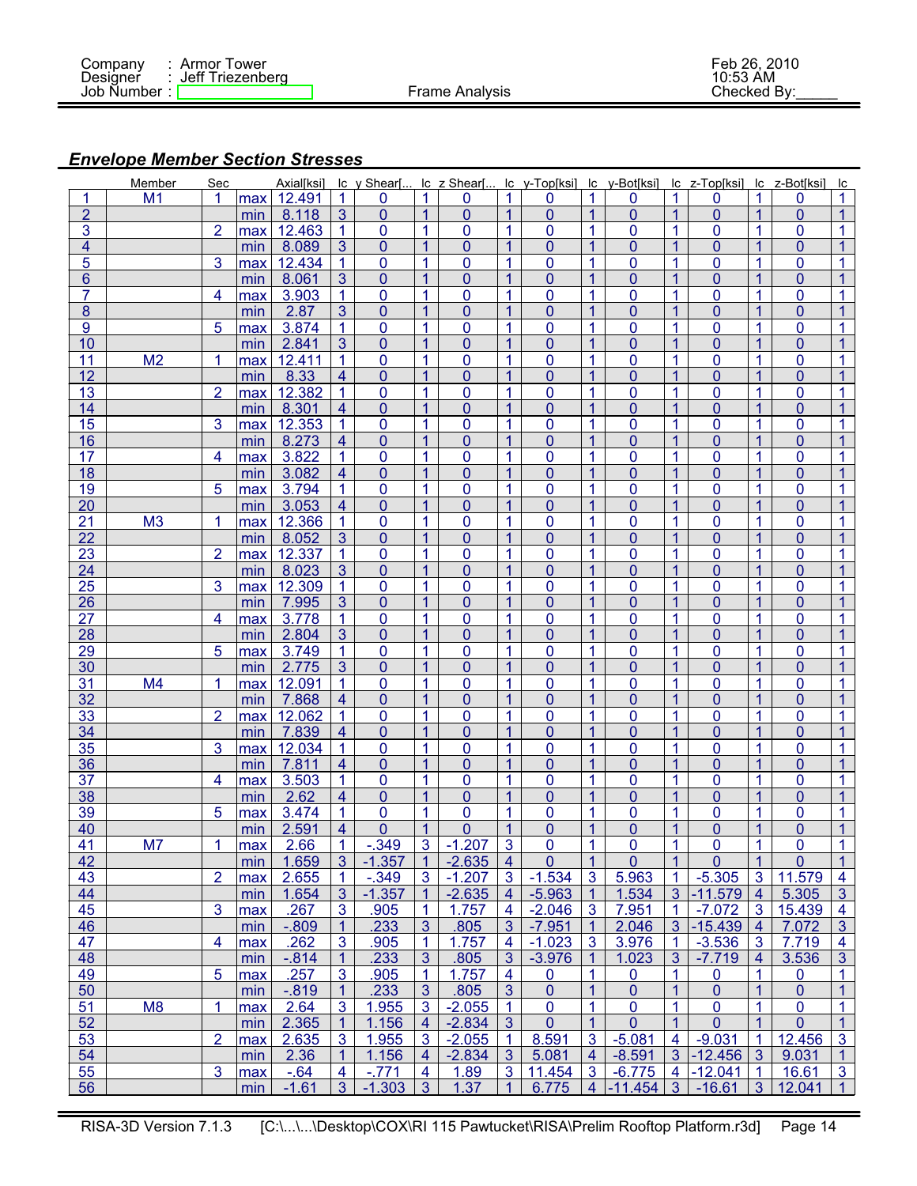Company : Armor Tower
Designer : Jeff Triezenberg
Job Number :

Frame Analysis

Feb 26, 2010
10:53 AM
Checked By:_____

## *Envelope Member Section Stresses*

| | Member | Sec | | Axial[ksi] | lc | y Shear[... | lc | z Shear[... | lc | y-Top[ksi] | lc | y-Bot[ksi] | lc | z-Top[ksi] | lc | z-Bot[ksi] | lc |
|---|---|---|---|---|---|---|---|---|---|---|---|---|---|---|---|---|---|
| 1 | M1 | 1 | max | 12.491 | 1 | 0 | 1 | 0 | 1 | 0 | 1 | 0 | 1 | 0 | 1 | 0 | 1 |
| 2 | | | min | 8.118 | 3 | 0 | 1 | 0 | 1 | 0 | 1 | 0 | 1 | 0 | 1 | 0 | 1 |
| 3 | | 2 | max | 12.463 | 1 | 0 | 1 | 0 | 1 | 0 | 1 | 0 | 1 | 0 | 1 | 0 | 1 |
| 4 | | | min | 8.089 | 3 | 0 | 1 | 0 | 1 | 0 | 1 | 0 | 1 | 0 | 1 | 0 | 1 |
| 5 | | 3 | max | 12.434 | 1 | 0 | 1 | 0 | 1 | 0 | 1 | 0 | 1 | 0 | 1 | 0 | 1 |
| 6 | | | min | 8.061 | 3 | 0 | 1 | 0 | 1 | 0 | 1 | 0 | 1 | 0 | 1 | 0 | 1 |
| 7 | | 4 | max | 3.903 | 1 | 0 | 1 | 0 | 1 | 0 | 1 | 0 | 1 | 0 | 1 | 0 | 1 |
| 8 | | | min | 2.87 | 3 | 0 | 1 | 0 | 1 | 0 | 1 | 0 | 1 | 0 | 1 | 0 | 1 |
| 9 | | 5 | max | 3.874 | 1 | 0 | 1 | 0 | 1 | 0 | 1 | 0 | 1 | 0 | 1 | 0 | 1 |
| 10 | | | min | 2.841 | 3 | 0 | 1 | 0 | 1 | 0 | 1 | 0 | 1 | 0 | 1 | 0 | 1 |
| 11 | M2 | 1 | max | 12.411 | 1 | 0 | 1 | 0 | 1 | 0 | 1 | 0 | 1 | 0 | 1 | 0 | 1 |
| 12 | | | min | 8.33 | 4 | 0 | 1 | 0 | 1 | 0 | 1 | 0 | 1 | 0 | 1 | 0 | 1 |
| 13 | | 2 | max | 12.382 | 1 | 0 | 1 | 0 | 1 | 0 | 1 | 0 | 1 | 0 | 1 | 0 | 1 |
| 14 | | | min | 8.301 | 4 | 0 | 1 | 0 | 1 | 0 | 1 | 0 | 1 | 0 | 1 | 0 | 1 |
| 15 | | 3 | max | 12.353 | 1 | 0 | 1 | 0 | 1 | 0 | 1 | 0 | 1 | 0 | 1 | 0 | 1 |
| 16 | | | min | 8.273 | 4 | 0 | 1 | 0 | 1 | 0 | 1 | 0 | 1 | 0 | 1 | 0 | 1 |
| 17 | | 4 | max | 3.822 | 1 | 0 | 1 | 0 | 1 | 0 | 1 | 0 | 1 | 0 | 1 | 0 | 1 |
| 18 | | | min | 3.082 | 4 | 0 | 1 | 0 | 1 | 0 | 1 | 0 | 1 | 0 | 1 | 0 | 1 |
| 19 | | 5 | max | 3.794 | 1 | 0 | 1 | 0 | 1 | 0 | 1 | 0 | 1 | 0 | 1 | 0 | 1 |
| 20 | | | min | 3.053 | 4 | 0 | 1 | 0 | 1 | 0 | 1 | 0 | 1 | 0 | 1 | 0 | 1 |
| 21 | M3 | 1 | max | 12.366 | 1 | 0 | 1 | 0 | 1 | 0 | 1 | 0 | 1 | 0 | 1 | 0 | 1 |
| 22 | | | min | 8.052 | 3 | 0 | 1 | 0 | 1 | 0 | 1 | 0 | 1 | 0 | 1 | 0 | 1 |
| 23 | | 2 | max | 12.337 | 1 | 0 | 1 | 0 | 1 | 0 | 1 | 0 | 1 | 0 | 1 | 0 | 1 |
| 24 | | | min | 8.023 | 3 | 0 | 1 | 0 | 1 | 0 | 1 | 0 | 1 | 0 | 1 | 0 | 1 |
| 25 | | 3 | max | 12.309 | 1 | 0 | 1 | 0 | 1 | 0 | 1 | 0 | 1 | 0 | 1 | 0 | 1 |
| 26 | | | min | 7.995 | 3 | 0 | 1 | 0 | 1 | 0 | 1 | 0 | 1 | 0 | 1 | 0 | 1 |
| 27 | | 4 | max | 3.778 | 1 | 0 | 1 | 0 | 1 | 0 | 1 | 0 | 1 | 0 | 1 | 0 | 1 |
| 28 | | | min | 2.804 | 3 | 0 | 1 | 0 | 1 | 0 | 1 | 0 | 1 | 0 | 1 | 0 | 1 |
| 29 | | 5 | max | 3.749 | 1 | 0 | 1 | 0 | 1 | 0 | 1 | 0 | 1 | 0 | 1 | 0 | 1 |
| 30 | | | min | 2.775 | 3 | 0 | 1 | 0 | 1 | 0 | 1 | 0 | 1 | 0 | 1 | 0 | 1 |
| 31 | M4 | 1 | max | 12.091 | 1 | 0 | 1 | 0 | 1 | 0 | 1 | 0 | 1 | 0 | 1 | 0 | 1 |
| 32 | | | min | 7.868 | 4 | 0 | 1 | 0 | 1 | 0 | 1 | 0 | 1 | 0 | 1 | 0 | 1 |
| 33 | | 2 | max | 12.062 | 1 | 0 | 1 | 0 | 1 | 0 | 1 | 0 | 1 | 0 | 1 | 0 | 1 |
| 34 | | | min | 7.839 | 4 | 0 | 1 | 0 | 1 | 0 | 1 | 0 | 1 | 0 | 1 | 0 | 1 |
| 35 | | 3 | max | 12.034 | 1 | 0 | 1 | 0 | 1 | 0 | 1 | 0 | 1 | 0 | 1 | 0 | 1 |
| 36 | | | min | 7.811 | 4 | 0 | 1 | 0 | 1 | 0 | 1 | 0 | 1 | 0 | 1 | 0 | 1 |
| 37 | | 4 | max | 3.503 | 1 | 0 | 1 | 0 | 1 | 0 | 1 | 0 | 1 | 0 | 1 | 0 | 1 |
| 38 | | | min | 2.62 | 4 | 0 | 1 | 0 | 1 | 0 | 1 | 0 | 1 | 0 | 1 | 0 | 1 |
| 39 | | 5 | max | 3.474 | 1 | 0 | 1 | 0 | 1 | 0 | 1 | 0 | 1 | 0 | 1 | 0 | 1 |
| 40 | | | min | 2.591 | 4 | 0 | 1 | 0 | 1 | 0 | 1 | 0 | 1 | 0 | 1 | 0 | 1 |
| 41 | M7 | 1 | max | 2.66 | 1 | -.349 | 3 | -1.207 | 3 | 0 | 1 | 0 | 1 | 0 | 1 | 0 | 1 |
| 42 | | | min | 1.659 | 3 | -1.357 | 1 | -2.635 | 4 | 0 | 1 | 0 | 1 | 0 | 1 | 0 | 1 |
| 43 | | 2 | max | 2.655 | 1 | -.349 | 3 | -1.207 | 3 | -1.534 | 3 | 5.963 | 1 | -5.305 | 3 | 11.579 | 4 |
| 44 | | | min | 1.654 | 3 | -1.357 | 1 | -2.635 | 4 | -5.963 | 1 | 1.534 | 3 | -11.579 | 4 | 5.305 | 3 |
| 45 | | 3 | max | .267 | 3 | .905 | 1 | 1.757 | 4 | -2.046 | 3 | 7.951 | 1 | -7.072 | 3 | 15.439 | 4 |
| 46 | | | min | -.809 | 1 | .233 | 3 | .805 | 3 | -7.951 | 1 | 2.046 | 3 | -15.439 | 4 | 7.072 | 3 |
| 47 | | 4 | max | .262 | 3 | .905 | 1 | 1.757 | 4 | -1.023 | 3 | 3.976 | 1 | -3.536 | 3 | 7.719 | 4 |
| 48 | | | min | -.814 | 1 | .233 | 3 | .805 | 3 | -3.976 | 1 | 1.023 | 3 | -7.719 | 4 | 3.536 | 3 |
| 49 | | 5 | max | .257 | 3 | .905 | 1 | 1.757 | 4 | 0 | 1 | 0 | 1 | 0 | 1 | 0 | 1 |
| 50 | | | min | -.819 | 1 | .233 | 3 | .805 | 3 | 0 | 1 | 0 | 1 | 0 | 1 | 0 | 1 |
| 51 | M8 | 1 | max | 2.64 | 3 | 1.955 | 3 | -2.055 | 1 | 0 | 1 | 0 | 1 | 0 | 1 | 0 | 1 |
| 52 | | | min | 2.365 | 1 | 1.156 | 4 | -2.834 | 3 | 0 | 1 | 0 | 1 | 0 | 1 | 0 | 1 |
| 53 | | 2 | max | 2.635 | 3 | 1.955 | 3 | -2.055 | 1 | 8.591 | 3 | -5.081 | 4 | -9.031 | 1 | 12.456 | 3 |
| 54 | | | min | 2.36 | 1 | 1.156 | 4 | -2.834 | 3 | 5.081 | 4 | -8.591 | 3 | -12.456 | 3 | 9.031 | 1 |
| 55 | | 3 | max | -.64 | 4 | -.771 | 4 | 1.89 | 3 | 11.454 | 3 | -6.775 | 4 | -12.041 | 1 | 16.61 | 3 |
| 56 | | | min | -1.61 | 3 | -1.303 | 3 | 1.37 | 1 | 6.775 | 4 | -11.454 | 3 | -16.61 | 3 | 12.041 | 1 |

RISA-3D Version 7.1.3 [C:\...\...\Desktop\COX\RI 115 Pawtucket\RISA\Prelim Rooftop Platform.r3d]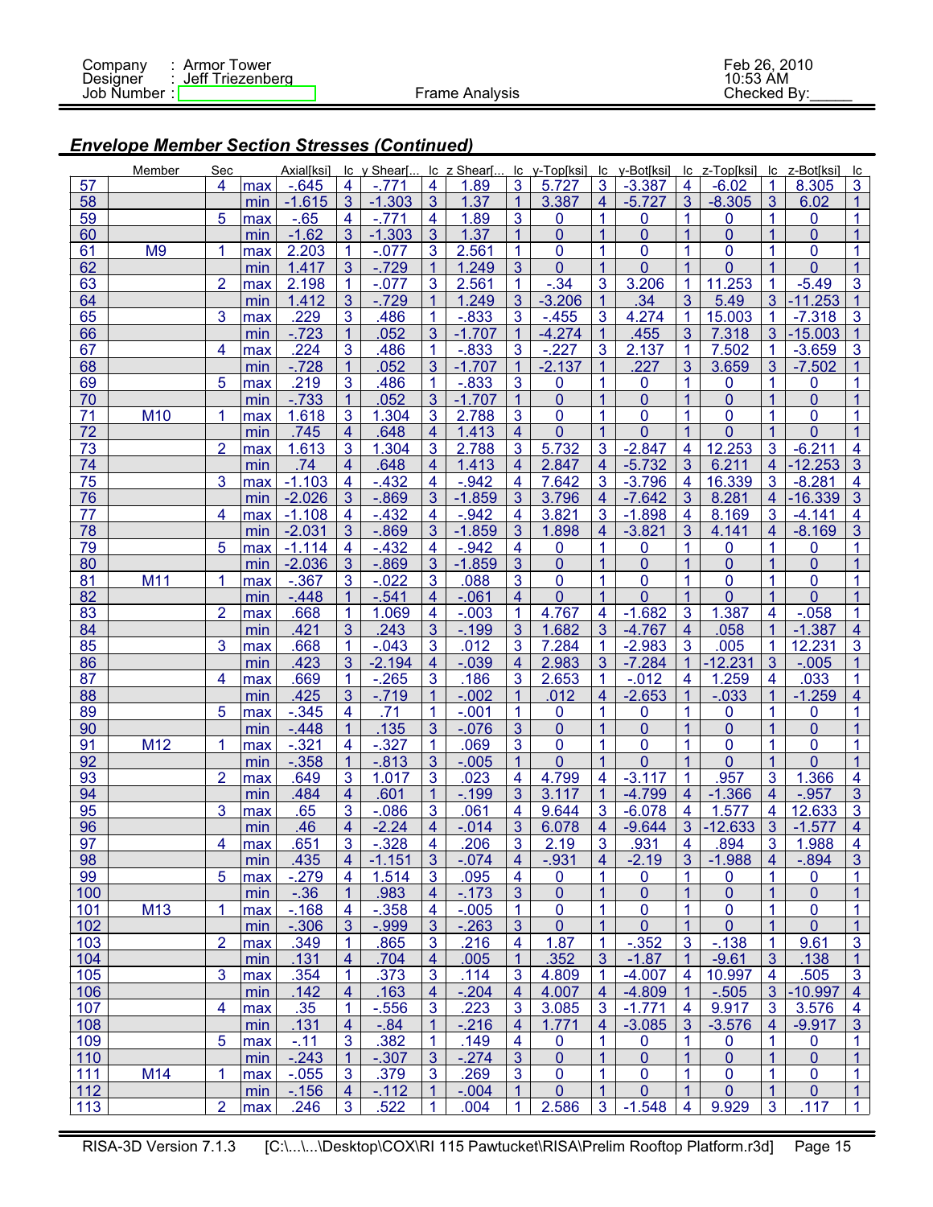## *Envelope Member Section Stresses (Continued)*

| | Member | Sec | | Axial[ksi] | lc | y Shear[... | lc | z Shear[... | lc | y-Top[ksi] | lc | y-Bot[ksi] | lc | z-Top[ksi] | lc | z-Bot[ksi] | lc |
|---|---|---|---|---|---|---|---|---|---|---|---|---|---|---|---|---|---|
| 57 | | 4 | max | -.645 | 4 | -.771 | 4 | 1.89 | 3 | 5.727 | 3 | -3.387 | 4 | -6.02 | 1 | 8.305 | 3 |
| 58 | | | min | -1.615 | 3 | -1.303 | 3 | 1.37 | 1 | 3.387 | 4 | -5.727 | 3 | -8.305 | 3 | 6.02 | 1 |
| 59 | | 5 | max | -.65 | 4 | -.771 | 4 | 1.89 | 3 | 0 | 1 | 0 | 1 | 0 | 1 | 0 | 1 |
| 60 | | | min | -1.62 | 3 | -1.303 | 3 | 1.37 | 1 | 0 | 1 | 0 | 1 | 0 | 1 | 0 | 1 |
| 61 | M9 | 1 | max | 2.203 | 1 | -.077 | 3 | 2.561 | 1 | 0 | 1 | 0 | 1 | 0 | 1 | 0 | 1 |
| 62 | | | min | 1.417 | 3 | -.729 | 1 | 1.249 | 3 | 0 | 1 | 0 | 1 | 0 | 1 | 0 | 1 |
| 63 | | 2 | max | 2.198 | 1 | -.077 | 3 | 2.561 | 1 | -.34 | 3 | 3.206 | 1 | 11.253 | 1 | -5.49 | 3 |
| 64 | | | min | 1.412 | 3 | -.729 | 1 | 1.249 | 3 | -3.206 | 1 | .34 | 3 | 5.49 | 3 | -11.253 | 1 |
| 65 | | 3 | max | .229 | 3 | .486 | 1 | -.833 | 3 | -.455 | 3 | 4.274 | 1 | 15.003 | 1 | -7.318 | 3 |
| 66 | | | min | -.723 | 1 | .052 | 3 | -1.707 | 1 | -4.274 | 1 | .455 | 3 | 7.318 | 3 | -15.003 | 1 |
| 67 | | 4 | max | .224 | 3 | .486 | 1 | -.833 | 3 | -.227 | 3 | 2.137 | 1 | 7.502 | 1 | -3.659 | 3 |
| 68 | | | min | -.728 | 1 | .052 | 3 | -1.707 | 1 | -2.137 | 1 | .227 | 3 | 3.659 | 3 | -7.502 | 1 |
| 69 | | 5 | max | .219 | 3 | .486 | 1 | -.833 | 3 | 0 | 1 | 0 | 1 | 0 | 1 | 0 | 1 |
| 70 | | | min | -.733 | 1 | .052 | 3 | -1.707 | 1 | 0 | 1 | 0 | 1 | 0 | 1 | 0 | 1 |
| 71 | M10 | 1 | max | 1.618 | 3 | 1.304 | 3 | 2.788 | 3 | 0 | 1 | 0 | 1 | 0 | 1 | 0 | 1 |
| 72 | | | min | .745 | 4 | .648 | 4 | 1.413 | 4 | 0 | 1 | 0 | 1 | 0 | 1 | 0 | 1 |
| 73 | | 2 | max | 1.613 | 3 | 1.304 | 3 | 2.788 | 3 | 5.732 | 3 | -2.847 | 4 | 12.253 | 3 | -6.211 | 4 |
| 74 | | | min | .74 | 4 | .648 | 4 | 1.413 | 4 | 2.847 | 4 | -5.732 | 3 | 6.211 | 4 | -12.253 | 3 |
| 75 | | 3 | max | -1.103 | 4 | -.432 | 4 | -.942 | 4 | 7.642 | 3 | -3.796 | 4 | 16.339 | 3 | -8.281 | 4 |
| 76 | | | min | -2.026 | 3 | -.869 | 3 | -1.859 | 3 | 3.796 | 4 | -7.642 | 3 | 8.281 | 4 | -16.339 | 3 |
| 77 | | 4 | max | -1.108 | 4 | -.432 | 4 | -.942 | 4 | 3.821 | 3 | -1.898 | 4 | 8.169 | 3 | -4.141 | 4 |
| 78 | | | min | -2.031 | 3 | -.869 | 3 | -1.859 | 3 | 1.898 | 4 | -3.821 | 3 | 4.141 | 4 | -8.169 | 3 |
| 79 | | 5 | max | -1.114 | 4 | -.432 | 4 | -.942 | 4 | 0 | 1 | 0 | 1 | 0 | 1 | 0 | 1 |
| 80 | | | min | -2.036 | 3 | -.869 | 3 | -1.859 | 3 | 0 | 1 | 0 | 1 | 0 | 1 | 0 | 1 |
| 81 | M11 | 1 | max | -.367 | 3 | -.022 | 3 | .088 | 3 | 0 | 1 | 0 | 1 | 0 | 1 | 0 | 1 |
| 82 | | | min | -.448 | 1 | -.541 | 4 | -.061 | 4 | 0 | 1 | 0 | 1 | 0 | 1 | 0 | 1 |
| 83 | | 2 | max | .668 | 1 | 1.069 | 4 | -.003 | 1 | 4.767 | 4 | -1.682 | 3 | 1.387 | 4 | -.058 | 1 |
| 84 | | | min | .421 | 3 | .243 | 3 | -.199 | 3 | 1.682 | 3 | -4.767 | 4 | .058 | 1 | -1.387 | 4 |
| 85 | | 3 | max | .668 | 1 | -.043 | 3 | .012 | 3 | 7.284 | 1 | -2.983 | 3 | .005 | 1 | 12.231 | 3 |
| 86 | | | min | .423 | 3 | -2.194 | 4 | -.039 | 4 | 2.983 | 3 | -7.284 | 1 | -12.231 | 3 | -.005 | 1 |
| 87 | | 4 | max | .669 | 1 | -.265 | 3 | .186 | 3 | 2.653 | 1 | -.012 | 4 | 1.259 | 4 | .033 | 1 |
| 88 | | | min | .425 | 3 | -.719 | 1 | -.002 | 1 | .012 | 4 | -2.653 | 1 | -.033 | 1 | -1.259 | 4 |
| 89 | | 5 | max | -.345 | 4 | .71 | 1 | -.001 | 1 | 0 | 1 | 0 | 1 | 0 | 1 | 0 | 1 |
| 90 | | | min | -.448 | 1 | .135 | 3 | -.076 | 3 | 0 | 1 | 0 | 1 | 0 | 1 | 0 | 1 |
| 91 | M12 | 1 | max | -.321 | 4 | -.327 | 1 | .069 | 3 | 0 | 1 | 0 | 1 | 0 | 1 | 0 | 1 |
| 92 | | | min | -.358 | 1 | -.813 | 3 | -.005 | 1 | 0 | 1 | 0 | 1 | 0 | 1 | 0 | 1 |
| 93 | | 2 | max | .649 | 3 | 1.017 | 3 | .023 | 4 | 4.799 | 4 | -3.117 | 1 | .957 | 3 | 1.366 | 4 |
| 94 | | | min | .484 | 4 | .601 | 1 | -.199 | 3 | 3.117 | 1 | -4.799 | 4 | -1.366 | 4 | -.957 | 3 |
| 95 | | 3 | max | .65 | 3 | -.086 | 3 | .061 | 4 | 9.644 | 3 | -6.078 | 4 | 1.577 | 4 | 12.633 | 3 |
| 96 | | | min | .46 | 4 | -2.24 | 4 | -.014 | 3 | 6.078 | 4 | -9.644 | 3 | -12.633 | 3 | -1.577 | 4 |
| 97 | | 4 | max | .651 | 3 | -.328 | 4 | .206 | 3 | 2.19 | 3 | .931 | 4 | .894 | 3 | 1.988 | 4 |
| 98 | | | min | .435 | 4 | -1.151 | 3 | -.074 | 4 | -.931 | 4 | -2.19 | 3 | -1.988 | 4 | -.894 | 3 |
| 99 | | 5 | max | -.279 | 4 | 1.514 | 3 | .095 | 4 | 0 | 1 | 0 | 1 | 0 | 1 | 0 | 1 |
| 100 | | | min | -.36 | 1 | .983 | 4 | -.173 | 3 | 0 | 1 | 0 | 1 | 0 | 1 | 0 | 1 |
| 101 | M13 | 1 | max | -.168 | 4 | -.358 | 4 | -.005 | 1 | 0 | 1 | 0 | 1 | 0 | 1 | 0 | 1 |
| 102 | | | min | -.306 | 3 | -.999 | 3 | -.263 | 3 | 0 | 1 | 0 | 1 | 0 | 1 | 0 | 1 |
| 103 | | 2 | max | .349 | 1 | .865 | 3 | .216 | 4 | 1.87 | 1 | -.352 | 3 | -.138 | 1 | 9.61 | 3 |
| 104 | | | min | .131 | 4 | .704 | 4 | .005 | 1 | .352 | 3 | -1.87 | 1 | -9.61 | 3 | .138 | 1 |
| 105 | | 3 | max | .354 | 1 | .373 | 3 | .114 | 3 | 4.809 | 1 | -4.007 | 4 | 10.997 | 4 | .505 | 3 |
| 106 | | | min | .142 | 4 | .163 | 4 | -.204 | 4 | 4.007 | 4 | -4.809 | 1 | -.505 | 3 | -10.997 | 4 |
| 107 | | 4 | max | .35 | 1 | -.556 | 3 | .223 | 3 | 3.085 | 3 | -1.771 | 4 | 9.917 | 3 | 3.576 | 4 |
| 108 | | | min | .131 | 4 | -.84 | 1 | -.216 | 4 | 1.771 | 4 | -3.085 | 3 | -3.576 | 4 | -9.917 | 3 |
| 109 | | 5 | max | -.11 | 3 | .382 | 1 | .149 | 4 | 0 | 1 | 0 | 1 | 0 | 1 | 0 | 1 |
| 110 | | | min | -.243 | 1 | -.307 | 3 | -.274 | 3 | 0 | 1 | 0 | 1 | 0 | 1 | 0 | 1 |
| 111 | M14 | 1 | max | -.055 | 3 | .379 | 3 | .269 | 3 | 0 | 1 | 0 | 1 | 0 | 1 | 0 | 1 |
| 112 | | | min | -.156 | 4 | -.112 | 1 | -.004 | 1 | 0 | 1 | 0 | 1 | 0 | 1 | 0 | 1 |
| 113 | | 2 | max | .246 | 3 | .522 | 1 | .004 | 1 | 2.586 | 3 | -1.548 | 4 | 9.929 | 3 | .117 | 1 |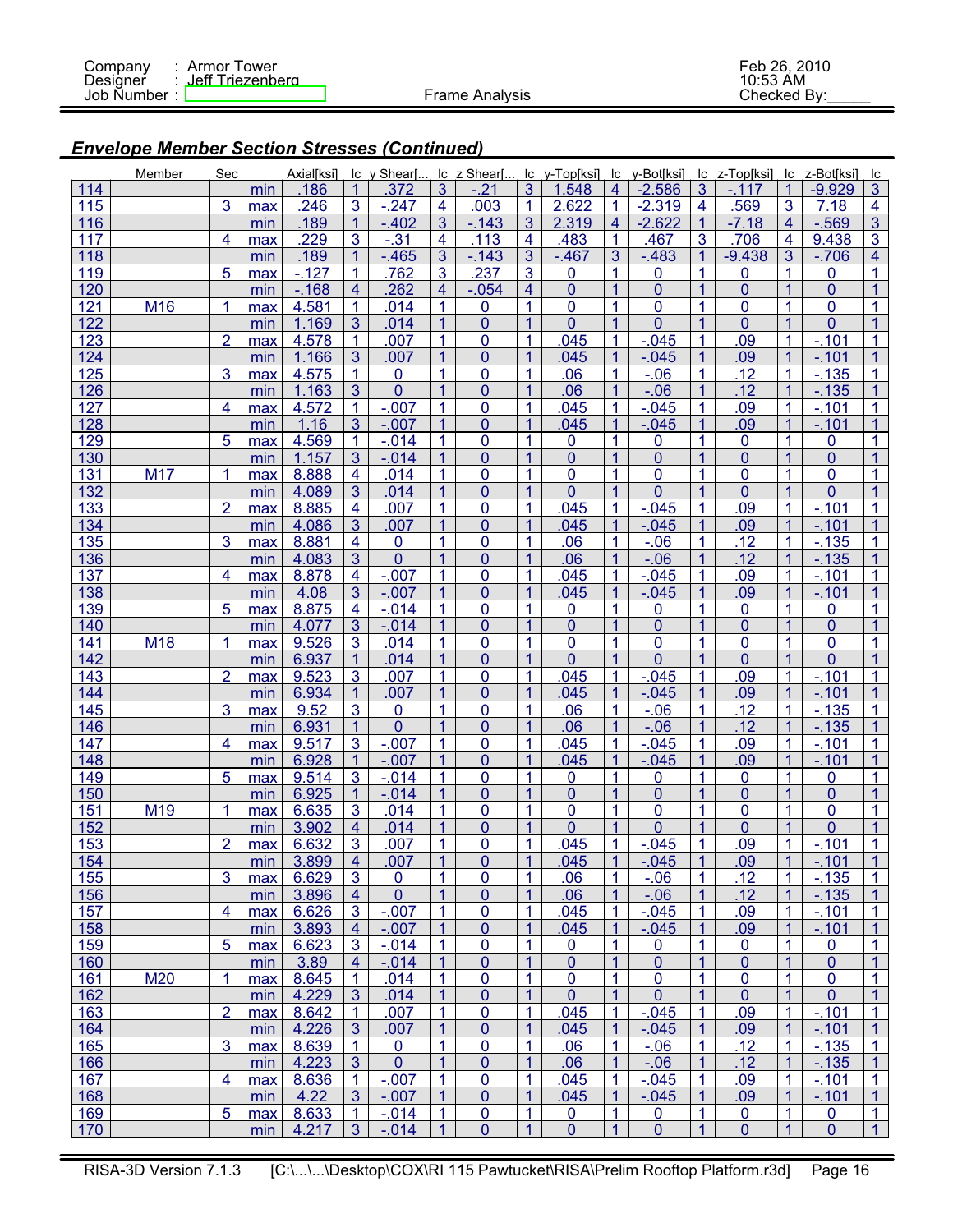## Envelope Member Section Stresses (Continued)

| | Member | Sec | | Axial[ksi] | lc | y Shear[... | lc | z Shear[... | lc | y-Top[ksi] | lc | y-Bot[ksi] | lc | z-Top[ksi] | lc | z-Bot[ksi] | lc |
|---|---|---|---|---|---|---|---|---|---|---|---|---|---|---|---|---|---|
| 114 | | | min | .186 | 1 | .372 | 3 | -.21 | 3 | 1.548 | 4 | -2.586 | 3 | -.117 | 1 | -9.929 | 3 |
| 115 | | 3 | max | .246 | 3 | -.247 | 4 | .003 | 1 | 2.622 | 1 | -2.319 | 4 | .569 | 3 | 7.18 | 4 |
| 116 | | | min | .189 | 1 | -.402 | 3 | -.143 | 3 | 2.319 | 4 | -2.622 | 1 | -7.18 | 4 | -.569 | 3 |
| 117 | | 4 | max | .229 | 3 | -.31 | 4 | .113 | 4 | .483 | 1 | .467 | 3 | .706 | 4 | 9.438 | 3 |
| 118 | | | min | .189 | 1 | -.465 | 3 | -.143 | 3 | -.467 | 3 | -.483 | 1 | -9.438 | 3 | -.706 | 4 |
| 119 | | 5 | max | -.127 | 1 | .762 | 3 | .237 | 3 | 0 | 1 | 0 | 1 | 0 | 1 | 0 | 1 |
| 120 | | | min | -.168 | 4 | .262 | 4 | -.054 | 4 | 0 | 1 | 0 | 1 | 0 | 1 | 0 | 1 |
| 121 | M16 | 1 | max | 4.581 | 1 | .014 | 1 | 0 | 1 | 0 | 1 | 0 | 1 | 0 | 1 | 0 | 1 |
| 122 | | | min | 1.169 | 3 | .014 | 1 | 0 | 1 | 0 | 1 | 0 | 1 | 0 | 1 | 0 | 1 |
| 123 | | 2 | max | 4.578 | 1 | .007 | 1 | 0 | 1 | .045 | 1 | -.045 | 1 | .09 | 1 | -.101 | 1 |
| 124 | | | min | 1.166 | 3 | .007 | 1 | 0 | 1 | .045 | 1 | -.045 | 1 | .09 | 1 | -.101 | 1 |
| 125 | | 3 | max | 4.575 | 1 | 0 | 1 | 0 | 1 | .06 | 1 | -.06 | 1 | .12 | 1 | -.135 | 1 |
| 126 | | | min | 1.163 | 3 | 0 | 1 | 0 | 1 | .06 | 1 | -.06 | 1 | .12 | 1 | -.135 | 1 |
| 127 | | 4 | max | 4.572 | 1 | -.007 | 1 | 0 | 1 | .045 | 1 | -.045 | 1 | .09 | 1 | -.101 | 1 |
| 128 | | | min | 1.16 | 3 | -.007 | 1 | 0 | 1 | .045 | 1 | -.045 | 1 | .09 | 1 | -.101 | 1 |
| 129 | | 5 | max | 4.569 | 1 | -.014 | 1 | 0 | 1 | 0 | 1 | 0 | 1 | 0 | 1 | 0 | 1 |
| 130 | | | min | 1.157 | 3 | -.014 | 1 | 0 | 1 | 0 | 1 | 0 | 1 | 0 | 1 | 0 | 1 |
| 131 | M17 | 1 | max | 8.888 | 4 | .014 | 1 | 0 | 1 | 0 | 1 | 0 | 1 | 0 | 1 | 0 | 1 |
| 132 | | | min | 4.089 | 3 | .014 | 1 | 0 | 1 | 0 | 1 | 0 | 1 | 0 | 1 | 0 | 1 |
| 133 | | 2 | max | 8.885 | 4 | .007 | 1 | 0 | 1 | .045 | 1 | -.045 | 1 | .09 | 1 | -.101 | 1 |
| 134 | | | min | 4.086 | 3 | .007 | 1 | 0 | 1 | .045 | 1 | -.045 | 1 | .09 | 1 | -.101 | 1 |
| 135 | | 3 | max | 8.881 | 4 | 0 | 1 | 0 | 1 | .06 | 1 | -.06 | 1 | .12 | 1 | -.135 | 1 |
| 136 | | | min | 4.083 | 3 | 0 | 1 | 0 | 1 | .06 | 1 | -.06 | 1 | .12 | 1 | -.135 | 1 |
| 137 | | 4 | max | 8.878 | 4 | -.007 | 1 | 0 | 1 | .045 | 1 | -.045 | 1 | .09 | 1 | -.101 | 1 |
| 138 | | | min | 4.08 | 3 | -.007 | 1 | 0 | 1 | .045 | 1 | -.045 | 1 | .09 | 1 | -.101 | 1 |
| 139 | | 5 | max | 8.875 | 4 | -.014 | 1 | 0 | 1 | 0 | 1 | 0 | 1 | 0 | 1 | 0 | 1 |
| 140 | | | min | 4.077 | 3 | -.014 | 1 | 0 | 1 | 0 | 1 | 0 | 1 | 0 | 1 | 0 | 1 |
| 141 | M18 | 1 | max | 9.526 | 3 | .014 | 1 | 0 | 1 | 0 | 1 | 0 | 1 | 0 | 1 | 0 | 1 |
| 142 | | | min | 6.937 | 1 | .014 | 1 | 0 | 1 | 0 | 1 | 0 | 1 | 0 | 1 | 0 | 1 |
| 143 | | 2 | max | 9.523 | 3 | .007 | 1 | 0 | 1 | .045 | 1 | -.045 | 1 | .09 | 1 | -.101 | 1 |
| 144 | | | min | 6.934 | 1 | .007 | 1 | 0 | 1 | .045 | 1 | -.045 | 1 | .09 | 1 | -.101 | 1 |
| 145 | | 3 | max | 9.52 | 3 | 0 | 1 | 0 | 1 | .06 | 1 | -.06 | 1 | .12 | 1 | -.135 | 1 |
| 146 | | | min | 6.931 | 1 | 0 | 1 | 0 | 1 | .06 | 1 | -.06 | 1 | .12 | 1 | -.135 | 1 |
| 147 | | 4 | max | 9.517 | 3 | -.007 | 1 | 0 | 1 | .045 | 1 | -.045 | 1 | .09 | 1 | -.101 | 1 |
| 148 | | | min | 6.928 | 1 | -.007 | 1 | 0 | 1 | .045 | 1 | -.045 | 1 | .09 | 1 | -.101 | 1 |
| 149 | | 5 | max | 9.514 | 3 | -.014 | 1 | 0 | 1 | 0 | 1 | 0 | 1 | 0 | 1 | 0 | 1 |
| 150 | | | min | 6.925 | 1 | -.014 | 1 | 0 | 1 | 0 | 1 | 0 | 1 | 0 | 1 | 0 | 1 |
| 151 | M19 | 1 | max | 6.635 | 3 | .014 | 1 | 0 | 1 | 0 | 1 | 0 | 1 | 0 | 1 | 0 | 1 |
| 152 | | | min | 3.902 | 4 | .014 | 1 | 0 | 1 | 0 | 1 | 0 | 1 | 0 | 1 | 0 | 1 |
| 153 | | 2 | max | 6.632 | 3 | .007 | 1 | 0 | 1 | .045 | 1 | -.045 | 1 | .09 | 1 | -.101 | 1 |
| 154 | | | min | 3.899 | 4 | .007 | 1 | 0 | 1 | .045 | 1 | -.045 | 1 | .09 | 1 | -.101 | 1 |
| 155 | | 3 | max | 6.629 | 3 | 0 | 1 | 0 | 1 | .06 | 1 | -.06 | 1 | .12 | 1 | -.135 | 1 |
| 156 | | | min | 3.896 | 4 | 0 | 1 | 0 | 1 | .06 | 1 | -.06 | 1 | .12 | 1 | -.135 | 1 |
| 157 | | 4 | max | 6.626 | 3 | -.007 | 1 | 0 | 1 | .045 | 1 | -.045 | 1 | .09 | 1 | -.101 | 1 |
| 158 | | | min | 3.893 | 4 | -.007 | 1 | 0 | 1 | .045 | 1 | -.045 | 1 | .09 | 1 | -.101 | 1 |
| 159 | | 5 | max | 6.623 | 3 | -.014 | 1 | 0 | 1 | 0 | 1 | 0 | 1 | 0 | 1 | 0 | 1 |
| 160 | | | min | 3.89 | 4 | -.014 | 1 | 0 | 1 | 0 | 1 | 0 | 1 | 0 | 1 | 0 | 1 |
| 161 | M20 | 1 | max | 8.645 | 1 | .014 | 1 | 0 | 1 | 0 | 1 | 0 | 1 | 0 | 1 | 0 | 1 |
| 162 | | | min | 4.229 | 3 | .014 | 1 | 0 | 1 | 0 | 1 | 0 | 1 | 0 | 1 | 0 | 1 |
| 163 | | 2 | max | 8.642 | 1 | .007 | 1 | 0 | 1 | .045 | 1 | -.045 | 1 | .09 | 1 | -.101 | 1 |
| 164 | | | min | 4.226 | 3 | .007 | 1 | 0 | 1 | .045 | 1 | -.045 | 1 | .09 | 1 | -.101 | 1 |
| 165 | | 3 | max | 8.639 | 1 | 0 | 1 | 0 | 1 | .06 | 1 | -.06 | 1 | .12 | 1 | -.135 | 1 |
| 166 | | | min | 4.223 | 3 | 0 | 1 | 0 | 1 | .06 | 1 | -.06 | 1 | .12 | 1 | -.135 | 1 |
| 167 | | 4 | max | 8.636 | 1 | -.007 | 1 | 0 | 1 | .045 | 1 | -.045 | 1 | .09 | 1 | -.101 | 1 |
| 168 | | | min | 4.22 | 3 | -.007 | 1 | 0 | 1 | .045 | 1 | -.045 | 1 | .09 | 1 | -.101 | 1 |
| 169 | | 5 | max | 8.633 | 1 | -.014 | 1 | 0 | 1 | 0 | 1 | 0 | 1 | 0 | 1 | 0 | 1 |
| 170 | | | min | 4.217 | 3 | -.014 | 1 | 0 | 1 | 0 | 1 | 0 | 1 | 0 | 1 | 0 | 1 |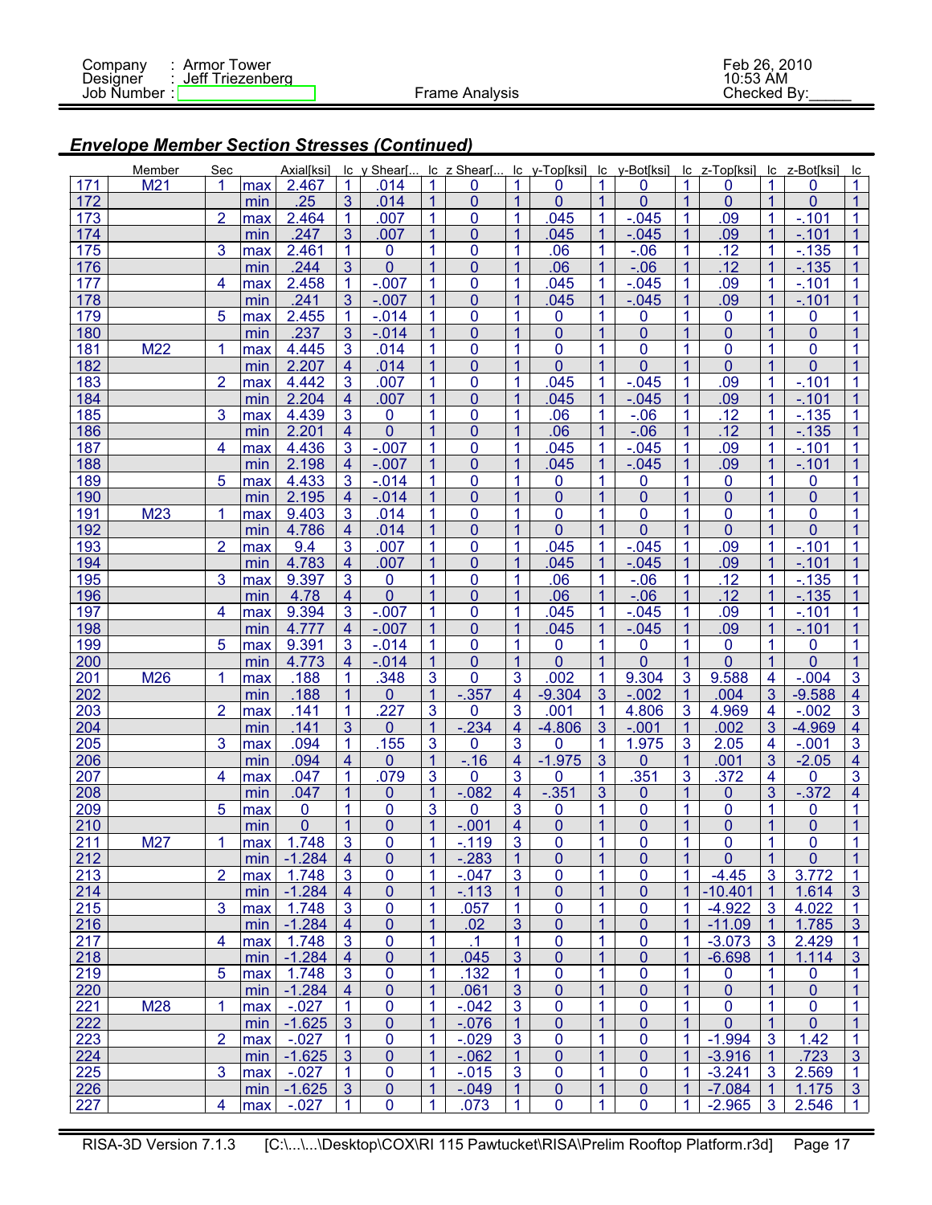## *Envelope Member Section Stresses (Continued)*

| | Member | Sec | | Axial[ksi] | lc | y Shear[... | lc | z Shear[... | lc | y-Top[ksi] | lc | y-Bot[ksi] | lc | z-Top[ksi] | lc | z-Bot[ksi] | lc |
|---|---|---|---|---|---|---|---|---|---|---|---|---|---|---|---|---|---|
| 171 | M21 | 1 | max | 2.467 | 1 | .014 | 1 | 0 | 1 | 0 | 1 | 0 | 1 | 0 | 1 | 0 | 1 |
| 172 | | | min | .25 | 3 | .014 | 1 | 0 | 1 | 0 | 1 | 0 | 1 | 0 | 1 | 0 | 1 |
| 173 | | 2 | max | 2.464 | 1 | .007 | 1 | 0 | 1 | .045 | 1 | -.045 | 1 | .09 | 1 | -.101 | 1 |
| 174 | | | min | .247 | 3 | .007 | 1 | 0 | 1 | .045 | 1 | -.045 | 1 | .09 | 1 | -.101 | 1 |
| 175 | | 3 | max | 2.461 | 1 | 0 | 1 | 0 | 1 | .06 | 1 | -.06 | 1 | .12 | 1 | -.135 | 1 |
| 176 | | | min | .244 | 3 | 0 | 1 | 0 | 1 | .06 | 1 | -.06 | 1 | .12 | 1 | -.135 | 1 |
| 177 | | 4 | max | 2.458 | 1 | -.007 | 1 | 0 | 1 | .045 | 1 | -.045 | 1 | .09 | 1 | -.101 | 1 |
| 178 | | | min | .241 | 3 | -.007 | 1 | 0 | 1 | .045 | 1 | -.045 | 1 | .09 | 1 | -.101 | 1 |
| 179 | | 5 | max | 2.455 | 1 | -.014 | 1 | 0 | 1 | 0 | 1 | 0 | 1 | 0 | 1 | 0 | 1 |
| 180 | | | min | .237 | 3 | -.014 | 1 | 0 | 1 | 0 | 1 | 0 | 1 | 0 | 1 | 0 | 1 |
| 181 | M22 | 1 | max | 4.445 | 3 | .014 | 1 | 0 | 1 | 0 | 1 | 0 | 1 | 0 | 1 | 0 | 1 |
| 182 | | | min | 2.207 | 4 | .014 | 1 | 0 | 1 | 0 | 1 | 0 | 1 | 0 | 1 | 0 | 1 |
| 183 | | 2 | max | 4.442 | 3 | .007 | 1 | 0 | 1 | .045 | 1 | -.045 | 1 | .09 | 1 | -.101 | 1 |
| 184 | | | min | 2.204 | 4 | .007 | 1 | 0 | 1 | .045 | 1 | -.045 | 1 | .09 | 1 | -.101 | 1 |
| 185 | | 3 | max | 4.439 | 3 | 0 | 1 | 0 | 1 | .06 | 1 | -.06 | 1 | .12 | 1 | -.135 | 1 |
| 186 | | | min | 2.201 | 4 | 0 | 1 | 0 | 1 | .06 | 1 | -.06 | 1 | .12 | 1 | -.135 | 1 |
| 187 | | 4 | max | 4.436 | 3 | -.007 | 1 | 0 | 1 | .045 | 1 | -.045 | 1 | .09 | 1 | -.101 | 1 |
| 188 | | | min | 2.198 | 4 | -.007 | 1 | 0 | 1 | .045 | 1 | -.045 | 1 | .09 | 1 | -.101 | 1 |
| 189 | | 5 | max | 4.433 | 3 | -.014 | 1 | 0 | 1 | 0 | 1 | 0 | 1 | 0 | 1 | 0 | 1 |
| 190 | | | min | 2.195 | 4 | -.014 | 1 | 0 | 1 | 0 | 1 | 0 | 1 | 0 | 1 | 0 | 1 |
| 191 | M23 | 1 | max | 9.403 | 3 | .014 | 1 | 0 | 1 | 0 | 1 | 0 | 1 | 0 | 1 | 0 | 1 |
| 192 | | | min | 4.786 | 4 | .014 | 1 | 0 | 1 | 0 | 1 | 0 | 1 | 0 | 1 | 0 | 1 |
| 193 | | 2 | max | 9.4 | 3 | .007 | 1 | 0 | 1 | .045 | 1 | -.045 | 1 | .09 | 1 | -.101 | 1 |
| 194 | | | min | 4.783 | 4 | .007 | 1 | 0 | 1 | .045 | 1 | -.045 | 1 | .09 | 1 | -.101 | 1 |
| 195 | | 3 | max | 9.397 | 3 | 0 | 1 | 0 | 1 | .06 | 1 | -.06 | 1 | .12 | 1 | -.135 | 1 |
| 196 | | | min | 4.78 | 4 | 0 | 1 | 0 | 1 | .06 | 1 | -.06 | 1 | .12 | 1 | -.135 | 1 |
| 197 | | 4 | max | 9.394 | 3 | -.007 | 1 | 0 | 1 | .045 | 1 | -.045 | 1 | .09 | 1 | -.101 | 1 |
| 198 | | | min | 4.777 | 4 | -.007 | 1 | 0 | 1 | .045 | 1 | -.045 | 1 | .09 | 1 | -.101 | 1 |
| 199 | | 5 | max | 9.391 | 3 | -.014 | 1 | 0 | 1 | 0 | 1 | 0 | 1 | 0 | 1 | 0 | 1 |
| 200 | | | min | 4.773 | 4 | -.014 | 1 | 0 | 1 | 0 | 1 | 0 | 1 | 0 | 1 | 0 | 1 |
| 201 | M26 | 1 | max | .188 | 1 | .348 | 3 | 0 | 3 | .002 | 1 | 9.304 | 3 | 9.588 | 4 | -.004 | 3 |
| 202 | | | min | .188 | 1 | 0 | 1 | -.357 | 4 | -9.304 | 3 | -.002 | 1 | .004 | 3 | -9.588 | 4 |
| 203 | | 2 | max | .141 | 1 | .227 | 3 | 0 | 3 | .001 | 1 | 4.806 | 3 | 4.969 | 4 | -.002 | 3 |
| 204 | | | min | .141 | 3 | 0 | 1 | -.234 | 4 | -4.806 | 3 | -.001 | 1 | .002 | 3 | -4.969 | 4 |
| 205 | | 3 | max | .094 | 1 | .155 | 3 | 0 | 3 | 0 | 1 | 1.975 | 3 | 2.05 | 4 | -.001 | 3 |
| 206 | | | min | .094 | 4 | 0 | 1 | -.16 | 4 | -1.975 | 3 | 0 | 1 | .001 | 3 | -2.05 | 4 |
| 207 | | 4 | max | .047 | 1 | .079 | 3 | 0 | 3 | 0 | 1 | .351 | 3 | .372 | 4 | 0 | 3 |
| 208 | | | min | .047 | 1 | 0 | 1 | -.082 | 4 | -.351 | 3 | 0 | 1 | 0 | 3 | -.372 | 4 |
| 209 | | 5 | max | 0 | 1 | 0 | 3 | 0 | 3 | 0 | 1 | 0 | 1 | 0 | 1 | 0 | 1 |
| 210 | | | min | 0 | 1 | 0 | 1 | -.001 | 4 | 0 | 1 | 0 | 1 | 0 | 1 | 0 | 1 |
| 211 | M27 | 1 | max | 1.748 | 3 | 0 | 1 | -.119 | 3 | 0 | 1 | 0 | 1 | 0 | 1 | 0 | 1 |
| 212 | | | min | -1.284 | 4 | 0 | 1 | -.283 | 1 | 0 | 1 | 0 | 1 | 0 | 1 | 0 | 1 |
| 213 | | 2 | max | 1.748 | 3 | 0 | 1 | -.047 | 3 | 0 | 1 | 0 | 1 | -4.45 | 3 | 3.772 | 1 |
| 214 | | | min | -1.284 | 4 | 0 | 1 | -.113 | 1 | 0 | 1 | 0 | 1 | -10.401 | 1 | 1.614 | 3 |
| 215 | | 3 | max | 1.748 | 3 | 0 | 1 | .057 | 1 | 0 | 1 | 0 | 1 | -4.922 | 3 | 4.022 | 1 |
| 216 | | | min | -1.284 | 4 | 0 | 1 | .02 | 3 | 0 | 1 | 0 | 1 | -11.09 | 1 | 1.785 | 3 |
| 217 | | 4 | max | 1.748 | 3 | 0 | 1 | .1 | 1 | 0 | 1 | 0 | 1 | -3.073 | 3 | 2.429 | 1 |
| 218 | | | min | -1.284 | 4 | 0 | 1 | .045 | 3 | 0 | 1 | 0 | 1 | -6.698 | 1 | 1.114 | 3 |
| 219 | | 5 | max | 1.748 | 3 | 0 | 1 | .132 | 1 | 0 | 1 | 0 | 1 | 0 | 1 | 0 | 1 |
| 220 | | | min | -1.284 | 4 | 0 | 1 | .061 | 3 | 0 | 1 | 0 | 1 | 0 | 1 | 0 | 1 |
| 221 | M28 | 1 | max | -.027 | 1 | 0 | 1 | -.042 | 3 | 0 | 1 | 0 | 1 | 0 | 1 | 0 | 1 |
| 222 | | | min | -1.625 | 3 | 0 | 1 | -.076 | 1 | 0 | 1 | 0 | 1 | 0 | 1 | 0 | 1 |
| 223 | | 2 | max | -.027 | 1 | 0 | 1 | -.029 | 3 | 0 | 1 | 0 | 1 | -1.994 | 3 | 1.42 | 1 |
| 224 | | | min | -1.625 | 3 | 0 | 1 | -.062 | 1 | 0 | 1 | 0 | 1 | -3.916 | 1 | .723 | 3 |
| 225 | | 3 | max | -.027 | 1 | 0 | 1 | -.015 | 3 | 0 | 1 | 0 | 1 | -3.241 | 3 | 2.569 | 1 |
| 226 | | | min | -1.625 | 3 | 0 | 1 | -.049 | 1 | 0 | 1 | 0 | 1 | -7.084 | 1 | 1.175 | 3 |
| 227 | | 4 | max | -.027 | 1 | 0 | 1 | .073 | 1 | 0 | 1 | 0 | 1 | -2.965 | 3 | 2.546 | 1 |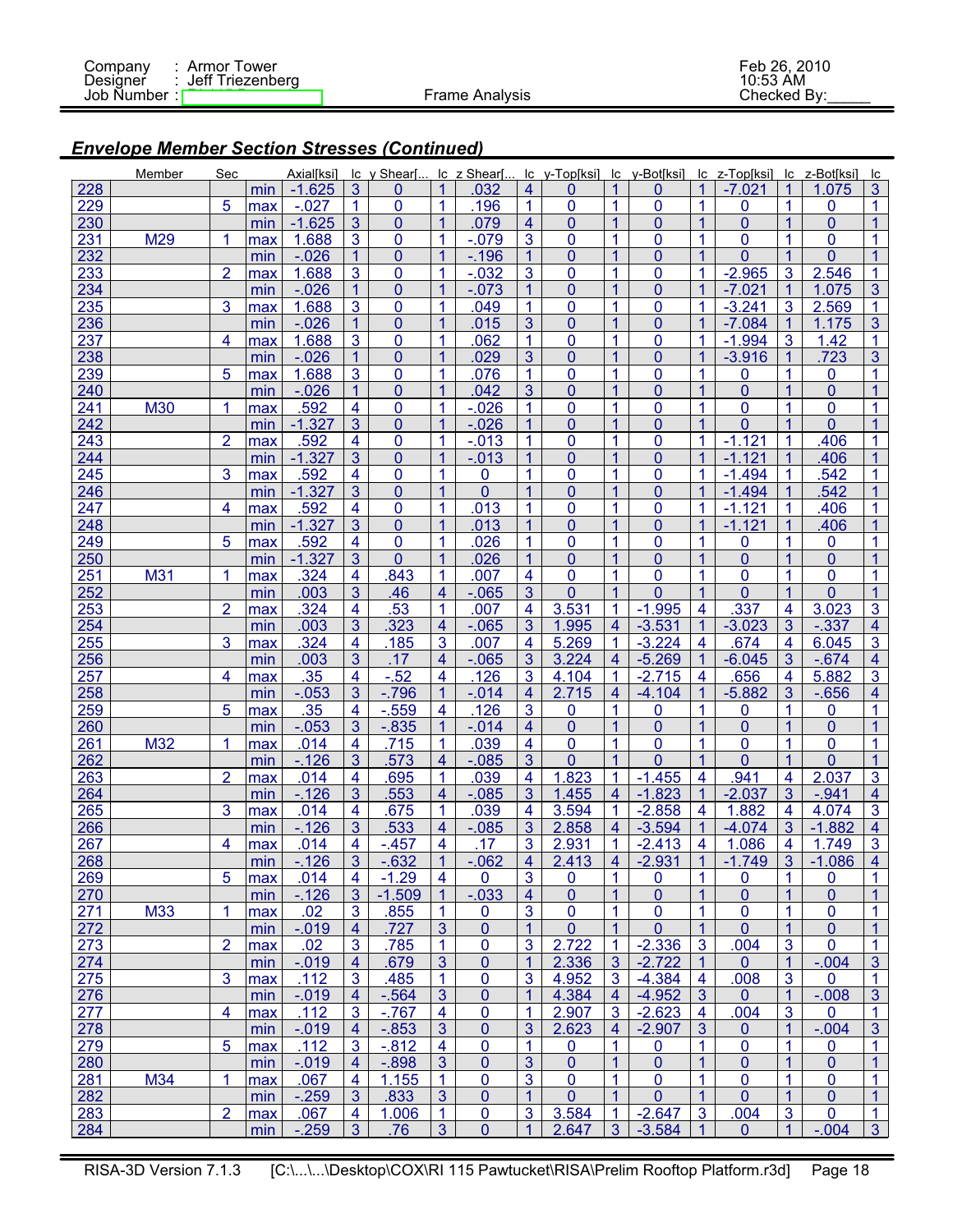## Envelope Member Section Stresses (Continued)

| | Member | Sec | | Axial[ksi] | lc | y Shear[... | lc | z Shear[... | lc | y-Top[ksi] | lc | y-Bot[ksi] | lc | z-Top[ksi] | lc | z-Bot[ksi] | lc |
|---|---|---|---|---|---|---|---|---|---|---|---|---|---|---|---|---|---|
| 228 | | | min | -1.625 | 3 | 0 | 1 | .032 | 4 | 0 | 1 | 0 | 1 | -7.021 | 1 | 1.075 | 3 |
| 229 | | 5 | max | -.027 | 1 | 0 | 1 | .196 | 1 | 0 | 1 | 0 | 1 | 0 | 1 | 0 | 1 |
| 230 | | | min | -1.625 | 3 | 0 | 1 | .079 | 4 | 0 | 1 | 0 | 1 | 0 | 1 | 0 | 1 |
| 231 | M29 | 1 | max | 1.688 | 3 | 0 | 1 | -.079 | 3 | 0 | 1 | 0 | 1 | 0 | 1 | 0 | 1 |
| 232 | | | min | -.026 | 1 | 0 | 1 | -.196 | 1 | 0 | 1 | 0 | 1 | 0 | 1 | 0 | 1 |
| 233 | | 2 | max | 1.688 | 3 | 0 | 1 | -.032 | 3 | 0 | 1 | 0 | 1 | -2.965 | 3 | 2.546 | 1 |
| 234 | | | min | -.026 | 1 | 0 | 1 | -.073 | 1 | 0 | 1 | 0 | 1 | -7.021 | 1 | 1.075 | 3 |
| 235 | | 3 | max | 1.688 | 3 | 0 | 1 | .049 | 1 | 0 | 1 | 0 | 1 | -3.241 | 3 | 2.569 | 1 |
| 236 | | | min | -.026 | 1 | 0 | 1 | .015 | 3 | 0 | 1 | 0 | 1 | -7.084 | 1 | 1.175 | 3 |
| 237 | | 4 | max | 1.688 | 3 | 0 | 1 | .062 | 1 | 0 | 1 | 0 | 1 | -1.994 | 3 | 1.42 | 1 |
| 238 | | | min | -.026 | 1 | 0 | 1 | .029 | 3 | 0 | 1 | 0 | 1 | -3.916 | 1 | .723 | 3 |
| 239 | | 5 | max | 1.688 | 3 | 0 | 1 | .076 | 1 | 0 | 1 | 0 | 1 | 0 | 1 | 0 | 1 |
| 240 | | | min | -.026 | 1 | 0 | 1 | .042 | 3 | 0 | 1 | 0 | 1 | 0 | 1 | 0 | 1 |
| 241 | M30 | 1 | max | .592 | 4 | 0 | 1 | -.026 | 1 | 0 | 1 | 0 | 1 | 0 | 1 | 0 | 1 |
| 242 | | | min | -1.327 | 3 | 0 | 1 | -.026 | 1 | 0 | 1 | 0 | 1 | 0 | 1 | 0 | 1 |
| 243 | | 2 | max | .592 | 4 | 0 | 1 | -.013 | 1 | 0 | 1 | 0 | 1 | -1.121 | 1 | .406 | 1 |
| 244 | | | min | -1.327 | 3 | 0 | 1 | -.013 | 1 | 0 | 1 | 0 | 1 | -1.121 | 1 | .406 | 1 |
| 245 | | 3 | max | .592 | 4 | 0 | 1 | 0 | 1 | 0 | 1 | 0 | 1 | -1.494 | 1 | .542 | 1 |
| 246 | | | min | -1.327 | 3 | 0 | 1 | 0 | 1 | 0 | 1 | 0 | 1 | -1.494 | 1 | .542 | 1 |
| 247 | | 4 | max | .592 | 4 | 0 | 1 | .013 | 1 | 0 | 1 | 0 | 1 | -1.121 | 1 | .406 | 1 |
| 248 | | | min | -1.327 | 3 | 0 | 1 | .013 | 1 | 0 | 1 | 0 | 1 | -1.121 | 1 | .406 | 1 |
| 249 | | 5 | max | .592 | 4 | 0 | 1 | .026 | 1 | 0 | 1 | 0 | 1 | 0 | 1 | 0 | 1 |
| 250 | | | min | -1.327 | 3 | 0 | 1 | .026 | 1 | 0 | 1 | 0 | 1 | 0 | 1 | 0 | 1 |
| 251 | M31 | 1 | max | .324 | 4 | .843 | 1 | .007 | 4 | 0 | 1 | 0 | 1 | 0 | 1 | 0 | 1 |
| 252 | | | min | .003 | 3 | .46 | 4 | -.065 | 3 | 0 | 1 | 0 | 1 | 0 | 1 | 0 | 1 |
| 253 | | 2 | max | .324 | 4 | .53 | 1 | .007 | 4 | 3.531 | 1 | -1.995 | 4 | .337 | 4 | 3.023 | 3 |
| 254 | | | min | .003 | 3 | .323 | 4 | -.065 | 3 | 1.995 | 4 | -3.531 | 1 | -3.023 | 3 | -.337 | 4 |
| 255 | | 3 | max | .324 | 4 | .185 | 3 | .007 | 4 | 5.269 | 1 | -3.224 | 4 | .674 | 4 | 6.045 | 3 |
| 256 | | | min | .003 | 3 | .17 | 4 | -.065 | 3 | 3.224 | 4 | -5.269 | 1 | -6.045 | 3 | -.674 | 4 |
| 257 | | 4 | max | .35 | 4 | -.52 | 4 | .126 | 3 | 4.104 | 1 | -2.715 | 4 | .656 | 4 | 5.882 | 3 |
| 258 | | | min | -.053 | 3 | -.796 | 1 | -.014 | 4 | 2.715 | 4 | -4.104 | 1 | -5.882 | 3 | -.656 | 4 |
| 259 | | 5 | max | .35 | 4 | -.559 | 4 | .126 | 3 | 0 | 1 | 0 | 1 | 0 | 1 | 0 | 1 |
| 260 | | | min | -.053 | 3 | -.835 | 1 | -.014 | 4 | 0 | 1 | 0 | 1 | 0 | 1 | 0 | 1 |
| 261 | M32 | 1 | max | .014 | 4 | .715 | 1 | .039 | 4 | 0 | 1 | 0 | 1 | 0 | 1 | 0 | 1 |
| 262 | | | min | -.126 | 3 | .573 | 4 | -.085 | 3 | 0 | 1 | 0 | 1 | 0 | 1 | 0 | 1 |
| 263 | | 2 | max | .014 | 4 | .695 | 1 | .039 | 4 | 1.823 | 1 | -1.455 | 4 | .941 | 4 | 2.037 | 3 |
| 264 | | | min | -.126 | 3 | .553 | 4 | -.085 | 3 | 1.455 | 4 | -1.823 | 1 | -2.037 | 3 | -.941 | 4 |
| 265 | | 3 | max | .014 | 4 | .675 | 1 | .039 | 4 | 3.594 | 1 | -2.858 | 4 | 1.882 | 4 | 4.074 | 3 |
| 266 | | | min | -.126 | 3 | .533 | 4 | -.085 | 3 | 2.858 | 4 | -3.594 | 1 | -4.074 | 3 | -1.882 | 4 |
| 267 | | 4 | max | .014 | 4 | -.457 | 4 | .17 | 3 | 2.931 | 1 | -2.413 | 4 | 1.086 | 4 | 1.749 | 3 |
| 268 | | | min | -.126 | 3 | -.632 | 1 | -.062 | 4 | 2.413 | 4 | -2.931 | 1 | -1.749 | 3 | -1.086 | 4 |
| 269 | | 5 | max | .014 | 4 | -1.29 | 4 | 0 | 3 | 0 | 1 | 0 | 1 | 0 | 1 | 0 | 1 |
| 270 | | | min | -.126 | 3 | -1.509 | 1 | -.033 | 4 | 0 | 1 | 0 | 1 | 0 | 1 | 0 | 1 |
| 271 | M33 | 1 | max | .02 | 3 | .855 | 1 | 0 | 3 | 0 | 1 | 0 | 1 | 0 | 1 | 0 | 1 |
| 272 | | | min | -.019 | 4 | .727 | 3 | 0 | 1 | 0 | 1 | 0 | 1 | 0 | 1 | 0 | 1 |
| 273 | | 2 | max | .02 | 3 | .785 | 1 | 0 | 3 | 2.722 | 1 | -2.336 | 3 | .004 | 3 | 0 | 1 |
| 274 | | | min | -.019 | 4 | .679 | 3 | 0 | 1 | 2.336 | 3 | -2.722 | 1 | 0 | 1 | -.004 | 3 |
| 275 | | 3 | max | .112 | 3 | .485 | 1 | 0 | 3 | 4.952 | 3 | -4.384 | 4 | .008 | 3 | 0 | 1 |
| 276 | | | min | -.019 | 4 | -.564 | 3 | 0 | 1 | 4.384 | 4 | -4.952 | 3 | 0 | 1 | -.008 | 3 |
| 277 | | 4 | max | .112 | 3 | -.767 | 4 | 0 | 1 | 2.907 | 3 | -2.623 | 4 | .004 | 3 | 0 | 1 |
| 278 | | | min | -.019 | 4 | -.853 | 3 | 0 | 3 | 2.623 | 4 | -2.907 | 3 | 0 | 1 | -.004 | 3 |
| 279 | | 5 | max | .112 | 3 | -.812 | 4 | 0 | 1 | 0 | 1 | 0 | 1 | 0 | 1 | 0 | 1 |
| 280 | | | min | -.019 | 4 | -.898 | 3 | 0 | 3 | 0 | 1 | 0 | 1 | 0 | 1 | 0 | 1 |
| 281 | M34 | 1 | max | .067 | 4 | 1.155 | 1 | 0 | 3 | 0 | 1 | 0 | 1 | 0 | 1 | 0 | 1 |
| 282 | | | min | -.259 | 3 | .833 | 3 | 0 | 1 | 0 | 1 | 0 | 1 | 0 | 1 | 0 | 1 |
| 283 | | 2 | max | .067 | 4 | 1.006 | 1 | 0 | 3 | 3.584 | 1 | -2.647 | 3 | .004 | 3 | 0 | 1 |
| 284 | | | min | -.259 | 3 | .76 | 3 | 0 | 1 | 2.647 | 3 | -3.584 | 1 | 0 | 1 | -.004 | 3 |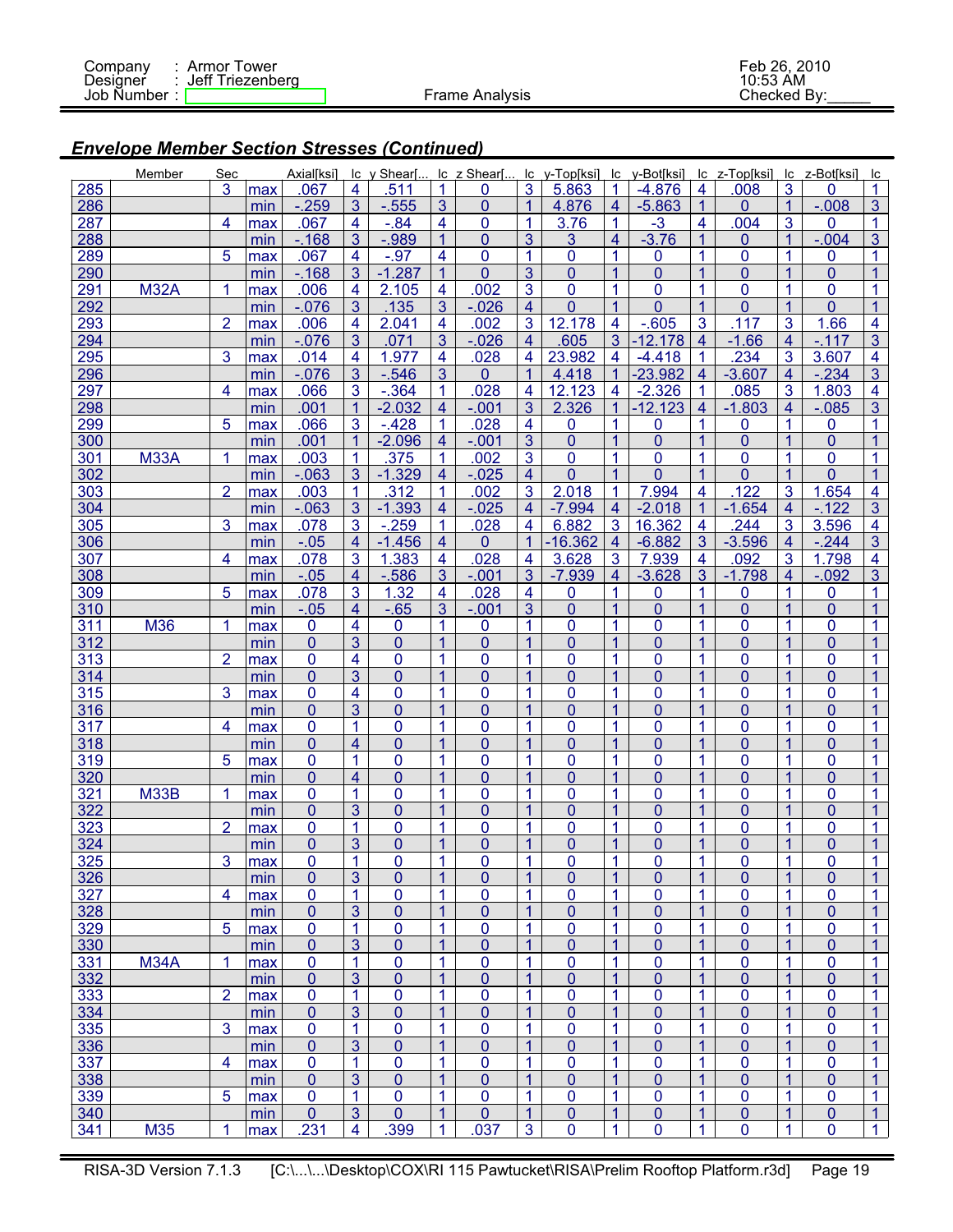Company : Armor Tower
Designer : Jeff Triezenberg
Job Number :

Frame Analysis

Feb 26, 2010
10:53 AM
Checked By:_____

## *Envelope Member Section Stresses (Continued)*

| | Member | Sec | | Axial[ksi] | lc | y Shear[... | lc | z Shear[... | lc | y-Top[ksi] | lc | y-Bot[ksi] | lc | z-Top[ksi] | lc | z-Bot[ksi] | lc |
|---|---|---|---|---|---|---|---|---|---|---|---|---|---|---|---|---|---|
| 285 | | 3 | max | .067 | 4 | .511 | 1 | 0 | 3 | 5.863 | 1 | -4.876 | 4 | .008 | 3 | 0 | 1 |
| 286 | | | min | -.259 | 3 | -.555 | 3 | 0 | 1 | 4.876 | 4 | -5.863 | 1 | 0 | 1 | -.008 | 3 |
| 287 | | 4 | max | .067 | 4 | -.84 | 4 | 0 | 1 | 3.76 | 1 | -3 | 4 | .004 | 3 | 0 | 1 |
| 288 | | | min | -.168 | 3 | -.989 | 1 | 0 | 3 | 3 | 4 | -3.76 | 1 | 0 | 1 | -.004 | 3 |
| 289 | | 5 | max | .067 | 4 | -.97 | 4 | 0 | 1 | 0 | 1 | 0 | 1 | 0 | 1 | 0 | 1 |
| 290 | | | min | -.168 | 3 | -1.287 | 1 | 0 | 3 | 0 | 1 | 0 | 1 | 0 | 1 | 0 | 1 |
| 291 | M32A | 1 | max | .006 | 4 | 2.105 | 4 | .002 | 3 | 0 | 1 | 0 | 1 | 0 | 1 | 0 | 1 |
| 292 | | | min | -.076 | 3 | .135 | 3 | -.026 | 4 | 0 | 1 | 0 | 1 | 0 | 1 | 0 | 1 |
| 293 | | 2 | max | .006 | 4 | 2.041 | 4 | .002 | 3 | 12.178 | 4 | -.605 | 3 | .117 | 3 | 1.66 | 4 |
| 294 | | | min | -.076 | 3 | .071 | 3 | -.026 | 4 | .605 | 3 | -12.178 | 4 | -1.66 | 4 | -.117 | 3 |
| 295 | | 3 | max | .014 | 4 | 1.977 | 4 | .028 | 4 | 23.982 | 4 | -4.418 | 1 | .234 | 3 | 3.607 | 4 |
| 296 | | | min | -.076 | 3 | -.546 | 3 | 0 | 1 | 4.418 | 1 | -23.982 | 4 | -3.607 | 4 | -.234 | 3 |
| 297 | | 4 | max | .066 | 3 | -.364 | 1 | .028 | 4 | 12.123 | 4 | -2.326 | 1 | .085 | 3 | 1.803 | 4 |
| 298 | | | min | .001 | 1 | -2.032 | 4 | -.001 | 3 | 2.326 | 1 | -12.123 | 4 | -1.803 | 4 | -.085 | 3 |
| 299 | | 5 | max | .066 | 3 | -.428 | 1 | .028 | 4 | 0 | 1 | 0 | 1 | 0 | 1 | 0 | 1 |
| 300 | | | min | .001 | 1 | -2.096 | 4 | -.001 | 3 | 0 | 1 | 0 | 1 | 0 | 1 | 0 | 1 |
| 301 | M33A | 1 | max | .003 | 1 | .375 | 1 | .002 | 3 | 0 | 1 | 0 | 1 | 0 | 1 | 0 | 1 |
| 302 | | | min | -.063 | 3 | -1.329 | 4 | -.025 | 4 | 0 | 1 | 0 | 1 | 0 | 1 | 0 | 1 |
| 303 | | 2 | max | .003 | 1 | .312 | 1 | .002 | 3 | 2.018 | 1 | 7.994 | 4 | .122 | 3 | 1.654 | 4 |
| 304 | | | min | -.063 | 3 | -1.393 | 4 | -.025 | 4 | -7.994 | 4 | -2.018 | 1 | -1.654 | 4 | -.122 | 3 |
| 305 | | 3 | max | .078 | 3 | -.259 | 1 | .028 | 4 | 6.882 | 3 | 16.362 | 4 | .244 | 3 | 3.596 | 4 |
| 306 | | | min | -.05 | 4 | -1.456 | 4 | 0 | 1 | -16.362 | 4 | -6.882 | 3 | -3.596 | 4 | -.244 | 3 |
| 307 | | 4 | max | .078 | 3 | 1.383 | 4 | .028 | 4 | 3.628 | 3 | 7.939 | 4 | .092 | 3 | 1.798 | 4 |
| 308 | | | min | -.05 | 4 | -.586 | 3 | -.001 | 3 | -7.939 | 4 | -3.628 | 3 | -1.798 | 4 | -.092 | 3 |
| 309 | | 5 | max | .078 | 3 | 1.32 | 4 | .028 | 4 | 0 | 1 | 0 | 1 | 0 | 1 | 0 | 1 |
| 310 | | | min | -.05 | 4 | -.65 | 3 | -.001 | 3 | 0 | 1 | 0 | 1 | 0 | 1 | 0 | 1 |
| 311 | M36 | 1 | max | 0 | 4 | 0 | 1 | 0 | 1 | 0 | 1 | 0 | 1 | 0 | 1 | 0 | 1 |
| 312 | | | min | 0 | 3 | 0 | 1 | 0 | 1 | 0 | 1 | 0 | 1 | 0 | 1 | 0 | 1 |
| 313 | | 2 | max | 0 | 4 | 0 | 1 | 0 | 1 | 0 | 1 | 0 | 1 | 0 | 1 | 0 | 1 |
| 314 | | | min | 0 | 3 | 0 | 1 | 0 | 1 | 0 | 1 | 0 | 1 | 0 | 1 | 0 | 1 |
| 315 | | 3 | max | 0 | 4 | 0 | 1 | 0 | 1 | 0 | 1 | 0 | 1 | 0 | 1 | 0 | 1 |
| 316 | | | min | 0 | 3 | 0 | 1 | 0 | 1 | 0 | 1 | 0 | 1 | 0 | 1 | 0 | 1 |
| 317 | | 4 | max | 0 | 1 | 0 | 1 | 0 | 1 | 0 | 1 | 0 | 1 | 0 | 1 | 0 | 1 |
| 318 | | | min | 0 | 4 | 0 | 1 | 0 | 1 | 0 | 1 | 0 | 1 | 0 | 1 | 0 | 1 |
| 319 | | 5 | max | 0 | 1 | 0 | 1 | 0 | 1 | 0 | 1 | 0 | 1 | 0 | 1 | 0 | 1 |
| 320 | | | min | 0 | 4 | 0 | 1 | 0 | 1 | 0 | 1 | 0 | 1 | 0 | 1 | 0 | 1 |
| 321 | M33B | 1 | max | 0 | 1 | 0 | 1 | 0 | 1 | 0 | 1 | 0 | 1 | 0 | 1 | 0 | 1 |
| 322 | | | min | 0 | 3 | 0 | 1 | 0 | 1 | 0 | 1 | 0 | 1 | 0 | 1 | 0 | 1 |
| 323 | | 2 | max | 0 | 1 | 0 | 1 | 0 | 1 | 0 | 1 | 0 | 1 | 0 | 1 | 0 | 1 |
| 324 | | | min | 0 | 3 | 0 | 1 | 0 | 1 | 0 | 1 | 0 | 1 | 0 | 1 | 0 | 1 |
| 325 | | 3 | max | 0 | 1 | 0 | 1 | 0 | 1 | 0 | 1 | 0 | 1 | 0 | 1 | 0 | 1 |
| 326 | | | min | 0 | 3 | 0 | 1 | 0 | 1 | 0 | 1 | 0 | 1 | 0 | 1 | 0 | 1 |
| 327 | | 4 | max | 0 | 1 | 0 | 1 | 0 | 1 | 0 | 1 | 0 | 1 | 0 | 1 | 0 | 1 |
| 328 | | | min | 0 | 3 | 0 | 1 | 0 | 1 | 0 | 1 | 0 | 1 | 0 | 1 | 0 | 1 |
| 329 | | 5 | max | 0 | 1 | 0 | 1 | 0 | 1 | 0 | 1 | 0 | 1 | 0 | 1 | 0 | 1 |
| 330 | | | min | 0 | 3 | 0 | 1 | 0 | 1 | 0 | 1 | 0 | 1 | 0 | 1 | 0 | 1 |
| 331 | M34A | 1 | max | 0 | 1 | 0 | 1 | 0 | 1 | 0 | 1 | 0 | 1 | 0 | 1 | 0 | 1 |
| 332 | | | min | 0 | 3 | 0 | 1 | 0 | 1 | 0 | 1 | 0 | 1 | 0 | 1 | 0 | 1 |
| 333 | | 2 | max | 0 | 1 | 0 | 1 | 0 | 1 | 0 | 1 | 0 | 1 | 0 | 1 | 0 | 1 |
| 334 | | | min | 0 | 3 | 0 | 1 | 0 | 1 | 0 | 1 | 0 | 1 | 0 | 1 | 0 | 1 |
| 335 | | 3 | max | 0 | 1 | 0 | 1 | 0 | 1 | 0 | 1 | 0 | 1 | 0 | 1 | 0 | 1 |
| 336 | | | min | 0 | 3 | 0 | 1 | 0 | 1 | 0 | 1 | 0 | 1 | 0 | 1 | 0 | 1 |
| 337 | | 4 | max | 0 | 1 | 0 | 1 | 0 | 1 | 0 | 1 | 0 | 1 | 0 | 1 | 0 | 1 |
| 338 | | | min | 0 | 3 | 0 | 1 | 0 | 1 | 0 | 1 | 0 | 1 | 0 | 1 | 0 | 1 |
| 339 | | 5 | max | 0 | 1 | 0 | 1 | 0 | 1 | 0 | 1 | 0 | 1 | 0 | 1 | 0 | 1 |
| 340 | | | min | 0 | 3 | 0 | 1 | 0 | 1 | 0 | 1 | 0 | 1 | 0 | 1 | 0 | 1 |
| 341 | M35 | 1 | max | .231 | 4 | .399 | 1 | .037 | 3 | 0 | 1 | 0 | 1 | 0 | 1 | 0 | 1 |

RISA-3D Version 7.1.3 [C:\...\...\Desktop\COX\RI 115 Pawtucket\RISA\Prelim Rooftop Platform.r3d]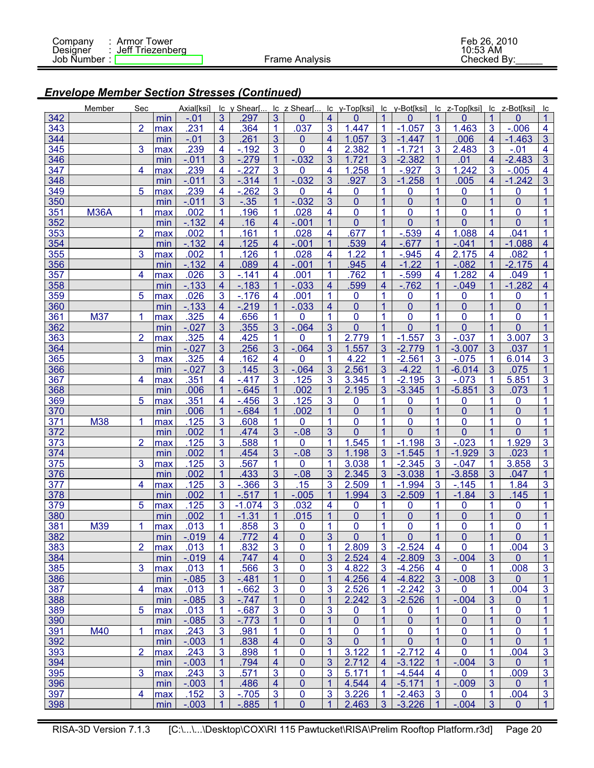## *Envelope Member Section Stresses (Continued)*

| | Member | Sec | | Axial[ksi] | lc | y Shear[... | lc | z Shear[... | lc | y-Top[ksi] | lc | y-Bot[ksi] | lc | z-Top[ksi] | lc | z-Bot[ksi] | lc |
|---|---|---|---|---|---|---|---|---|---|---|---|---|---|---|---|---|---|
| 342 | | | min | -.01 | 3 | .297 | 3 | 0 | 4 | 0 | 1 | 0 | 1 | 0 | 1 | 0 | 1 |
| 343 | | 2 | max | .231 | 4 | .364 | 1 | .037 | 3 | 1.447 | 1 | -1.057 | 3 | 1.463 | 3 | -.006 | 4 |
| 344 | | | min | -.01 | 3 | .261 | 3 | 0 | 4 | 1.057 | 3 | -1.447 | 1 | .006 | 4 | -1.463 | 3 |
| 345 | | 3 | max | .239 | 4 | -.192 | 3 | 0 | 4 | 2.382 | 1 | -1.721 | 3 | 2.483 | 3 | -.01 | 4 |
| 346 | | | min | -.011 | 3 | -.279 | 1 | -.032 | 3 | 1.721 | 3 | -2.382 | 1 | .01 | 4 | -2.483 | 3 |
| 347 | | 4 | max | .239 | 4 | -.227 | 3 | 0 | 4 | 1.258 | 1 | -.927 | 3 | 1.242 | 3 | -.005 | 4 |
| 348 | | | min | -.011 | 3 | -.314 | 1 | -.032 | 3 | .927 | 3 | -1.258 | 1 | .005 | 4 | -1.242 | 3 |
| 349 | | 5 | max | .239 | 4 | -.262 | 3 | 0 | 4 | 0 | 1 | 0 | 1 | 0 | 1 | 0 | 1 |
| 350 | | | min | -.011 | 3 | -.35 | 1 | -.032 | 3 | 0 | 1 | 0 | 1 | 0 | 1 | 0 | 1 |
| 351 | M36A | 1 | max | .002 | 1 | .196 | 1 | .028 | 4 | 0 | 1 | 0 | 1 | 0 | 1 | 0 | 1 |
| 352 | | | min | -.132 | 4 | .16 | 4 | -.001 | 1 | 0 | 1 | 0 | 1 | 0 | 1 | 0 | 1 |
| 353 | | 2 | max | .002 | 1 | .161 | 1 | .028 | 4 | .677 | 1 | -.539 | 4 | 1.088 | 4 | .041 | 1 |
| 354 | | | min | -.132 | 4 | .125 | 4 | -.001 | 1 | .539 | 4 | -.677 | 1 | -.041 | 1 | -1.088 | 4 |
| 355 | | 3 | max | .002 | 1 | .126 | 1 | .028 | 4 | 1.22 | 1 | -.945 | 4 | 2.175 | 4 | .082 | 1 |
| 356 | | | min | -.132 | 4 | .089 | 4 | -.001 | 1 | .945 | 4 | -1.22 | 1 | -.082 | 1 | -2.175 | 4 |
| 357 | | 4 | max | .026 | 3 | -.141 | 4 | .001 | 1 | .762 | 1 | -.599 | 4 | 1.282 | 4 | .049 | 1 |
| 358 | | | min | -.133 | 4 | -.183 | 1 | -.033 | 4 | .599 | 4 | -.762 | 1 | -.049 | 1 | -1.282 | 4 |
| 359 | | 5 | max | .026 | 3 | -.176 | 4 | .001 | 1 | 0 | 1 | 0 | 1 | 0 | 1 | 0 | 1 |
| 360 | | | min | -.133 | 4 | -.219 | 1 | -.033 | 4 | 0 | 1 | 0 | 1 | 0 | 1 | 0 | 1 |
| 361 | M37 | 1 | max | .325 | 4 | .656 | 1 | 0 | 1 | 0 | 1 | 0 | 1 | 0 | 1 | 0 | 1 |
| 362 | | | min | -.027 | 3 | .355 | 3 | -.064 | 3 | 0 | 1 | 0 | 1 | 0 | 1 | 0 | 1 |
| 363 | | 2 | max | .325 | 4 | .425 | 1 | 0 | 1 | 2.779 | 1 | -1.557 | 3 | -.037 | 1 | 3.007 | 3 |
| 364 | | | min | -.027 | 3 | .256 | 3 | -.064 | 3 | 1.557 | 3 | -2.779 | 1 | -3.007 | 3 | .037 | 1 |
| 365 | | 3 | max | .325 | 4 | .162 | 4 | 0 | 1 | 4.22 | 1 | -2.561 | 3 | -.075 | 1 | 6.014 | 3 |
| 366 | | | min | -.027 | 3 | .145 | 3 | -.064 | 3 | 2.561 | 3 | -4.22 | 1 | -6.014 | 3 | .075 | 1 |
| 367 | | 4 | max | .351 | 4 | -.417 | 3 | .125 | 3 | 3.345 | 1 | -2.195 | 3 | -.073 | 1 | 5.851 | 3 |
| 368 | | | min | .006 | 1 | -.645 | 1 | .002 | 1 | 2.195 | 3 | -3.345 | 1 | -5.851 | 3 | .073 | 1 |
| 369 | | 5 | max | .351 | 4 | -.456 | 3 | .125 | 3 | 0 | 1 | 0 | 1 | 0 | 1 | 0 | 1 |
| 370 | | | min | .006 | 1 | -.684 | 1 | .002 | 1 | 0 | 1 | 0 | 1 | 0 | 1 | 0 | 1 |
| 371 | M38 | 1 | max | .125 | 3 | .608 | 1 | 0 | 1 | 0 | 1 | 0 | 1 | 0 | 1 | 0 | 1 |
| 372 | | | min | .002 | 1 | .474 | 3 | -.08 | 3 | 0 | 1 | 0 | 1 | 0 | 1 | 0 | 1 |
| 373 | | 2 | max | .125 | 3 | .588 | 1 | 0 | 1 | 1.545 | 1 | -1.198 | 3 | -.023 | 1 | 1.929 | 3 |
| 374 | | | min | .002 | 1 | .454 | 3 | -.08 | 3 | 1.198 | 3 | -1.545 | 1 | -1.929 | 3 | .023 | 1 |
| 375 | | 3 | max | .125 | 3 | .567 | 1 | 0 | 1 | 3.038 | 1 | -2.345 | 3 | -.047 | 1 | 3.858 | 3 |
| 376 | | | min | .002 | 1 | .433 | 3 | -.08 | 3 | 2.345 | 3 | -3.038 | 1 | -3.858 | 3 | .047 | 1 |
| 377 | | 4 | max | .125 | 3 | -.366 | 3 | .15 | 3 | 2.509 | 1 | -1.994 | 3 | -.145 | 1 | 1.84 | 3 |
| 378 | | | min | .002 | 1 | -.517 | 1 | -.005 | 1 | 1.994 | 3 | -2.509 | 1 | -1.84 | 3 | .145 | 1 |
| 379 | | 5 | max | .125 | 3 | -1.074 | 3 | .032 | 4 | 0 | 1 | 0 | 1 | 0 | 1 | 0 | 1 |
| 380 | | | min | .002 | 1 | -1.31 | 1 | .015 | 1 | 0 | 1 | 0 | 1 | 0 | 1 | 0 | 1 |
| 381 | M39 | 1 | max | .013 | 1 | .858 | 3 | 0 | 1 | 0 | 1 | 0 | 1 | 0 | 1 | 0 | 1 |
| 382 | | | min | -.019 | 4 | .772 | 4 | 0 | 3 | 0 | 1 | 0 | 1 | 0 | 1 | 0 | 1 |
| 383 | | 2 | max | .013 | 1 | .832 | 3 | 0 | 1 | 2.809 | 3 | -2.524 | 4 | 0 | 1 | .004 | 3 |
| 384 | | | min | -.019 | 4 | .747 | 4 | 0 | 3 | 2.524 | 4 | -2.809 | 3 | -.004 | 3 | 0 | 1 |
| 385 | | 3 | max | .013 | 1 | .566 | 3 | 0 | 3 | 4.822 | 3 | -4.256 | 4 | 0 | 1 | .008 | 3 |
| 386 | | | min | -.085 | 3 | -.481 | 1 | 0 | 1 | 4.256 | 4 | -4.822 | 3 | -.008 | 3 | 0 | 1 |
| 387 | | 4 | max | .013 | 1 | -.662 | 3 | 0 | 3 | 2.526 | 1 | -2.242 | 3 | 0 | 1 | .004 | 3 |
| 388 | | | min | -.085 | 3 | -.747 | 1 | 0 | 1 | 2.242 | 3 | -2.526 | 1 | -.004 | 3 | 0 | 1 |
| 389 | | 5 | max | .013 | 1 | -.687 | 3 | 0 | 3 | 0 | 1 | 0 | 1 | 0 | 1 | 0 | 1 |
| 390 | | | min | -.085 | 3 | -.773 | 1 | 0 | 1 | 0 | 1 | 0 | 1 | 0 | 1 | 0 | 1 |
| 391 | M40 | 1 | max | .243 | 3 | .981 | 1 | 0 | 1 | 0 | 1 | 0 | 1 | 0 | 1 | 0 | 1 |
| 392 | | | min | -.003 | 1 | .838 | 4 | 0 | 3 | 0 | 1 | 0 | 1 | 0 | 1 | 0 | 1 |
| 393 | | 2 | max | .243 | 3 | .898 | 1 | 0 | 1 | 3.122 | 1 | -2.712 | 4 | 0 | 1 | .004 | 3 |
| 394 | | | min | -.003 | 1 | .794 | 4 | 0 | 3 | 2.712 | 4 | -3.122 | 1 | -.004 | 3 | 0 | 1 |
| 395 | | 3 | max | .243 | 3 | .571 | 3 | 0 | 3 | 5.171 | 1 | -4.544 | 4 | 0 | 1 | .009 | 3 |
| 396 | | | min | -.003 | 1 | .486 | 4 | 0 | 1 | 4.544 | 4 | -5.171 | 1 | -.009 | 3 | 0 | 1 |
| 397 | | 4 | max | .152 | 3 | -.705 | 3 | 0 | 3 | 3.226 | 1 | -2.463 | 3 | 0 | 1 | .004 | 3 |
| 398 | | | min | -.003 | 1 | -.885 | 1 | 0 | 1 | 2.463 | 3 | -3.226 | 1 | -.004 | 3 | 0 | 1 |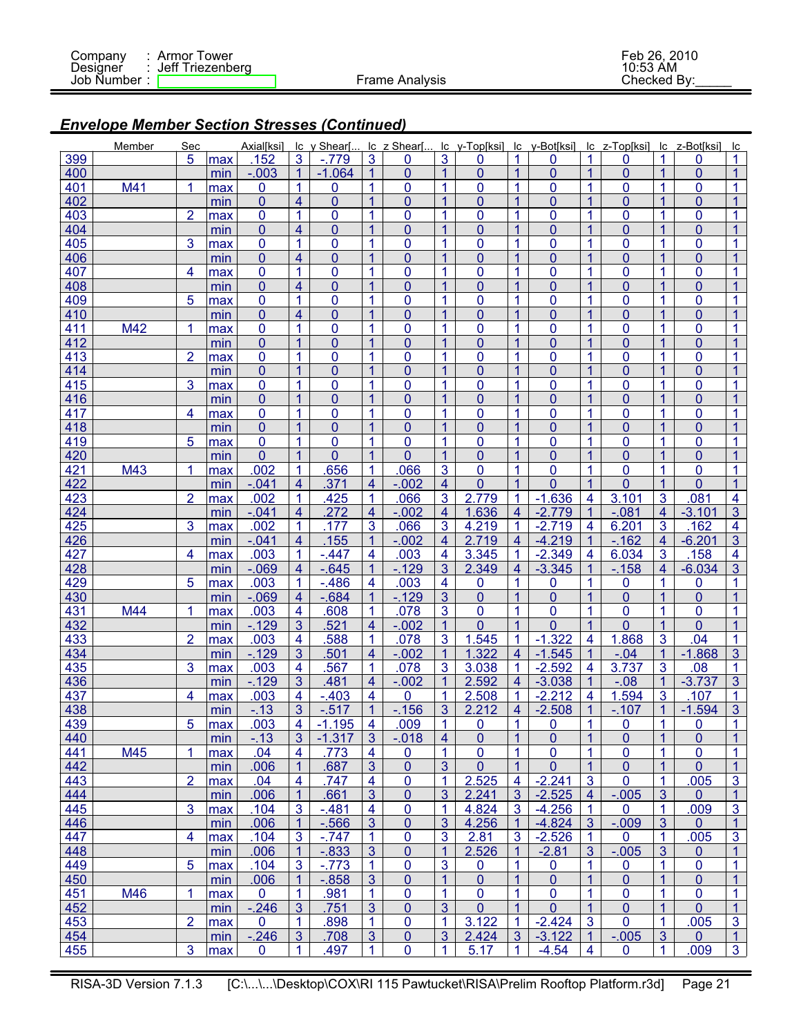## Envelope Member Section Stresses (Continued)

| | Member | Sec | | Axial[ksi] | lc | y Shear[... | lc | z Shear[... | lc | y-Top[ksi] | lc | y-Bot[ksi] | lc | z-Top[ksi] | lc | z-Bot[ksi] | lc |
|---|---|---|---|---|---|---|---|---|---|---|---|---|---|---|---|---|---|
| 399 | | 5 | max | .152 | 3 | -.779 | 3 | 0 | 3 | 0 | 1 | 0 | 1 | 0 | 1 | 0 | 1 |
| 400 | | | min | -.003 | 1 | -1.064 | 1 | 0 | 1 | 0 | 1 | 0 | 1 | 0 | 1 | 0 | 1 |
| 401 | M41 | 1 | max | 0 | 1 | 0 | 1 | 0 | 1 | 0 | 1 | 0 | 1 | 0 | 1 | 0 | 1 |
| 402 | | | min | 0 | 4 | 0 | 1 | 0 | 1 | 0 | 1 | 0 | 1 | 0 | 1 | 0 | 1 |
| 403 | | 2 | max | 0 | 1 | 0 | 1 | 0 | 1 | 0 | 1 | 0 | 1 | 0 | 1 | 0 | 1 |
| 404 | | | min | 0 | 4 | 0 | 1 | 0 | 1 | 0 | 1 | 0 | 1 | 0 | 1 | 0 | 1 |
| 405 | | 3 | max | 0 | 1 | 0 | 1 | 0 | 1 | 0 | 1 | 0 | 1 | 0 | 1 | 0 | 1 |
| 406 | | | min | 0 | 4 | 0 | 1 | 0 | 1 | 0 | 1 | 0 | 1 | 0 | 1 | 0 | 1 |
| 407 | | 4 | max | 0 | 1 | 0 | 1 | 0 | 1 | 0 | 1 | 0 | 1 | 0 | 1 | 0 | 1 |
| 408 | | | min | 0 | 4 | 0 | 1 | 0 | 1 | 0 | 1 | 0 | 1 | 0 | 1 | 0 | 1 |
| 409 | | 5 | max | 0 | 1 | 0 | 1 | 0 | 1 | 0 | 1 | 0 | 1 | 0 | 1 | 0 | 1 |
| 410 | | | min | 0 | 4 | 0 | 1 | 0 | 1 | 0 | 1 | 0 | 1 | 0 | 1 | 0 | 1 |
| 411 | M42 | 1 | max | 0 | 1 | 0 | 1 | 0 | 1 | 0 | 1 | 0 | 1 | 0 | 1 | 0 | 1 |
| 412 | | | min | 0 | 1 | 0 | 1 | 0 | 1 | 0 | 1 | 0 | 1 | 0 | 1 | 0 | 1 |
| 413 | | 2 | max | 0 | 1 | 0 | 1 | 0 | 1 | 0 | 1 | 0 | 1 | 0 | 1 | 0 | 1 |
| 414 | | | min | 0 | 1 | 0 | 1 | 0 | 1 | 0 | 1 | 0 | 1 | 0 | 1 | 0 | 1 |
| 415 | | 3 | max | 0 | 1 | 0 | 1 | 0 | 1 | 0 | 1 | 0 | 1 | 0 | 1 | 0 | 1 |
| 416 | | | min | 0 | 1 | 0 | 1 | 0 | 1 | 0 | 1 | 0 | 1 | 0 | 1 | 0 | 1 |
| 417 | | 4 | max | 0 | 1 | 0 | 1 | 0 | 1 | 0 | 1 | 0 | 1 | 0 | 1 | 0 | 1 |
| 418 | | | min | 0 | 1 | 0 | 1 | 0 | 1 | 0 | 1 | 0 | 1 | 0 | 1 | 0 | 1 |
| 419 | | 5 | max | 0 | 1 | 0 | 1 | 0 | 1 | 0 | 1 | 0 | 1 | 0 | 1 | 0 | 1 |
| 420 | | | min | 0 | 1 | 0 | 1 | 0 | 1 | 0 | 1 | 0 | 1 | 0 | 1 | 0 | 1 |
| 421 | M43 | 1 | max | .002 | 1 | .656 | 1 | .066 | 3 | 0 | 1 | 0 | 1 | 0 | 1 | 0 | 1 |
| 422 | | | min | -.041 | 4 | .371 | 4 | -.002 | 4 | 0 | 1 | 0 | 1 | 0 | 1 | 0 | 1 |
| 423 | | 2 | max | .002 | 1 | .425 | 1 | .066 | 3 | 2.779 | 1 | -1.636 | 4 | 3.101 | 3 | .081 | 4 |
| 424 | | | min | -.041 | 4 | .272 | 4 | -.002 | 4 | 1.636 | 4 | -2.779 | 1 | -.081 | 4 | -3.101 | 3 |
| 425 | | 3 | max | .002 | 1 | .177 | 3 | .066 | 3 | 4.219 | 1 | -2.719 | 4 | 6.201 | 3 | .162 | 4 |
| 426 | | | min | -.041 | 4 | .155 | 1 | -.002 | 4 | 2.719 | 4 | -4.219 | 1 | -.162 | 4 | -6.201 | 3 |
| 427 | | 4 | max | .003 | 1 | -.447 | 4 | .003 | 4 | 3.345 | 1 | -2.349 | 4 | 6.034 | 3 | .158 | 4 |
| 428 | | | min | -.069 | 4 | -.645 | 1 | -.129 | 3 | 2.349 | 4 | -3.345 | 1 | -.158 | 4 | -6.034 | 3 |
| 429 | | 5 | max | .003 | 1 | -.486 | 4 | .003 | 4 | 0 | 1 | 0 | 1 | 0 | 1 | 0 | 1 |
| 430 | | | min | -.069 | 4 | -.684 | 1 | -.129 | 3 | 0 | 1 | 0 | 1 | 0 | 1 | 0 | 1 |
| 431 | M44 | 1 | max | .003 | 4 | .608 | 1 | .078 | 3 | 0 | 1 | 0 | 1 | 0 | 1 | 0 | 1 |
| 432 | | | min | -.129 | 3 | .521 | 4 | -.002 | 1 | 0 | 1 | 0 | 1 | 0 | 1 | 0 | 1 |
| 433 | | 2 | max | .003 | 4 | .588 | 1 | .078 | 3 | 1.545 | 1 | -1.322 | 4 | 1.868 | 3 | .04 | 1 |
| 434 | | | min | -.129 | 3 | .501 | 4 | -.002 | 1 | 1.322 | 4 | -1.545 | 1 | -.04 | 1 | -1.868 | 3 |
| 435 | | 3 | max | .003 | 4 | .567 | 1 | .078 | 3 | 3.038 | 1 | -2.592 | 4 | 3.737 | 3 | .08 | 1 |
| 436 | | | min | -.129 | 3 | .481 | 4 | -.002 | 1 | 2.592 | 4 | -3.038 | 1 | -.08 | 1 | -3.737 | 3 |
| 437 | | 4 | max | .003 | 4 | -.403 | 4 | 0 | 1 | 2.508 | 1 | -2.212 | 4 | 1.594 | 3 | .107 | 1 |
| 438 | | | min | -.13 | 3 | -.517 | 1 | -.156 | 3 | 2.212 | 4 | -2.508 | 1 | -.107 | 1 | -1.594 | 3 |
| 439 | | 5 | max | .003 | 4 | -1.195 | 4 | .009 | 1 | 0 | 1 | 0 | 1 | 0 | 1 | 0 | 1 |
| 440 | | | min | -.13 | 3 | -1.317 | 3 | -.018 | 4 | 0 | 1 | 0 | 1 | 0 | 1 | 0 | 1 |
| 441 | M45 | 1 | max | .04 | 4 | .773 | 4 | 0 | 1 | 0 | 1 | 0 | 1 | 0 | 1 | 0 | 1 |
| 442 | | | min | .006 | 1 | .687 | 3 | 0 | 3 | 0 | 1 | 0 | 1 | 0 | 1 | 0 | 1 |
| 443 | | 2 | max | .04 | 4 | .747 | 4 | 0 | 1 | 2.525 | 4 | -2.241 | 3 | 0 | 1 | .005 | 3 |
| 444 | | | min | .006 | 1 | .661 | 3 | 0 | 3 | 2.241 | 3 | -2.525 | 4 | -.005 | 3 | 0 | 1 |
| 445 | | 3 | max | .104 | 3 | -.481 | 4 | 0 | 1 | 4.824 | 3 | -4.256 | 1 | 0 | 1 | .009 | 3 |
| 446 | | | min | .006 | 1 | -.566 | 3 | 0 | 3 | 4.256 | 1 | -4.824 | 3 | -.009 | 3 | 0 | 1 |
| 447 | | 4 | max | .104 | 3 | -.747 | 1 | 0 | 3 | 2.81 | 3 | -2.526 | 1 | 0 | 1 | .005 | 3 |
| 448 | | | min | .006 | 1 | -.833 | 3 | 0 | 1 | 2.526 | 1 | -2.81 | 3 | -.005 | 3 | 0 | 1 |
| 449 | | 5 | max | .104 | 3 | -.773 | 1 | 0 | 3 | 0 | 1 | 0 | 1 | 0 | 1 | 0 | 1 |
| 450 | | | min | .006 | 1 | -.858 | 3 | 0 | 1 | 0 | 1 | 0 | 1 | 0 | 1 | 0 | 1 |
| 451 | M46 | 1 | max | 0 | 1 | .981 | 1 | 0 | 1 | 0 | 1 | 0 | 1 | 0 | 1 | 0 | 1 |
| 452 | | | min | -.246 | 3 | .751 | 3 | 0 | 3 | 0 | 1 | 0 | 1 | 0 | 1 | 0 | 1 |
| 453 | | 2 | max | 0 | 1 | .898 | 1 | 0 | 1 | 3.122 | 1 | -2.424 | 3 | 0 | 1 | .005 | 3 |
| 454 | | | min | -.246 | 3 | .708 | 3 | 0 | 3 | 2.424 | 3 | -3.122 | 1 | -.005 | 3 | 0 | 1 |
| 455 | | 3 | max | 0 | 1 | .497 | 1 | 0 | 1 | 5.17 | 1 | -4.54 | 4 | 0 | 1 | .009 | 3 |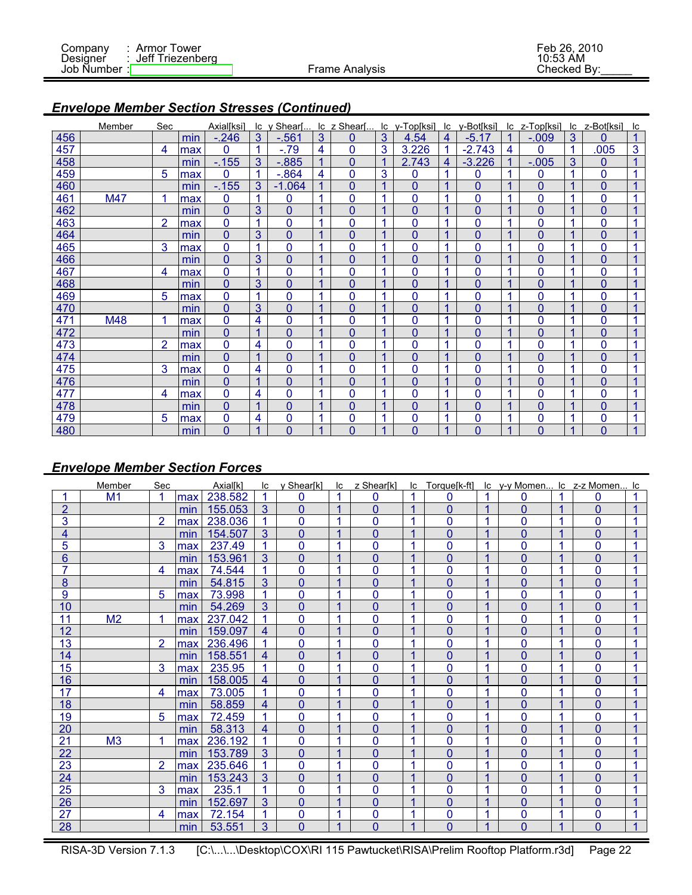## *Envelope Member Section Stresses (Continued)*

| | Member | Sec | | Axial[ksi] | lc | y Shear[... | lc | z Shear[... | lc | y-Top[ksi] | lc | y-Bot[ksi] | lc | z-Top[ksi] | lc | z-Bot[ksi] | lc |
|---|---|---|---|---|---|---|---|---|---|---|---|---|---|---|---|---|---|
| 456 | | | min | -.246 | 3 | -.561 | 3 | 0 | 3 | 4.54 | 4 | -5.17 | 1 | -.009 | 3 | 0 | 1 |
| 457 | | 4 | max | 0 | 1 | -.79 | 4 | 0 | 3 | 3.226 | 1 | -2.743 | 4 | 0 | 1 | .005 | 3 |
| 458 | | | min | -.155 | 3 | -.885 | 1 | 0 | 1 | 2.743 | 4 | -3.226 | 1 | -.005 | 3 | 0 | 1 |
| 459 | | 5 | max | 0 | 1 | -.864 | 4 | 0 | 3 | 0 | 1 | 0 | 1 | 0 | 1 | 0 | 1 |
| 460 | | | min | -.155 | 3 | -1.064 | 1 | 0 | 1 | 0 | 1 | 0 | 1 | 0 | 1 | 0 | 1 |
| 461 | M47 | 1 | max | 0 | 1 | 0 | 1 | 0 | 1 | 0 | 1 | 0 | 1 | 0 | 1 | 0 | 1 |
| 462 | | | min | 0 | 3 | 0 | 1 | 0 | 1 | 0 | 1 | 0 | 1 | 0 | 1 | 0 | 1 |
| 463 | | 2 | max | 0 | 1 | 0 | 1 | 0 | 1 | 0 | 1 | 0 | 1 | 0 | 1 | 0 | 1 |
| 464 | | | min | 0 | 3 | 0 | 1 | 0 | 1 | 0 | 1 | 0 | 1 | 0 | 1 | 0 | 1 |
| 465 | | 3 | max | 0 | 1 | 0 | 1 | 0 | 1 | 0 | 1 | 0 | 1 | 0 | 1 | 0 | 1 |
| 466 | | | min | 0 | 3 | 0 | 1 | 0 | 1 | 0 | 1 | 0 | 1 | 0 | 1 | 0 | 1 |
| 467 | | 4 | max | 0 | 1 | 0 | 1 | 0 | 1 | 0 | 1 | 0 | 1 | 0 | 1 | 0 | 1 |
| 468 | | | min | 0 | 3 | 0 | 1 | 0 | 1 | 0 | 1 | 0 | 1 | 0 | 1 | 0 | 1 |
| 469 | | 5 | max | 0 | 1 | 0 | 1 | 0 | 1 | 0 | 1 | 0 | 1 | 0 | 1 | 0 | 1 |
| 470 | | | min | 0 | 3 | 0 | 1 | 0 | 1 | 0 | 1 | 0 | 1 | 0 | 1 | 0 | 1 |
| 471 | M48 | 1 | max | 0 | 4 | 0 | 1 | 0 | 1 | 0 | 1 | 0 | 1 | 0 | 1 | 0 | 1 |
| 472 | | | min | 0 | 1 | 0 | 1 | 0 | 1 | 0 | 1 | 0 | 1 | 0 | 1 | 0 | 1 |
| 473 | | 2 | max | 0 | 4 | 0 | 1 | 0 | 1 | 0 | 1 | 0 | 1 | 0 | 1 | 0 | 1 |
| 474 | | | min | 0 | 1 | 0 | 1 | 0 | 1 | 0 | 1 | 0 | 1 | 0 | 1 | 0 | 1 |
| 475 | | 3 | max | 0 | 4 | 0 | 1 | 0 | 1 | 0 | 1 | 0 | 1 | 0 | 1 | 0 | 1 |
| 476 | | | min | 0 | 1 | 0 | 1 | 0 | 1 | 0 | 1 | 0 | 1 | 0 | 1 | 0 | 1 |
| 477 | | 4 | max | 0 | 4 | 0 | 1 | 0 | 1 | 0 | 1 | 0 | 1 | 0 | 1 | 0 | 1 |
| 478 | | | min | 0 | 1 | 0 | 1 | 0 | 1 | 0 | 1 | 0 | 1 | 0 | 1 | 0 | 1 |
| 479 | | 5 | max | 0 | 4 | 0 | 1 | 0 | 1 | 0 | 1 | 0 | 1 | 0 | 1 | 0 | 1 |
| 480 | | | min | 0 | 1 | 0 | 1 | 0 | 1 | 0 | 1 | 0 | 1 | 0 | 1 | 0 | 1 |

## *Envelope Member Section Forces*

| | Member | Sec | | Axial[k] | lc | y Shear[k] | lc | z Shear[k] | lc | Torque[k-ft] | lc | y-y Momen... | lc | z-z Momen... | lc |
|---|---|---|---|---|---|---|---|---|---|---|---|---|---|---|---|
| 1 | M1 | 1 | max | 238.582 | 1 | 0 | 1 | 0 | 1 | 0 | 1 | 0 | 1 | 0 | 1 |
| 2 | | | min | 155.053 | 3 | 0 | 1 | 0 | 1 | 0 | 1 | 0 | 1 | 0 | 1 |
| 3 | | 2 | max | 238.036 | 1 | 0 | 1 | 0 | 1 | 0 | 1 | 0 | 1 | 0 | 1 |
| 4 | | | min | 154.507 | 3 | 0 | 1 | 0 | 1 | 0 | 1 | 0 | 1 | 0 | 1 |
| 5 | | 3 | max | 237.49 | 1 | 0 | 1 | 0 | 1 | 0 | 1 | 0 | 1 | 0 | 1 |
| 6 | | | min | 153.961 | 3 | 0 | 1 | 0 | 1 | 0 | 1 | 0 | 1 | 0 | 1 |
| 7 | | 4 | max | 74.544 | 1 | 0 | 1 | 0 | 1 | 0 | 1 | 0 | 1 | 0 | 1 |
| 8 | | | min | 54.815 | 3 | 0 | 1 | 0 | 1 | 0 | 1 | 0 | 1 | 0 | 1 |
| 9 | | 5 | max | 73.998 | 1 | 0 | 1 | 0 | 1 | 0 | 1 | 0 | 1 | 0 | 1 |
| 10 | | | min | 54.269 | 3 | 0 | 1 | 0 | 1 | 0 | 1 | 0 | 1 | 0 | 1 |
| 11 | M2 | 1 | max | 237.042 | 1 | 0 | 1 | 0 | 1 | 0 | 1 | 0 | 1 | 0 | 1 |
| 12 | | | min | 159.097 | 4 | 0 | 1 | 0 | 1 | 0 | 1 | 0 | 1 | 0 | 1 |
| 13 | | 2 | max | 236.496 | 1 | 0 | 1 | 0 | 1 | 0 | 1 | 0 | 1 | 0 | 1 |
| 14 | | | min | 158.551 | 4 | 0 | 1 | 0 | 1 | 0 | 1 | 0 | 1 | 0 | 1 |
| 15 | | 3 | max | 235.95 | 1 | 0 | 1 | 0 | 1 | 0 | 1 | 0 | 1 | 0 | 1 |
| 16 | | | min | 158.005 | 4 | 0 | 1 | 0 | 1 | 0 | 1 | 0 | 1 | 0 | 1 |
| 17 | | 4 | max | 73.005 | 1 | 0 | 1 | 0 | 1 | 0 | 1 | 0 | 1 | 0 | 1 |
| 18 | | | min | 58.859 | 4 | 0 | 1 | 0 | 1 | 0 | 1 | 0 | 1 | 0 | 1 |
| 19 | | 5 | max | 72.459 | 1 | 0 | 1 | 0 | 1 | 0 | 1 | 0 | 1 | 0 | 1 |
| 20 | | | min | 58.313 | 4 | 0 | 1 | 0 | 1 | 0 | 1 | 0 | 1 | 0 | 1 |
| 21 | M3 | 1 | max | 236.192 | 1 | 0 | 1 | 0 | 1 | 0 | 1 | 0 | 1 | 0 | 1 |
| 22 | | | min | 153.789 | 3 | 0 | 1 | 0 | 1 | 0 | 1 | 0 | 1 | 0 | 1 |
| 23 | | 2 | max | 235.646 | 1 | 0 | 1 | 0 | 1 | 0 | 1 | 0 | 1 | 0 | 1 |
| 24 | | | min | 153.243 | 3 | 0 | 1 | 0 | 1 | 0 | 1 | 0 | 1 | 0 | 1 |
| 25 | | 3 | max | 235.1 | 1 | 0 | 1 | 0 | 1 | 0 | 1 | 0 | 1 | 0 | 1 |
| 26 | | | min | 152.697 | 3 | 0 | 1 | 0 | 1 | 0 | 1 | 0 | 1 | 0 | 1 |
| 27 | | 4 | max | 72.154 | 1 | 0 | 1 | 0 | 1 | 0 | 1 | 0 | 1 | 0 | 1 |
| 28 | | | min | 53.551 | 3 | 0 | 1 | 0 | 1 | 0 | 1 | 0 | 1 | 0 | 1 |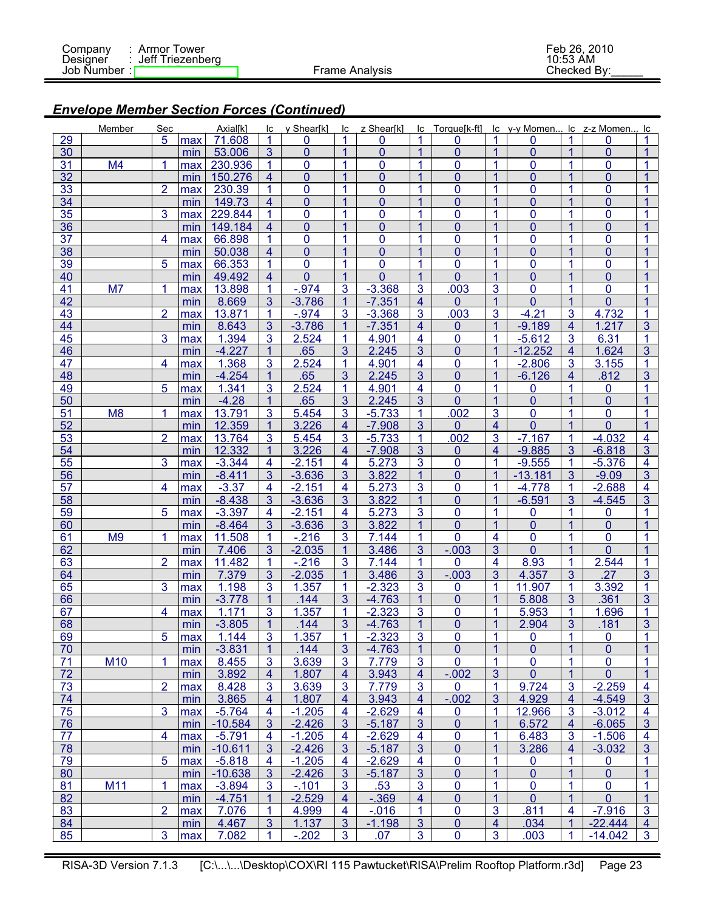## Envelope Member Section Forces (Continued)

| | Member | Sec | | Axial[k] | lc | y Shear[k] | lc | z Shear[k] | lc | Torque[k-ft] | lc | y-y Momen... | lc | z-z Momen... | lc |
|---|---|---|---|---|---|---|---|---|---|---|---|---|---|---|---|
| 29 | | 5 | max | 71.608 | 1 | 0 | 1 | 0 | 1 | 0 | 1 | 0 | 1 | 0 | 1 |
| 30 | | | min | 53.006 | 3 | 0 | 1 | 0 | 1 | 0 | 1 | 0 | 1 | 0 | 1 |
| 31 | M4 | 1 | max | 230.936 | 1 | 0 | 1 | 0 | 1 | 0 | 1 | 0 | 1 | 0 | 1 |
| 32 | | | min | 150.276 | 4 | 0 | 1 | 0 | 1 | 0 | 1 | 0 | 1 | 0 | 1 |
| 33 | | 2 | max | 230.39 | 1 | 0 | 1 | 0 | 1 | 0 | 1 | 0 | 1 | 0 | 1 |
| 34 | | | min | 149.73 | 4 | 0 | 1 | 0 | 1 | 0 | 1 | 0 | 1 | 0 | 1 |
| 35 | | 3 | max | 229.844 | 1 | 0 | 1 | 0 | 1 | 0 | 1 | 0 | 1 | 0 | 1 |
| 36 | | | min | 149.184 | 4 | 0 | 1 | 0 | 1 | 0 | 1 | 0 | 1 | 0 | 1 |
| 37 | | 4 | max | 66.898 | 1 | 0 | 1 | 0 | 1 | 0 | 1 | 0 | 1 | 0 | 1 |
| 38 | | | min | 50.038 | 4 | 0 | 1 | 0 | 1 | 0 | 1 | 0 | 1 | 0 | 1 |
| 39 | | 5 | max | 66.353 | 1 | 0 | 1 | 0 | 1 | 0 | 1 | 0 | 1 | 0 | 1 |
| 40 | | | min | 49.492 | 4 | 0 | 1 | 0 | 1 | 0 | 1 | 0 | 1 | 0 | 1 |
| 41 | M7 | 1 | max | 13.898 | 1 | -.974 | 3 | -3.368 | 3 | .003 | 3 | 0 | 1 | 0 | 1 |
| 42 | | | min | 8.669 | 3 | -3.786 | 1 | -7.351 | 4 | 0 | 1 | 0 | 1 | 0 | 1 |
| 43 | | 2 | max | 13.871 | 1 | -.974 | 3 | -3.368 | 3 | .003 | 3 | -4.21 | 3 | 4.732 | 1 |
| 44 | | | min | 8.643 | 3 | -3.786 | 1 | -7.351 | 4 | 0 | 1 | -9.189 | 4 | 1.217 | 3 |
| 45 | | 3 | max | 1.394 | 3 | 2.524 | 1 | 4.901 | 4 | 0 | 1 | -5.612 | 3 | 6.31 | 1 |
| 46 | | | min | -4.227 | 1 | .65 | 3 | 2.245 | 3 | 0 | 1 | -12.252 | 4 | 1.624 | 3 |
| 47 | | 4 | max | 1.368 | 3 | 2.524 | 1 | 4.901 | 4 | 0 | 1 | -2.806 | 3 | 3.155 | 1 |
| 48 | | | min | -4.254 | 1 | .65 | 3 | 2.245 | 3 | 0 | 1 | -6.126 | 4 | .812 | 3 |
| 49 | | 5 | max | 1.341 | 3 | 2.524 | 1 | 4.901 | 4 | 0 | 1 | 0 | 1 | 0 | 1 |
| 50 | | | min | -4.28 | 1 | .65 | 3 | 2.245 | 3 | 0 | 1 | 0 | 1 | 0 | 1 |
| 51 | M8 | 1 | max | 13.791 | 3 | 5.454 | 3 | -5.733 | 1 | .002 | 3 | 0 | 1 | 0 | 1 |
| 52 | | | min | 12.359 | 1 | 3.226 | 4 | -7.908 | 3 | 0 | 4 | 0 | 1 | 0 | 1 |
| 53 | | 2 | max | 13.764 | 3 | 5.454 | 3 | -5.733 | 1 | .002 | 3 | -7.167 | 1 | -4.032 | 4 |
| 54 | | | min | 12.332 | 1 | 3.226 | 4 | -7.908 | 3 | 0 | 4 | -9.885 | 3 | -6.818 | 3 |
| 55 | | 3 | max | -3.344 | 4 | -2.151 | 4 | 5.273 | 3 | 0 | 1 | -9.555 | 1 | -5.376 | 4 |
| 56 | | | min | -8.411 | 3 | -3.636 | 3 | 3.822 | 1 | 0 | 1 | -13.181 | 3 | -9.09 | 3 |
| 57 | | 4 | max | -3.37 | 4 | -2.151 | 4 | 5.273 | 3 | 0 | 1 | -4.778 | 1 | -2.688 | 4 |
| 58 | | | min | -8.438 | 3 | -3.636 | 3 | 3.822 | 1 | 0 | 1 | -6.591 | 3 | -4.545 | 3 |
| 59 | | 5 | max | -3.397 | 4 | -2.151 | 4 | 5.273 | 3 | 0 | 1 | 0 | 1 | 0 | 1 |
| 60 | | | min | -8.464 | 3 | -3.636 | 3 | 3.822 | 1 | 0 | 1 | 0 | 1 | 0 | 1 |
| 61 | M9 | 1 | max | 11.508 | 1 | -.216 | 3 | 7.144 | 1 | 0 | 4 | 0 | 1 | 0 | 1 |
| 62 | | | min | 7.406 | 3 | -2.035 | 1 | 3.486 | 3 | -.003 | 3 | 0 | 1 | 0 | 1 |
| 63 | | 2 | max | 11.482 | 1 | -.216 | 3 | 7.144 | 1 | 0 | 4 | 8.93 | 1 | 2.544 | 1 |
| 64 | | | min | 7.379 | 3 | -2.035 | 1 | 3.486 | 3 | -.003 | 3 | 4.357 | 3 | .27 | 3 |
| 65 | | 3 | max | 1.198 | 3 | 1.357 | 1 | -2.323 | 3 | 0 | 1 | 11.907 | 1 | 3.392 | 1 |
| 66 | | | min | -3.778 | 1 | .144 | 3 | -4.763 | 1 | 0 | 1 | 5.808 | 3 | .361 | 3 |
| 67 | | 4 | max | 1.171 | 3 | 1.357 | 1 | -2.323 | 3 | 0 | 1 | 5.953 | 1 | 1.696 | 1 |
| 68 | | | min | -3.805 | 1 | .144 | 3 | -4.763 | 1 | 0 | 1 | 2.904 | 3 | .181 | 3 |
| 69 | | 5 | max | 1.144 | 3 | 1.357 | 1 | -2.323 | 3 | 0 | 1 | 0 | 1 | 0 | 1 |
| 70 | | | min | -3.831 | 1 | .144 | 3 | -4.763 | 1 | 0 | 1 | 0 | 1 | 0 | 1 |
| 71 | M10 | 1 | max | 8.455 | 3 | 3.639 | 3 | 7.779 | 3 | 0 | 1 | 0 | 1 | 0 | 1 |
| 72 | | | min | 3.892 | 4 | 1.807 | 4 | 3.943 | 4 | -.002 | 3 | 0 | 1 | 0 | 1 |
| 73 | | 2 | max | 8.428 | 3 | 3.639 | 3 | 7.779 | 3 | 0 | 1 | 9.724 | 3 | -2.259 | 4 |
| 74 | | | min | 3.865 | 4 | 1.807 | 4 | 3.943 | 4 | -.002 | 3 | 4.929 | 4 | -4.549 | 3 |
| 75 | | 3 | max | -5.764 | 4 | -1.205 | 4 | -2.629 | 4 | 0 | 1 | 12.966 | 3 | -3.012 | 4 |
| 76 | | | min | -10.584 | 3 | -2.426 | 3 | -5.187 | 3 | 0 | 1 | 6.572 | 4 | -6.065 | 3 |
| 77 | | 4 | max | -5.791 | 4 | -1.205 | 4 | -2.629 | 4 | 0 | 1 | 6.483 | 3 | -1.506 | 4 |
| 78 | | | min | -10.611 | 3 | -2.426 | 3 | -5.187 | 3 | 0 | 1 | 3.286 | 4 | -3.032 | 3 |
| 79 | | 5 | max | -5.818 | 4 | -1.205 | 4 | -2.629 | 4 | 0 | 1 | 0 | 1 | 0 | 1 |
| 80 | | | min | -10.638 | 3 | -2.426 | 3 | -5.187 | 3 | 0 | 1 | 0 | 1 | 0 | 1 |
| 81 | M11 | 1 | max | -3.894 | 3 | -.101 | 3 | .53 | 3 | 0 | 1 | 0 | 1 | 0 | 1 |
| 82 | | | min | -4.751 | 1 | -2.529 | 4 | -.369 | 4 | 0 | 1 | 0 | 1 | 0 | 1 |
| 83 | | 2 | max | 7.076 | 1 | 4.999 | 4 | -.016 | 1 | 0 | 3 | .811 | 4 | -7.916 | 3 |
| 84 | | | min | 4.467 | 3 | 1.137 | 3 | -1.198 | 3 | 0 | 4 | .034 | 1 | -22.444 | 4 |
| 85 | | 3 | max | 7.082 | 1 | -.202 | 3 | .07 | 3 | 0 | 3 | .003 | 1 | -14.042 | 3 |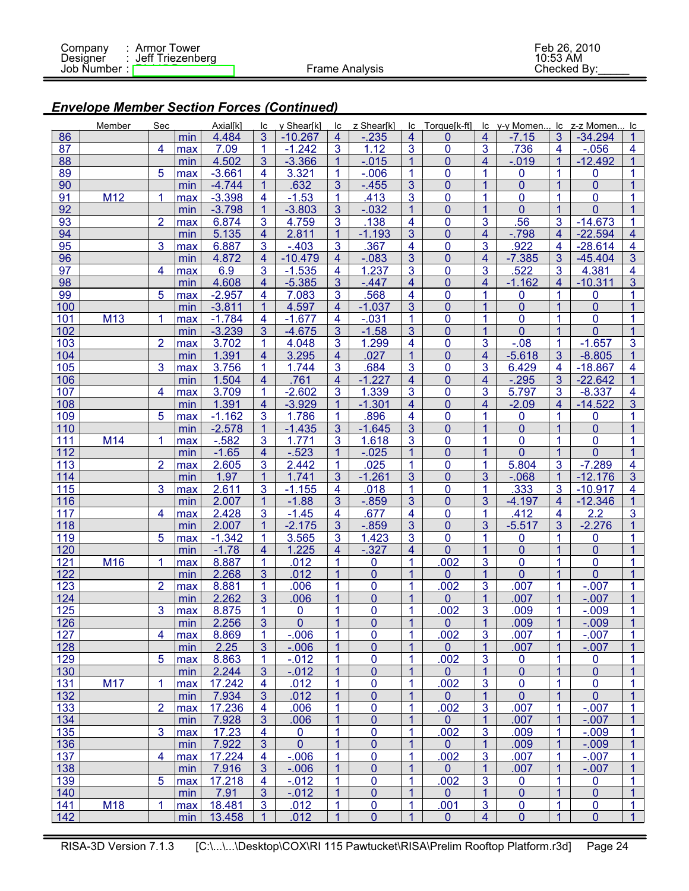## Envelope Member Section Forces (Continued)

| | Member | Sec | | Axial[k] | lc | y Shear[k] | lc | z Shear[k] | lc | Torque[k-ft] | lc | y-y Momen... | lc | z-z Momen... | lc |
|---|---|---|---|---|---|---|---|---|---|---|---|---|---|---|---|
| 86 | | | min | 4.484 | 3 | -10.267 | 4 | -.235 | 4 | 0 | 4 | -7.15 | 3 | -34.294 | 1 |
| 87 | | 4 | max | 7.09 | 1 | -1.242 | 3 | 1.12 | 3 | 0 | 3 | .736 | 4 | -.056 | 4 |
| 88 | | | min | 4.502 | 3 | -3.366 | 1 | -.015 | 1 | 0 | 4 | -.019 | 1 | -12.492 | 1 |
| 89 | | 5 | max | -3.661 | 4 | 3.321 | 1 | -.006 | 1 | 0 | 1 | 0 | 1 | 0 | 1 |
| 90 | | | min | -4.744 | 1 | .632 | 3 | -.455 | 3 | 0 | 1 | 0 | 1 | 0 | 1 |
| 91 | M12 | 1 | max | -3.398 | 4 | -1.53 | 1 | .413 | 3 | 0 | 1 | 0 | 1 | 0 | 1 |
| 92 | | | min | -3.798 | 1 | -3.803 | 3 | -.032 | 1 | 0 | 1 | 0 | 1 | 0 | 1 |
| 93 | | 2 | max | 6.874 | 3 | 4.759 | 3 | .138 | 4 | 0 | 3 | .56 | 3 | -14.673 | 1 |
| 94 | | | min | 5.135 | 4 | 2.811 | 1 | -1.193 | 3 | 0 | 4 | -.798 | 4 | -22.594 | 4 |
| 95 | | 3 | max | 6.887 | 3 | -.403 | 3 | .367 | 4 | 0 | 3 | .922 | 4 | -28.614 | 4 |
| 96 | | | min | 4.872 | 4 | -10.479 | 4 | -.083 | 3 | 0 | 4 | -7.385 | 3 | -45.404 | 3 |
| 97 | | 4 | max | 6.9 | 3 | -1.535 | 4 | 1.237 | 3 | 0 | 3 | .522 | 3 | 4.381 | 4 |
| 98 | | | min | 4.608 | 4 | -5.385 | 3 | -.447 | 4 | 0 | 4 | -1.162 | 4 | -10.311 | 3 |
| 99 | | 5 | max | -2.957 | 4 | 7.083 | 3 | .568 | 4 | 0 | 1 | 0 | 1 | 0 | 1 |
| 100 | | | min | -3.811 | 1 | 4.597 | 4 | -1.037 | 3 | 0 | 1 | 0 | 1 | 0 | 1 |
| 101 | M13 | 1 | max | -1.784 | 4 | -1.677 | 4 | -.031 | 1 | 0 | 1 | 0 | 1 | 0 | 1 |
| 102 | | | min | -3.239 | 3 | -4.675 | 3 | -1.58 | 3 | 0 | 1 | 0 | 1 | 0 | 1 |
| 103 | | 2 | max | 3.702 | 1 | 4.048 | 3 | 1.299 | 4 | 0 | 3 | -.08 | 1 | -1.657 | 3 |
| 104 | | | min | 1.391 | 4 | 3.295 | 4 | .027 | 1 | 0 | 4 | -5.618 | 3 | -8.805 | 1 |
| 105 | | 3 | max | 3.756 | 1 | 1.744 | 3 | .684 | 3 | 0 | 3 | 6.429 | 4 | -18.867 | 4 |
| 106 | | | min | 1.504 | 4 | .761 | 4 | -1.227 | 4 | 0 | 4 | -.295 | 3 | -22.642 | 1 |
| 107 | | 4 | max | 3.709 | 1 | -2.602 | 3 | 1.339 | 3 | 0 | 3 | 5.797 | 3 | -8.337 | 4 |
| 108 | | | min | 1.391 | 4 | -3.929 | 1 | -1.301 | 4 | 0 | 4 | -2.09 | 4 | -14.522 | 3 |
| 109 | | 5 | max | -1.162 | 3 | 1.786 | 1 | .896 | 4 | 0 | 1 | 0 | 1 | 0 | 1 |
| 110 | | | min | -2.578 | 1 | -1.435 | 3 | -1.645 | 3 | 0 | 1 | 0 | 1 | 0 | 1 |
| 111 | M14 | 1 | max | -.582 | 3 | 1.771 | 3 | 1.618 | 3 | 0 | 1 | 0 | 1 | 0 | 1 |
| 112 | | | min | -1.65 | 4 | -.523 | 1 | -.025 | 1 | 0 | 1 | 0 | 1 | 0 | 1 |
| 113 | | 2 | max | 2.605 | 3 | 2.442 | 1 | .025 | 1 | 0 | 1 | 5.804 | 3 | -7.289 | 4 |
| 114 | | | min | 1.97 | 1 | 1.741 | 3 | -1.261 | 3 | 0 | 3 | -.068 | 1 | -12.176 | 3 |
| 115 | | 3 | max | 2.611 | 3 | -1.155 | 4 | .018 | 1 | 0 | 1 | .333 | 3 | -10.917 | 4 |
| 116 | | | min | 2.007 | 1 | -1.88 | 3 | -.859 | 3 | 0 | 3 | -4.197 | 4 | -12.346 | 1 |
| 117 | | 4 | max | 2.428 | 3 | -1.45 | 4 | .677 | 4 | 0 | 1 | .412 | 4 | 2.2 | 3 |
| 118 | | | min | 2.007 | 1 | -2.175 | 3 | -.859 | 3 | 0 | 3 | -5.517 | 3 | -2.276 | 1 |
| 119 | | 5 | max | -1.342 | 1 | 3.565 | 3 | 1.423 | 3 | 0 | 1 | 0 | 1 | 0 | 1 |
| 120 | | | min | -1.78 | 4 | 1.225 | 4 | -.327 | 4 | 0 | 1 | 0 | 1 | 0 | 1 |
| 121 | M16 | 1 | max | 8.887 | 1 | .012 | 1 | 0 | 1 | .002 | 3 | 0 | 1 | 0 | 1 |
| 122 | | | min | 2.268 | 3 | .012 | 1 | 0 | 1 | 0 | 1 | 0 | 1 | 0 | 1 |
| 123 | | 2 | max | 8.881 | 1 | .006 | 1 | 0 | 1 | .002 | 3 | .007 | 1 | -.007 | 1 |
| 124 | | | min | 2.262 | 3 | .006 | 1 | 0 | 1 | 0 | 1 | .007 | 1 | -.007 | 1 |
| 125 | | 3 | max | 8.875 | 1 | 0 | 1 | 0 | 1 | .002 | 3 | .009 | 1 | -.009 | 1 |
| 126 | | | min | 2.256 | 3 | 0 | 1 | 0 | 1 | 0 | 1 | .009 | 1 | -.009 | 1 |
| 127 | | 4 | max | 8.869 | 1 | -.006 | 1 | 0 | 1 | .002 | 3 | .007 | 1 | -.007 | 1 |
| 128 | | | min | 2.25 | 3 | -.006 | 1 | 0 | 1 | 0 | 1 | .007 | 1 | -.007 | 1 |
| 129 | | 5 | max | 8.863 | 1 | -.012 | 1 | 0 | 1 | .002 | 3 | 0 | 1 | 0 | 1 |
| 130 | | | min | 2.244 | 3 | -.012 | 1 | 0 | 1 | 0 | 1 | 0 | 1 | 0 | 1 |
| 131 | M17 | 1 | max | 17.242 | 4 | .012 | 1 | 0 | 1 | .002 | 3 | 0 | 1 | 0 | 1 |
| 132 | | | min | 7.934 | 3 | .012 | 1 | 0 | 1 | 0 | 1 | 0 | 1 | 0 | 1 |
| 133 | | 2 | max | 17.236 | 4 | .006 | 1 | 0 | 1 | .002 | 3 | .007 | 1 | -.007 | 1 |
| 134 | | | min | 7.928 | 3 | .006 | 1 | 0 | 1 | 0 | 1 | .007 | 1 | -.007 | 1 |
| 135 | | 3 | max | 17.23 | 4 | 0 | 1 | 0 | 1 | .002 | 3 | .009 | 1 | -.009 | 1 |
| 136 | | | min | 7.922 | 3 | 0 | 1 | 0 | 1 | 0 | 1 | .009 | 1 | -.009 | 1 |
| 137 | | 4 | max | 17.224 | 4 | -.006 | 1 | 0 | 1 | .002 | 3 | .007 | 1 | -.007 | 1 |
| 138 | | | min | 7.916 | 3 | -.006 | 1 | 0 | 1 | 0 | 1 | .007 | 1 | -.007 | 1 |
| 139 | | 5 | max | 17.218 | 4 | -.012 | 1 | 0 | 1 | .002 | 3 | 0 | 1 | 0 | 1 |
| 140 | | | min | 7.91 | 3 | -.012 | 1 | 0 | 1 | 0 | 1 | 0 | 1 | 0 | 1 |
| 141 | M18 | 1 | max | 18.481 | 3 | .012 | 1 | 0 | 1 | .001 | 3 | 0 | 1 | 0 | 1 |
| 142 | | | min | 13.458 | 1 | .012 | 1 | 0 | 1 | 0 | 4 | 0 | 1 | 0 | 1 |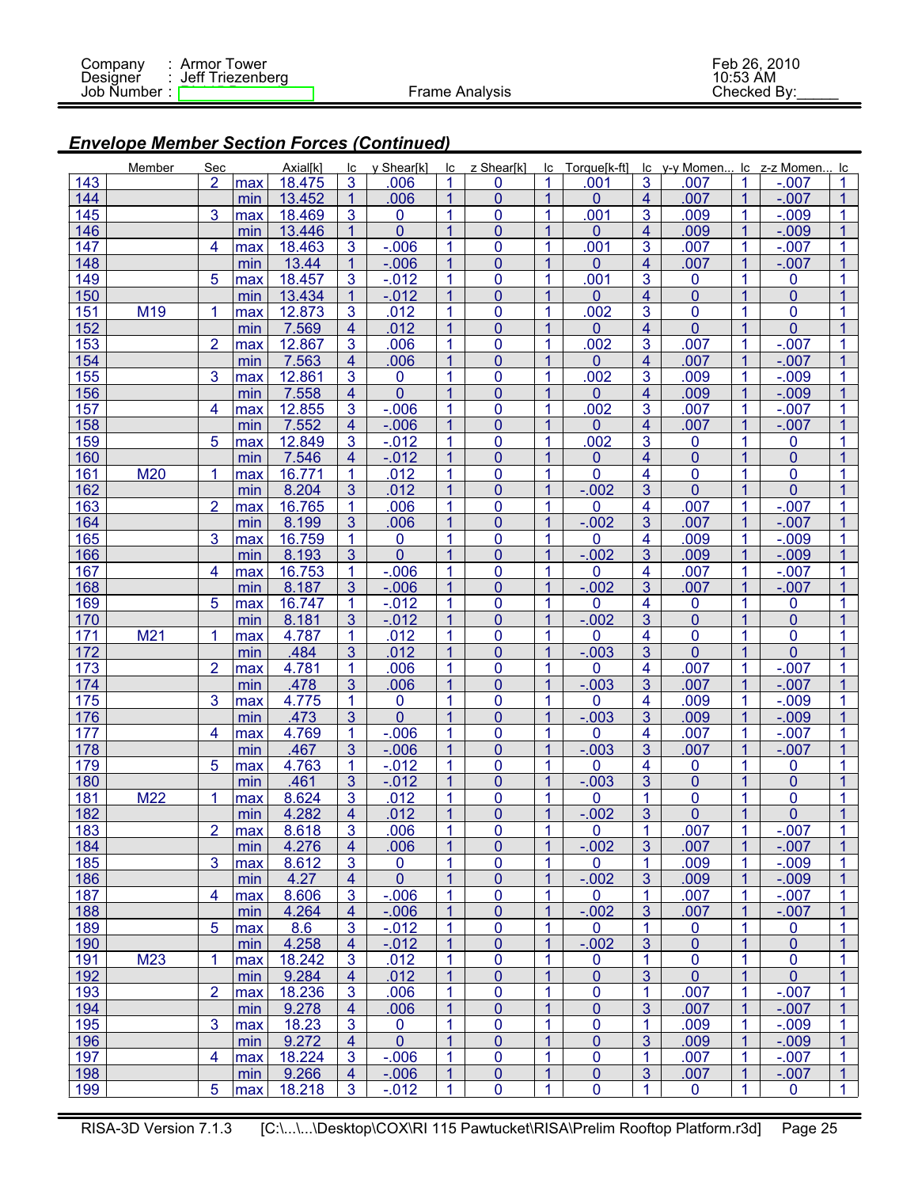## *Envelope Member Section Forces (Continued)*

| | Member | Sec | | Axial[k] | lc | y Shear[k] | lc | z Shear[k] | lc | Torque[k-ft] | lc | y-y Momen... | lc | z-z Momen... | lc |
|---|---|---|---|---|---|---|---|---|---|---|---|---|---|---|---|
| 143 | | 2 | max | 18.475 | 3 | .006 | 1 | 0 | 1 | .001 | 3 | .007 | 1 | -.007 | 1 |
| 144 | | | min | 13.452 | 1 | .006 | 1 | 0 | 1 | 0 | 4 | .007 | 1 | -.007 | 1 |
| 145 | | 3 | max | 18.469 | 3 | 0 | 1 | 0 | 1 | .001 | 3 | .009 | 1 | -.009 | 1 |
| 146 | | | min | 13.446 | 1 | 0 | 1 | 0 | 1 | 0 | 4 | .009 | 1 | -.009 | 1 |
| 147 | | 4 | max | 18.463 | 3 | -.006 | 1 | 0 | 1 | .001 | 3 | .007 | 1 | -.007 | 1 |
| 148 | | | min | 13.44 | 1 | -.006 | 1 | 0 | 1 | 0 | 4 | .007 | 1 | -.007 | 1 |
| 149 | | 5 | max | 18.457 | 3 | -.012 | 1 | 0 | 1 | .001 | 3 | 0 | 1 | 0 | 1 |
| 150 | | | min | 13.434 | 1 | -.012 | 1 | 0 | 1 | 0 | 4 | 0 | 1 | 0 | 1 |
| 151 | M19 | 1 | max | 12.873 | 3 | .012 | 1 | 0 | 1 | .002 | 3 | 0 | 1 | 0 | 1 |
| 152 | | | min | 7.569 | 4 | .012 | 1 | 0 | 1 | 0 | 4 | 0 | 1 | 0 | 1 |
| 153 | | 2 | max | 12.867 | 3 | .006 | 1 | 0 | 1 | .002 | 3 | .007 | 1 | -.007 | 1 |
| 154 | | | min | 7.563 | 4 | .006 | 1 | 0 | 1 | 0 | 4 | .007 | 1 | -.007 | 1 |
| 155 | | 3 | max | 12.861 | 3 | 0 | 1 | 0 | 1 | .002 | 3 | .009 | 1 | -.009 | 1 |
| 156 | | | min | 7.558 | 4 | 0 | 1 | 0 | 1 | 0 | 4 | .009 | 1 | -.009 | 1 |
| 157 | | 4 | max | 12.855 | 3 | -.006 | 1 | 0 | 1 | .002 | 3 | .007 | 1 | -.007 | 1 |
| 158 | | | min | 7.552 | 4 | -.006 | 1 | 0 | 1 | 0 | 4 | .007 | 1 | -.007 | 1 |
| 159 | | 5 | max | 12.849 | 3 | -.012 | 1 | 0 | 1 | .002 | 3 | 0 | 1 | 0 | 1 |
| 160 | | | min | 7.546 | 4 | -.012 | 1 | 0 | 1 | 0 | 4 | 0 | 1 | 0 | 1 |
| 161 | M20 | 1 | max | 16.771 | 1 | .012 | 1 | 0 | 1 | 0 | 4 | 0 | 1 | 0 | 1 |
| 162 | | | min | 8.204 | 3 | .012 | 1 | 0 | 1 | -.002 | 3 | 0 | 1 | 0 | 1 |
| 163 | | 2 | max | 16.765 | 1 | .006 | 1 | 0 | 1 | 0 | 4 | .007 | 1 | -.007 | 1 |
| 164 | | | min | 8.199 | 3 | .006 | 1 | 0 | 1 | -.002 | 3 | .007 | 1 | -.007 | 1 |
| 165 | | 3 | max | 16.759 | 1 | 0 | 1 | 0 | 1 | 0 | 4 | .009 | 1 | -.009 | 1 |
| 166 | | | min | 8.193 | 3 | 0 | 1 | 0 | 1 | -.002 | 3 | .009 | 1 | -.009 | 1 |
| 167 | | 4 | max | 16.753 | 1 | -.006 | 1 | 0 | 1 | 0 | 4 | .007 | 1 | -.007 | 1 |
| 168 | | | min | 8.187 | 3 | -.006 | 1 | 0 | 1 | -.002 | 3 | .007 | 1 | -.007 | 1 |
| 169 | | 5 | max | 16.747 | 1 | -.012 | 1 | 0 | 1 | 0 | 4 | 0 | 1 | 0 | 1 |
| 170 | | | min | 8.181 | 3 | -.012 | 1 | 0 | 1 | -.002 | 3 | 0 | 1 | 0 | 1 |
| 171 | M21 | 1 | max | 4.787 | 1 | .012 | 1 | 0 | 1 | 0 | 4 | 0 | 1 | 0 | 1 |
| 172 | | | min | .484 | 3 | .012 | 1 | 0 | 1 | -.003 | 3 | 0 | 1 | 0 | 1 |
| 173 | | 2 | max | 4.781 | 1 | .006 | 1 | 0 | 1 | 0 | 4 | .007 | 1 | -.007 | 1 |
| 174 | | | min | .478 | 3 | .006 | 1 | 0 | 1 | -.003 | 3 | .007 | 1 | -.007 | 1 |
| 175 | | 3 | max | 4.775 | 1 | 0 | 1 | 0 | 1 | 0 | 4 | .009 | 1 | -.009 | 1 |
| 176 | | | min | .473 | 3 | 0 | 1 | 0 | 1 | -.003 | 3 | .009 | 1 | -.009 | 1 |
| 177 | | 4 | max | 4.769 | 1 | -.006 | 1 | 0 | 1 | 0 | 4 | .007 | 1 | -.007 | 1 |
| 178 | | | min | .467 | 3 | -.006 | 1 | 0 | 1 | -.003 | 3 | .007 | 1 | -.007 | 1 |
| 179 | | 5 | max | 4.763 | 1 | -.012 | 1 | 0 | 1 | 0 | 4 | 0 | 1 | 0 | 1 |
| 180 | | | min | .461 | 3 | -.012 | 1 | 0 | 1 | -.003 | 3 | 0 | 1 | 0 | 1 |
| 181 | M22 | 1 | max | 8.624 | 3 | .012 | 1 | 0 | 1 | 0 | 1 | 0 | 1 | 0 | 1 |
| 182 | | | min | 4.282 | 4 | .012 | 1 | 0 | 1 | -.002 | 3 | 0 | 1 | 0 | 1 |
| 183 | | 2 | max | 8.618 | 3 | .006 | 1 | 0 | 1 | 0 | 1 | .007 | 1 | -.007 | 1 |
| 184 | | | min | 4.276 | 4 | .006 | 1 | 0 | 1 | -.002 | 3 | .007 | 1 | -.007 | 1 |
| 185 | | 3 | max | 8.612 | 3 | 0 | 1 | 0 | 1 | 0 | 1 | .009 | 1 | -.009 | 1 |
| 186 | | | min | 4.27 | 4 | 0 | 1 | 0 | 1 | -.002 | 3 | .009 | 1 | -.009 | 1 |
| 187 | | 4 | max | 8.606 | 3 | -.006 | 1 | 0 | 1 | 0 | 1 | .007 | 1 | -.007 | 1 |
| 188 | | | min | 4.264 | 4 | -.006 | 1 | 0 | 1 | -.002 | 3 | .007 | 1 | -.007 | 1 |
| 189 | | 5 | max | 8.6 | 3 | -.012 | 1 | 0 | 1 | 0 | 1 | 0 | 1 | 0 | 1 |
| 190 | | | min | 4.258 | 4 | -.012 | 1 | 0 | 1 | -.002 | 3 | 0 | 1 | 0 | 1 |
| 191 | M23 | 1 | max | 18.242 | 3 | .012 | 1 | 0 | 1 | 0 | 1 | 0 | 1 | 0 | 1 |
| 192 | | | min | 9.284 | 4 | .012 | 1 | 0 | 1 | 0 | 3 | 0 | 1 | 0 | 1 |
| 193 | | 2 | max | 18.236 | 3 | .006 | 1 | 0 | 1 | 0 | 1 | .007 | 1 | -.007 | 1 |
| 194 | | | min | 9.278 | 4 | .006 | 1 | 0 | 1 | 0 | 3 | .007 | 1 | -.007 | 1 |
| 195 | | 3 | max | 18.23 | 3 | 0 | 1 | 0 | 1 | 0 | 1 | .009 | 1 | -.009 | 1 |
| 196 | | | min | 9.272 | 4 | 0 | 1 | 0 | 1 | 0 | 3 | .009 | 1 | -.009 | 1 |
| 197 | | 4 | max | 18.224 | 3 | -.006 | 1 | 0 | 1 | 0 | 1 | .007 | 1 | -.007 | 1 |
| 198 | | | min | 9.266 | 4 | -.006 | 1 | 0 | 1 | 0 | 3 | .007 | 1 | -.007 | 1 |
| 199 | | 5 | max | 18.218 | 3 | -.012 | 1 | 0 | 1 | 0 | 1 | 0 | 1 | 0 | 1 |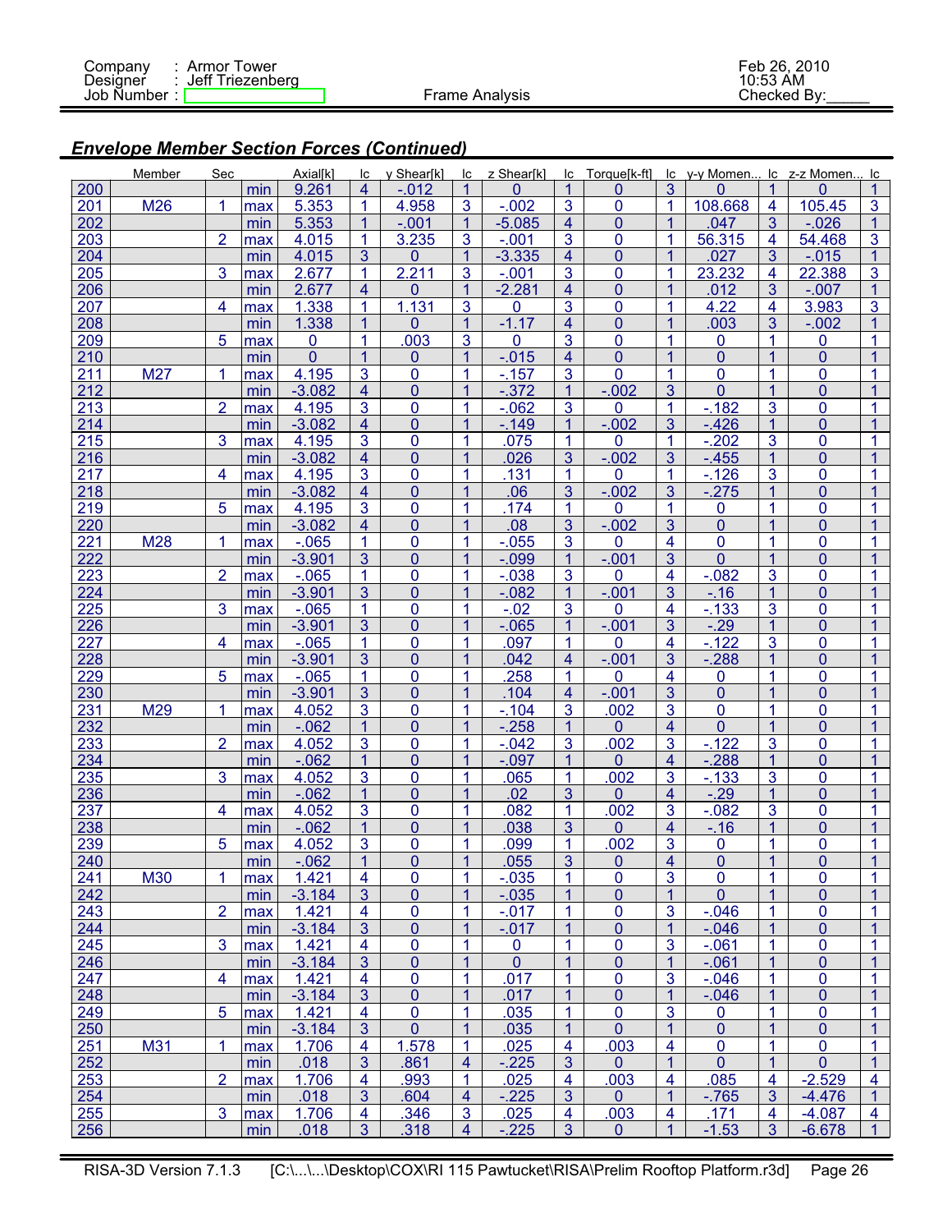## *Envelope Member Section Forces (Continued)*

| | Member | Sec | | Axial[k] | lc | y Shear[k] | lc | z Shear[k] | lc | Torque[k-ft] | lc | y-y Momen... | lc | z-z Momen... | lc |
|---|---|---|---|---|---|---|---|---|---|---|---|---|---|---|---|
| 200 | | | min | 9.261 | 4 | -.012 | 1 | 0 | 1 | 0 | 3 | 0 | 1 | 0 | 1 |
| 201 | M26 | 1 | max | 5.353 | 1 | 4.958 | 3 | -.002 | 3 | 0 | 1 | 108.668 | 4 | 105.45 | 3 |
| 202 | | | min | 5.353 | 1 | -.001 | 1 | -5.085 | 4 | 0 | 1 | .047 | 3 | -.026 | 1 |
| 203 | | 2 | max | 4.015 | 1 | 3.235 | 3 | -.001 | 3 | 0 | 1 | 56.315 | 4 | 54.468 | 3 |
| 204 | | | min | 4.015 | 3 | 0 | 1 | -3.335 | 4 | 0 | 1 | .027 | 3 | -.015 | 1 |
| 205 | | 3 | max | 2.677 | 1 | 2.211 | 3 | -.001 | 3 | 0 | 1 | 23.232 | 4 | 22.388 | 3 |
| 206 | | | min | 2.677 | 4 | 0 | 1 | -2.281 | 4 | 0 | 1 | .012 | 3 | -.007 | 1 |
| 207 | | 4 | max | 1.338 | 1 | 1.131 | 3 | 0 | 3 | 0 | 1 | 4.22 | 4 | 3.983 | 3 |
| 208 | | | min | 1.338 | 1 | 0 | 1 | -1.17 | 4 | 0 | 1 | .003 | 3 | -.002 | 1 |
| 209 | | 5 | max | 0 | 1 | .003 | 3 | 0 | 3 | 0 | 1 | 0 | 1 | 0 | 1 |
| 210 | | | min | 0 | 1 | 0 | 1 | -.015 | 4 | 0 | 1 | 0 | 1 | 0 | 1 |
| 211 | M27 | 1 | max | 4.195 | 3 | 0 | 1 | -.157 | 3 | 0 | 1 | 0 | 1 | 0 | 1 |
| 212 | | | min | -3.082 | 4 | 0 | 1 | -.372 | 1 | -.002 | 3 | 0 | 1 | 0 | 1 |
| 213 | | 2 | max | 4.195 | 3 | 0 | 1 | -.062 | 3 | 0 | 1 | -.182 | 3 | 0 | 1 |
| 214 | | | min | -3.082 | 4 | 0 | 1 | -.149 | 1 | -.002 | 3 | -.426 | 1 | 0 | 1 |
| 215 | | 3 | max | 4.195 | 3 | 0 | 1 | .075 | 1 | 0 | 1 | -.202 | 3 | 0 | 1 |
| 216 | | | min | -3.082 | 4 | 0 | 1 | .026 | 3 | -.002 | 3 | -.455 | 1 | 0 | 1 |
| 217 | | 4 | max | 4.195 | 3 | 0 | 1 | .131 | 1 | 0 | 1 | -.126 | 3 | 0 | 1 |
| 218 | | | min | -3.082 | 4 | 0 | 1 | .06 | 3 | -.002 | 3 | -.275 | 1 | 0 | 1 |
| 219 | | 5 | max | 4.195 | 3 | 0 | 1 | .174 | 1 | 0 | 1 | 0 | 1 | 0 | 1 |
| 220 | | | min | -3.082 | 4 | 0 | 1 | .08 | 3 | -.002 | 3 | 0 | 1 | 0 | 1 |
| 221 | M28 | 1 | max | -.065 | 1 | 0 | 1 | -.055 | 3 | 0 | 4 | 0 | 1 | 0 | 1 |
| 222 | | | min | -3.901 | 3 | 0 | 1 | -.099 | 1 | -.001 | 3 | 0 | 1 | 0 | 1 |
| 223 | | 2 | max | -.065 | 1 | 0 | 1 | -.038 | 3 | 0 | 4 | -.082 | 3 | 0 | 1 |
| 224 | | | min | -3.901 | 3 | 0 | 1 | -.082 | 1 | -.001 | 3 | -.16 | 1 | 0 | 1 |
| 225 | | 3 | max | -.065 | 1 | 0 | 1 | -.02 | 3 | 0 | 4 | -.133 | 3 | 0 | 1 |
| 226 | | | min | -3.901 | 3 | 0 | 1 | -.065 | 1 | -.001 | 3 | -.29 | 1 | 0 | 1 |
| 227 | | 4 | max | -.065 | 1 | 0 | 1 | .097 | 1 | 0 | 4 | -.122 | 3 | 0 | 1 |
| 228 | | | min | -3.901 | 3 | 0 | 1 | .042 | 4 | -.001 | 3 | -.288 | 1 | 0 | 1 |
| 229 | | 5 | max | -.065 | 1 | 0 | 1 | .258 | 1 | 0 | 4 | 0 | 1 | 0 | 1 |
| 230 | | | min | -3.901 | 3 | 0 | 1 | .104 | 4 | -.001 | 3 | 0 | 1 | 0 | 1 |
| 231 | M29 | 1 | max | 4.052 | 3 | 0 | 1 | -.104 | 3 | .002 | 3 | 0 | 1 | 0 | 1 |
| 232 | | | min | -.062 | 1 | 0 | 1 | -.258 | 1 | 0 | 4 | 0 | 1 | 0 | 1 |
| 233 | | 2 | max | 4.052 | 3 | 0 | 1 | -.042 | 3 | .002 | 3 | -.122 | 3 | 0 | 1 |
| 234 | | | min | -.062 | 1 | 0 | 1 | -.097 | 1 | 0 | 4 | -.288 | 1 | 0 | 1 |
| 235 | | 3 | max | 4.052 | 3 | 0 | 1 | .065 | 1 | .002 | 3 | -.133 | 3 | 0 | 1 |
| 236 | | | min | -.062 | 1 | 0 | 1 | .02 | 3 | 0 | 4 | -.29 | 1 | 0 | 1 |
| 237 | | 4 | max | 4.052 | 3 | 0 | 1 | .082 | 1 | .002 | 3 | -.082 | 3 | 0 | 1 |
| 238 | | | min | -.062 | 1 | 0 | 1 | .038 | 3 | 0 | 4 | -.16 | 1 | 0 | 1 |
| 239 | | 5 | max | 4.052 | 3 | 0 | 1 | .099 | 1 | .002 | 3 | 0 | 1 | 0 | 1 |
| 240 | | | min | -.062 | 1 | 0 | 1 | .055 | 3 | 0 | 4 | 0 | 1 | 0 | 1 |
| 241 | M30 | 1 | max | 1.421 | 4 | 0 | 1 | -.035 | 1 | 0 | 3 | 0 | 1 | 0 | 1 |
| 242 | | | min | -3.184 | 3 | 0 | 1 | -.035 | 1 | 0 | 1 | 0 | 1 | 0 | 1 |
| 243 | | 2 | max | 1.421 | 4 | 0 | 1 | -.017 | 1 | 0 | 3 | -.046 | 1 | 0 | 1 |
| 244 | | | min | -3.184 | 3 | 0 | 1 | -.017 | 1 | 0 | 1 | -.046 | 1 | 0 | 1 |
| 245 | | 3 | max | 1.421 | 4 | 0 | 1 | 0 | 1 | 0 | 3 | -.061 | 1 | 0 | 1 |
| 246 | | | min | -3.184 | 3 | 0 | 1 | 0 | 1 | 0 | 1 | -.061 | 1 | 0 | 1 |
| 247 | | 4 | max | 1.421 | 4 | 0 | 1 | .017 | 1 | 0 | 3 | -.046 | 1 | 0 | 1 |
| 248 | | | min | -3.184 | 3 | 0 | 1 | .017 | 1 | 0 | 1 | -.046 | 1 | 0 | 1 |
| 249 | | 5 | max | 1.421 | 4 | 0 | 1 | .035 | 1 | 0 | 3 | 0 | 1 | 0 | 1 |
| 250 | | | min | -3.184 | 3 | 0 | 1 | .035 | 1 | 0 | 1 | 0 | 1 | 0 | 1 |
| 251 | M31 | 1 | max | 1.706 | 4 | 1.578 | 1 | .025 | 4 | .003 | 4 | 0 | 1 | 0 | 1 |
| 252 | | | min | .018 | 3 | .861 | 4 | -.225 | 3 | 0 | 1 | 0 | 1 | 0 | 1 |
| 253 | | 2 | max | 1.706 | 4 | .993 | 1 | .025 | 4 | .003 | 4 | .085 | 4 | -2.529 | 4 |
| 254 | | | min | .018 | 3 | .604 | 4 | -.225 | 3 | 0 | 1 | -.765 | 3 | -4.476 | 1 |
| 255 | | 3 | max | 1.706 | 4 | .346 | 3 | .025 | 4 | .003 | 4 | .171 | 4 | -4.087 | 4 |
| 256 | | | min | .018 | 3 | .318 | 4 | -.225 | 3 | 0 | 1 | -1.53 | 3 | -6.678 | 1 |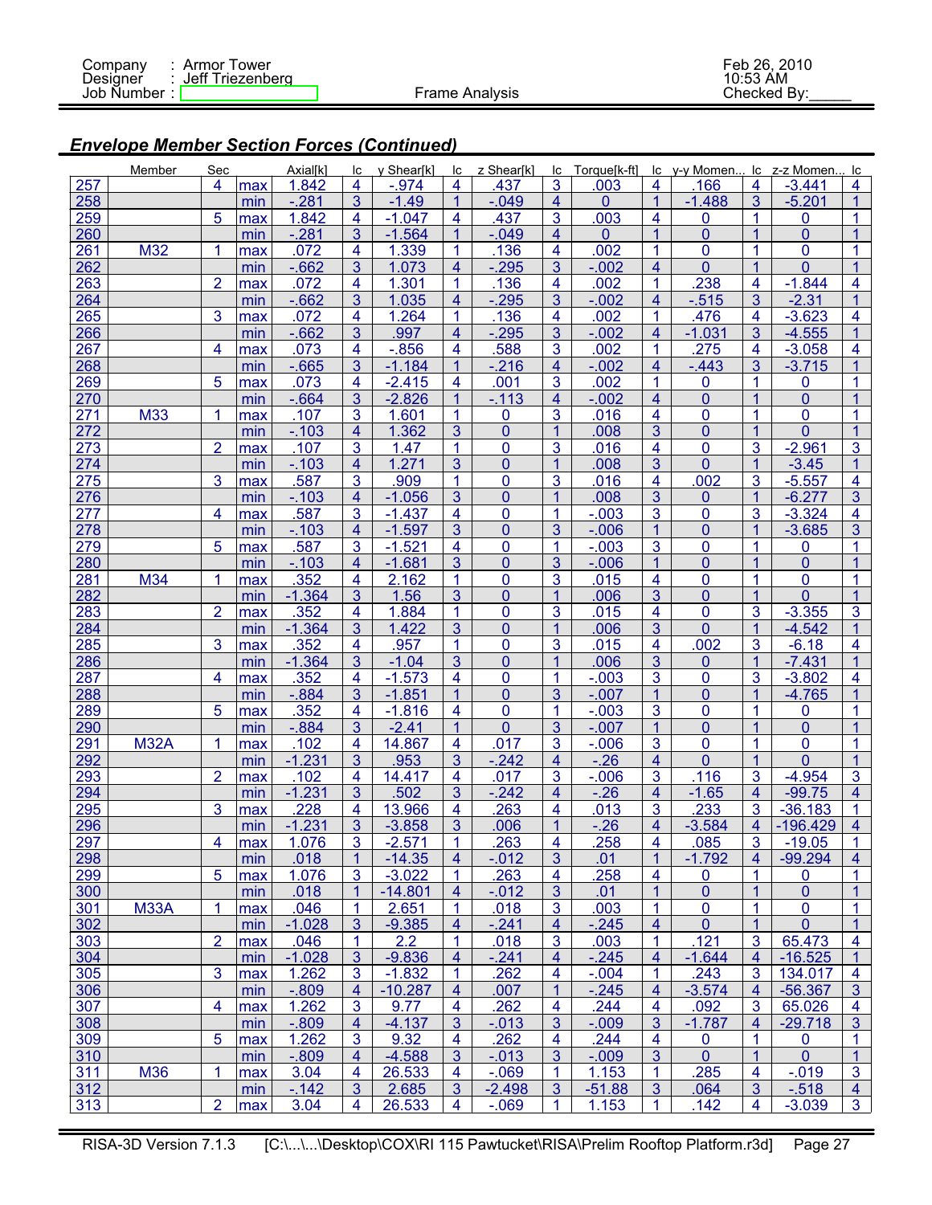## Envelope Member Section Forces (Continued)

| | Member | Sec | | Axial[k] | lc | y Shear[k] | lc | z Shear[k] | lc | Torque[k-ft] | lc | y-y Momen... | lc | z-z Momen... | lc |
|---|---|---|---|---|---|---|---|---|---|---|---|---|---|---|---|
| 257 | | 4 | max | 1.842 | 4 | -.974 | 4 | .437 | 3 | .003 | 4 | .166 | 4 | -3.441 | 4 |
| 258 | | | min | -.281 | 3 | -1.49 | 1 | -.049 | 4 | 0 | 1 | -1.488 | 3 | -5.201 | 1 |
| 259 | | 5 | max | 1.842 | 4 | -1.047 | 4 | .437 | 3 | .003 | 4 | 0 | 1 | 0 | 1 |
| 260 | | | min | -.281 | 3 | -1.564 | 1 | -.049 | 4 | 0 | 1 | 0 | 1 | 0 | 1 |
| 261 | M32 | 1 | max | .072 | 4 | 1.339 | 1 | .136 | 4 | .002 | 1 | 0 | 1 | 0 | 1 |
| 262 | | | min | -.662 | 3 | 1.073 | 4 | -.295 | 3 | -.002 | 4 | 0 | 1 | 0 | 1 |
| 263 | | 2 | max | .072 | 4 | 1.301 | 1 | .136 | 4 | .002 | 1 | .238 | 4 | -1.844 | 4 |
| 264 | | | min | -.662 | 3 | 1.035 | 4 | -.295 | 3 | -.002 | 4 | -.515 | 3 | -2.31 | 1 |
| 265 | | 3 | max | .072 | 4 | 1.264 | 1 | .136 | 4 | .002 | 1 | .476 | 4 | -3.623 | 4 |
| 266 | | | min | -.662 | 3 | .997 | 4 | -.295 | 3 | -.002 | 4 | -1.031 | 3 | -4.555 | 1 |
| 267 | | 4 | max | .073 | 4 | -.856 | 4 | .588 | 3 | .002 | 1 | .275 | 4 | -3.058 | 4 |
| 268 | | | min | -.665 | 3 | -1.184 | 1 | -.216 | 4 | -.002 | 4 | -.443 | 3 | -3.715 | 1 |
| 269 | | 5 | max | .073 | 4 | -2.415 | 4 | .001 | 3 | .002 | 1 | 0 | 1 | 0 | 1 |
| 270 | | | min | -.664 | 3 | -2.826 | 1 | -.113 | 4 | -.002 | 4 | 0 | 1 | 0 | 1 |
| 271 | M33 | 1 | max | .107 | 3 | 1.601 | 1 | 0 | 3 | .016 | 4 | 0 | 1 | 0 | 1 |
| 272 | | | min | -.103 | 4 | 1.362 | 3 | 0 | 1 | .008 | 3 | 0 | 1 | 0 | 1 |
| 273 | | 2 | max | .107 | 3 | 1.47 | 1 | 0 | 3 | .016 | 4 | 0 | 3 | -2.961 | 3 |
| 274 | | | min | -.103 | 4 | 1.271 | 3 | 0 | 1 | .008 | 3 | 0 | 1 | -3.45 | 1 |
| 275 | | 3 | max | .587 | 3 | .909 | 1 | 0 | 3 | .016 | 4 | .002 | 3 | -5.557 | 4 |
| 276 | | | min | -.103 | 4 | -1.056 | 3 | 0 | 1 | .008 | 3 | 0 | 1 | -6.277 | 3 |
| 277 | | 4 | max | .587 | 3 | -1.437 | 4 | 0 | 1 | -.003 | 3 | 0 | 3 | -3.324 | 4 |
| 278 | | | min | -.103 | 4 | -1.597 | 3 | 0 | 3 | -.006 | 1 | 0 | 1 | -3.685 | 3 |
| 279 | | 5 | max | .587 | 3 | -1.521 | 4 | 0 | 1 | -.003 | 3 | 0 | 1 | 0 | 1 |
| 280 | | | min | -.103 | 4 | -1.681 | 3 | 0 | 3 | -.006 | 1 | 0 | 1 | 0 | 1 |
| 281 | M34 | 1 | max | .352 | 4 | 2.162 | 1 | 0 | 3 | .015 | 4 | 0 | 1 | 0 | 1 |
| 282 | | | min | -1.364 | 3 | 1.56 | 3 | 0 | 1 | .006 | 3 | 0 | 1 | 0 | 1 |
| 283 | | 2 | max | .352 | 4 | 1.884 | 1 | 0 | 3 | .015 | 4 | 0 | 3 | -3.355 | 3 |
| 284 | | | min | -1.364 | 3 | 1.422 | 3 | 0 | 1 | .006 | 3 | 0 | 1 | -4.542 | 1 |
| 285 | | 3 | max | .352 | 4 | .957 | 1 | 0 | 3 | .015 | 4 | .002 | 3 | -6.18 | 4 |
| 286 | | | min | -1.364 | 3 | -1.04 | 3 | 0 | 1 | .006 | 3 | 0 | 1 | -7.431 | 1 |
| 287 | | 4 | max | .352 | 4 | -1.573 | 4 | 0 | 1 | -.003 | 3 | 0 | 3 | -3.802 | 4 |
| 288 | | | min | -.884 | 3 | -1.851 | 1 | 0 | 3 | -.007 | 1 | 0 | 1 | -4.765 | 1 |
| 289 | | 5 | max | .352 | 4 | -1.816 | 4 | 0 | 1 | -.003 | 3 | 0 | 1 | 0 | 1 |
| 290 | | | min | -.884 | 3 | -2.41 | 1 | 0 | 3 | -.007 | 1 | 0 | 1 | 0 | 1 |
| 291 | M32A | 1 | max | .102 | 4 | 14.867 | 4 | .017 | 3 | -.006 | 3 | 0 | 1 | 0 | 1 |
| 292 | | | min | -1.231 | 3 | .953 | 3 | -.242 | 4 | -.26 | 4 | 0 | 1 | 0 | 1 |
| 293 | | 2 | max | .102 | 4 | 14.417 | 4 | .017 | 3 | -.006 | 3 | .116 | 3 | -4.954 | 3 |
| 294 | | | min | -1.231 | 3 | .502 | 3 | -.242 | 4 | -.26 | 4 | -1.65 | 4 | -99.75 | 4 |
| 295 | | 3 | max | .228 | 4 | 13.966 | 4 | .263 | 3 | .013 | 3 | .233 | 3 | -36.183 | 1 |
| 296 | | | min | -1.231 | 3 | -3.858 | 3 | .006 | 1 | -.26 | 4 | -3.584 | 4 | -196.429 | 4 |
| 297 | | 4 | max | 1.076 | 3 | -2.571 | 1 | .263 | 4 | .258 | 4 | .085 | 3 | -19.05 | 1 |
| 298 | | | min | .018 | 1 | -14.35 | 4 | -.012 | 3 | .01 | 1 | -1.792 | 4 | -99.294 | 4 |
| 299 | | 5 | max | 1.076 | 3 | -3.022 | 1 | .263 | 4 | .258 | 4 | 0 | 1 | 0 | 1 |
| 300 | | | min | .018 | 1 | -14.801 | 4 | -.012 | 3 | .01 | 1 | 0 | 1 | 0 | 1 |
| 301 | M33A | 1 | max | .046 | 1 | 2.651 | 1 | .018 | 3 | .003 | 1 | 0 | 1 | 0 | 1 |
| 302 | | | min | -1.028 | 3 | -9.385 | 4 | -.241 | 4 | -.245 | 4 | 0 | 1 | 0 | 1 |
| 303 | | 2 | max | .046 | 1 | 2.2 | 1 | .018 | 3 | .003 | 1 | .121 | 3 | 65.473 | 4 |
| 304 | | | min | -1.028 | 3 | -9.836 | 4 | -.241 | 4 | -.245 | 4 | -1.644 | 4 | -16.525 | 1 |
| 305 | | 3 | max | 1.262 | 3 | -1.832 | 1 | .262 | 4 | -.004 | 1 | .243 | 3 | 134.017 | 4 |
| 306 | | | min | -.809 | 4 | -10.287 | 4 | .007 | 1 | -.245 | 4 | -3.574 | 4 | -56.367 | 3 |
| 307 | | 4 | max | 1.262 | 3 | 9.77 | 4 | .262 | 4 | .244 | 4 | .092 | 3 | 65.026 | 4 |
| 308 | | | min | -.809 | 4 | -4.137 | 3 | -.013 | 3 | -.009 | 3 | -1.787 | 4 | -29.718 | 3 |
| 309 | | 5 | max | 1.262 | 3 | 9.32 | 4 | .262 | 4 | .244 | 4 | 0 | 1 | 0 | 1 |
| 310 | | | min | -.809 | 4 | -4.588 | 3 | -.013 | 3 | -.009 | 3 | 0 | 1 | 0 | 1 |
| 311 | M36 | 1 | max | 3.04 | 4 | 26.533 | 4 | -.069 | 1 | 1.153 | 1 | .285 | 4 | -.019 | 3 |
| 312 | | | min | -.142 | 3 | 2.685 | 3 | -2.498 | 3 | -51.88 | 3 | .064 | 3 | -.518 | 4 |
| 313 | | 2 | max | 3.04 | 4 | 26.533 | 4 | -.069 | 1 | 1.153 | 1 | .142 | 4 | -3.039 | 3 |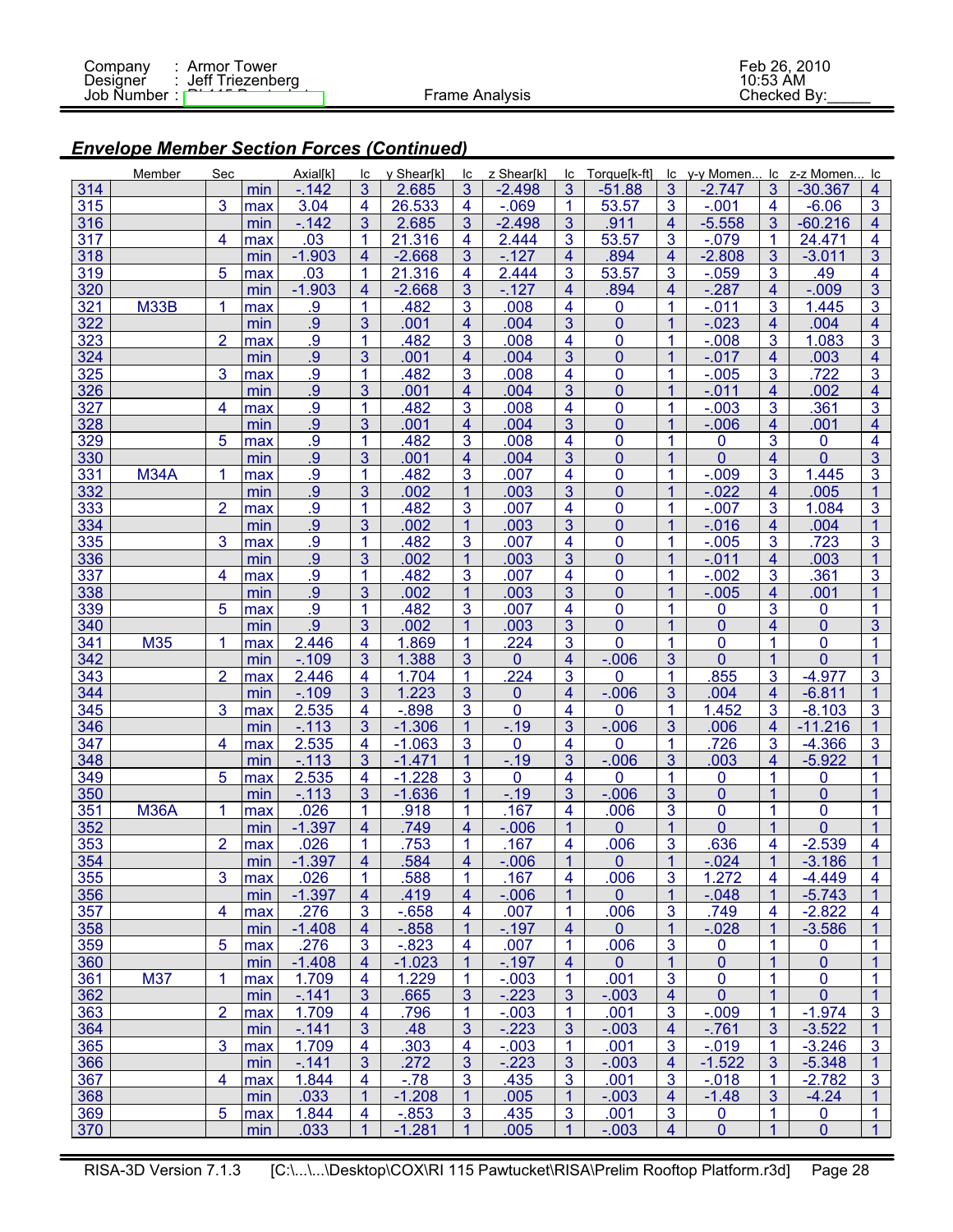## Envelope Member Section Forces (Continued)

| | Member | Sec | | Axial[k] | lc | y Shear[k] | lc | z Shear[k] | lc | Torque[k-ft] | lc | y-y Momen... | lc | z-z Momen... | lc |
|---|---|---|---|---|---|---|---|---|---|---|---|---|---|---|---|
| 314 | | | min | -.142 | 3 | 2.685 | 3 | -2.498 | 3 | -51.88 | 3 | -2.747 | 3 | -30.367 | 4 |
| 315 | | 3 | max | 3.04 | 4 | 26.533 | 4 | -.069 | 1 | 53.57 | 3 | -.001 | 4 | -6.06 | 3 |
| 316 | | | min | -.142 | 3 | 2.685 | 3 | -2.498 | 3 | .911 | 4 | -5.558 | 3 | -60.216 | 4 |
| 317 | | 4 | max | .03 | 1 | 21.316 | 4 | 2.444 | 3 | 53.57 | 3 | -.079 | 1 | 24.471 | 4 |
| 318 | | | min | -1.903 | 4 | -2.668 | 3 | -.127 | 4 | .894 | 4 | -2.808 | 3 | -3.011 | 3 |
| 319 | | 5 | max | .03 | 1 | 21.316 | 4 | 2.444 | 3 | 53.57 | 3 | -.059 | 3 | .49 | 4 |
| 320 | | | min | -1.903 | 4 | -2.668 | 3 | -.127 | 4 | .894 | 4 | -.287 | 4 | -.009 | 3 |
| 321 | M33B | 1 | max | .9 | 1 | .482 | 3 | .008 | 4 | 0 | 1 | -.011 | 3 | 1.445 | 3 |
| 322 | | | min | .9 | 3 | .001 | 4 | .004 | 3 | 0 | 1 | -.023 | 4 | .004 | 4 |
| 323 | | 2 | max | .9 | 1 | .482 | 3 | .008 | 4 | 0 | 1 | -.008 | 3 | 1.083 | 3 |
| 324 | | | min | .9 | 3 | .001 | 4 | .004 | 3 | 0 | 1 | -.017 | 4 | .003 | 4 |
| 325 | | 3 | max | .9 | 1 | .482 | 3 | .008 | 4 | 0 | 1 | -.005 | 3 | .722 | 3 |
| 326 | | | min | .9 | 3 | .001 | 4 | .004 | 3 | 0 | 1 | -.011 | 4 | .002 | 4 |
| 327 | | 4 | max | .9 | 1 | .482 | 3 | .008 | 4 | 0 | 1 | -.003 | 3 | .361 | 3 |
| 328 | | | min | .9 | 3 | .001 | 4 | .004 | 3 | 0 | 1 | -.006 | 4 | .001 | 4 |
| 329 | | 5 | max | .9 | 1 | .482 | 3 | .008 | 4 | 0 | 1 | 0 | 3 | 0 | 4 |
| 330 | | | min | .9 | 3 | .001 | 4 | .004 | 3 | 0 | 1 | 0 | 4 | 0 | 3 |
| 331 | M34A | 1 | max | .9 | 1 | .482 | 3 | .007 | 4 | 0 | 1 | -.009 | 3 | 1.445 | 3 |
| 332 | | | min | .9 | 3 | .002 | 1 | .003 | 3 | 0 | 1 | -.022 | 4 | .005 | 1 |
| 333 | | 2 | max | .9 | 1 | .482 | 3 | .007 | 4 | 0 | 1 | -.007 | 3 | 1.084 | 3 |
| 334 | | | min | .9 | 3 | .002 | 1 | .003 | 3 | 0 | 1 | -.016 | 4 | .004 | 1 |
| 335 | | 3 | max | .9 | 1 | .482 | 3 | .007 | 4 | 0 | 1 | -.005 | 3 | .723 | 3 |
| 336 | | | min | .9 | 3 | .002 | 1 | .003 | 3 | 0 | 1 | -.011 | 4 | .003 | 1 |
| 337 | | 4 | max | .9 | 1 | .482 | 3 | .007 | 4 | 0 | 1 | -.002 | 3 | .361 | 3 |
| 338 | | | min | .9 | 3 | .002 | 1 | .003 | 3 | 0 | 1 | -.005 | 4 | .001 | 1 |
| 339 | | 5 | max | .9 | 1 | .482 | 3 | .007 | 4 | 0 | 1 | 0 | 3 | 0 | 1 |
| 340 | | | min | .9 | 3 | .002 | 1 | .003 | 3 | 0 | 1 | 0 | 4 | 0 | 3 |
| 341 | M35 | 1 | max | 2.446 | 4 | 1.869 | 1 | .224 | 3 | 0 | 1 | 0 | 1 | 0 | 1 |
| 342 | | | min | -.109 | 3 | 1.388 | 3 | 0 | 4 | -.006 | 3 | 0 | 1 | 0 | 1 |
| 343 | | 2 | max | 2.446 | 4 | 1.704 | 1 | .224 | 3 | 0 | 1 | .855 | 3 | -4.977 | 3 |
| 344 | | | min | -.109 | 3 | 1.223 | 3 | 0 | 4 | -.006 | 3 | .004 | 4 | -6.811 | 1 |
| 345 | | 3 | max | 2.535 | 4 | -.898 | 3 | 0 | 4 | 0 | 1 | 1.452 | 3 | -8.103 | 3 |
| 346 | | | min | -.113 | 3 | -1.306 | 1 | -.19 | 3 | -.006 | 3 | .006 | 4 | -11.216 | 1 |
| 347 | | 4 | max | 2.535 | 4 | -1.063 | 3 | 0 | 4 | 0 | 1 | .726 | 3 | -4.366 | 3 |
| 348 | | | min | -.113 | 3 | -1.471 | 1 | -.19 | 3 | -.006 | 3 | .003 | 4 | -5.922 | 1 |
| 349 | | 5 | max | 2.535 | 4 | -1.228 | 3 | 0 | 4 | 0 | 1 | 0 | 1 | 0 | 1 |
| 350 | | | min | -.113 | 3 | -1.636 | 1 | -.19 | 3 | -.006 | 3 | 0 | 1 | 0 | 1 |
| 351 | M36A | 1 | max | .026 | 1 | .918 | 1 | .167 | 4 | .006 | 3 | 0 | 1 | 0 | 1 |
| 352 | | | min | -1.397 | 4 | .749 | 4 | -.006 | 1 | 0 | 1 | 0 | 1 | 0 | 1 |
| 353 | | 2 | max | .026 | 1 | .753 | 1 | .167 | 4 | .006 | 3 | .636 | 4 | -2.539 | 4 |
| 354 | | | min | -1.397 | 4 | .584 | 4 | -.006 | 1 | 0 | 1 | -.024 | 1 | -3.186 | 1 |
| 355 | | 3 | max | .026 | 1 | .588 | 1 | .167 | 4 | .006 | 3 | 1.272 | 4 | -4.449 | 4 |
| 356 | | | min | -1.397 | 4 | .419 | 4 | -.006 | 1 | 0 | 1 | -.048 | 1 | -5.743 | 1 |
| 357 | | 4 | max | .276 | 3 | -.658 | 4 | .007 | 1 | .006 | 3 | .749 | 4 | -2.822 | 4 |
| 358 | | | min | -1.408 | 4 | -.858 | 1 | -.197 | 4 | 0 | 1 | -.028 | 1 | -3.586 | 1 |
| 359 | | 5 | max | .276 | 3 | -.823 | 4 | .007 | 1 | .006 | 3 | 0 | 1 | 0 | 1 |
| 360 | | | min | -1.408 | 4 | -1.023 | 1 | -.197 | 4 | 0 | 1 | 0 | 1 | 0 | 1 |
| 361 | M37 | 1 | max | 1.709 | 4 | 1.229 | 1 | -.003 | 1 | .001 | 3 | 0 | 1 | 0 | 1 |
| 362 | | | min | -.141 | 3 | .665 | 3 | -.223 | 3 | -.003 | 4 | 0 | 1 | 0 | 1 |
| 363 | | 2 | max | 1.709 | 4 | .796 | 1 | -.003 | 1 | .001 | 3 | -.009 | 1 | -1.974 | 3 |
| 364 | | | min | -.141 | 3 | .48 | 3 | -.223 | 3 | -.003 | 4 | -.761 | 3 | -3.522 | 1 |
| 365 | | 3 | max | 1.709 | 4 | .303 | 4 | -.003 | 1 | .001 | 3 | -.019 | 1 | -3.246 | 3 |
| 366 | | | min | -.141 | 3 | .272 | 3 | -.223 | 3 | -.003 | 4 | -1.522 | 3 | -5.348 | 1 |
| 367 | | 4 | max | 1.844 | 4 | -.78 | 3 | .435 | 3 | .001 | 3 | -.018 | 1 | -2.782 | 3 |
| 368 | | | min | .033 | 1 | -1.208 | 1 | .005 | 1 | -.003 | 4 | -1.48 | 3 | -4.24 | 1 |
| 369 | | 5 | max | 1.844 | 4 | -.853 | 3 | .435 | 3 | .001 | 3 | 0 | 1 | 0 | 1 |
| 370 | | | min | .033 | 1 | -1.281 | 1 | .005 | 1 | -.003 | 4 | 0 | 1 | 0 | 1 |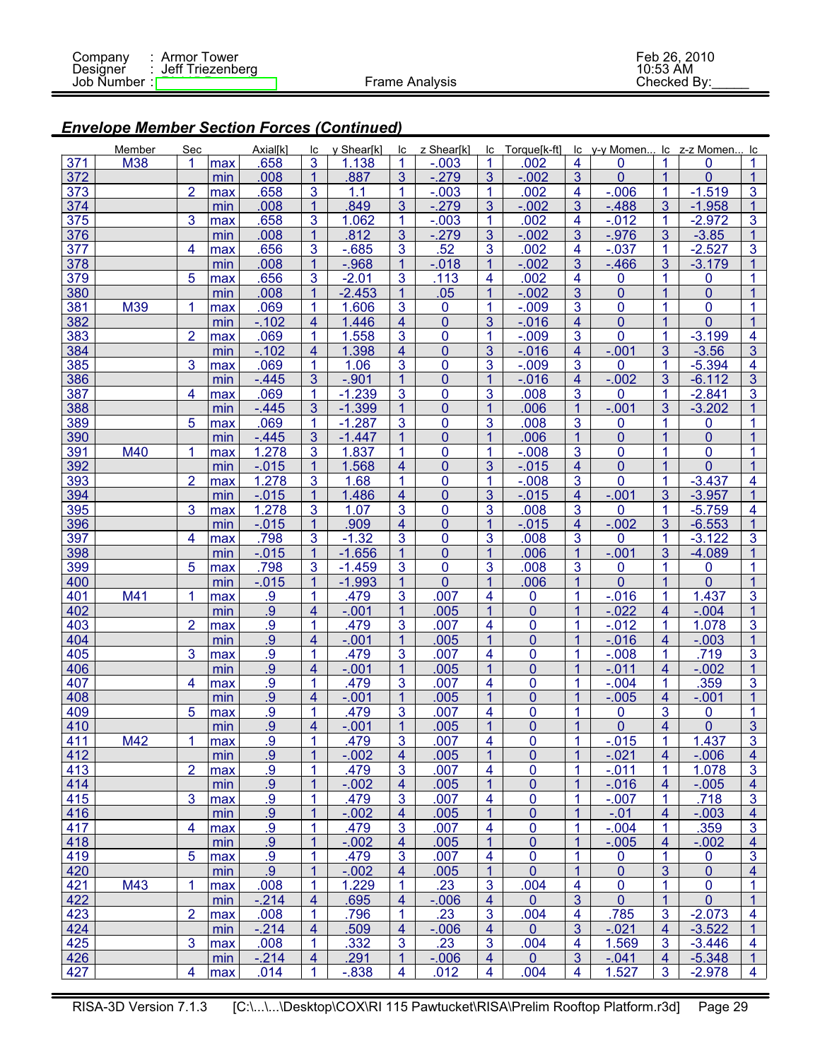## *Envelope Member Section Forces (Continued)*

| | Member | Sec | | Axial[k] | lc | y Shear[k] | lc | z Shear[k] | lc | Torque[k-ft] | lc | y-y Momen... | lc | z-z Momen... | lc |
|---|---|---|---|---|---|---|---|---|---|---|---|---|---|---|---|
| 371 | M38 | 1 | max | .658 | 3 | 1.138 | 1 | -.003 | 1 | .002 | 4 | 0 | 1 | 0 | 1 |
| 372 | | | min | .008 | 1 | .887 | 3 | -.279 | 3 | -.002 | 3 | 0 | 1 | 0 | 1 |
| 373 | | 2 | max | .658 | 3 | 1.1 | 1 | -.003 | 1 | .002 | 4 | -.006 | 1 | -1.519 | 3 |
| 374 | | | min | .008 | 1 | .849 | 3 | -.279 | 3 | -.002 | 3 | -.488 | 3 | -1.958 | 1 |
| 375 | | 3 | max | .658 | 3 | 1.062 | 1 | -.003 | 1 | .002 | 4 | -.012 | 1 | -2.972 | 3 |
| 376 | | | min | .008 | 1 | .812 | 3 | -.279 | 3 | -.002 | 3 | -.976 | 3 | -3.85 | 1 |
| 377 | | 4 | max | .656 | 3 | -.685 | 3 | .52 | 3 | .002 | 4 | -.037 | 1 | -2.527 | 3 |
| 378 | | | min | .008 | 1 | -.968 | 1 | -.018 | 1 | -.002 | 3 | -.466 | 3 | -3.179 | 1 |
| 379 | | 5 | max | .656 | 3 | -2.01 | 3 | .113 | 4 | .002 | 4 | 0 | 1 | 0 | 1 |
| 380 | | | min | .008 | 1 | -2.453 | 1 | .05 | 1 | -.002 | 3 | 0 | 1 | 0 | 1 |
| 381 | M39 | 1 | max | .069 | 1 | 1.606 | 3 | 0 | 1 | -.009 | 3 | 0 | 1 | 0 | 1 |
| 382 | | | min | -.102 | 4 | 1.446 | 4 | 0 | 3 | -.016 | 4 | 0 | 1 | 0 | 1 |
| 383 | | 2 | max | .069 | 1 | 1.558 | 3 | 0 | 1 | -.009 | 3 | 0 | 1 | -3.199 | 4 |
| 384 | | | min | -.102 | 4 | 1.398 | 4 | 0 | 3 | -.016 | 4 | -.001 | 3 | -3.56 | 3 |
| 385 | | 3 | max | .069 | 1 | 1.06 | 3 | 0 | 3 | -.009 | 3 | 0 | 1 | -5.394 | 4 |
| 386 | | | min | -.445 | 3 | -.901 | 1 | 0 | 1 | -.016 | 4 | -.002 | 3 | -6.112 | 3 |
| 387 | | 4 | max | .069 | 1 | -1.239 | 3 | 0 | 3 | .008 | 3 | 0 | 1 | -2.841 | 3 |
| 388 | | | min | -.445 | 3 | -1.399 | 1 | 0 | 1 | .006 | 1 | -.001 | 3 | -3.202 | 1 |
| 389 | | 5 | max | .069 | 1 | -1.287 | 3 | 0 | 3 | .008 | 3 | 0 | 1 | 0 | 1 |
| 390 | | | min | -.445 | 3 | -1.447 | 1 | 0 | 1 | .006 | 1 | 0 | 1 | 0 | 1 |
| 391 | M40 | 1 | max | 1.278 | 3 | 1.837 | 1 | 0 | 1 | -.008 | 3 | 0 | 1 | 0 | 1 |
| 392 | | | min | -.015 | 1 | 1.568 | 4 | 0 | 3 | -.015 | 4 | 0 | 1 | 0 | 1 |
| 393 | | 2 | max | 1.278 | 3 | 1.68 | 1 | 0 | 1 | -.008 | 3 | 0 | 1 | -3.437 | 4 |
| 394 | | | min | -.015 | 1 | 1.486 | 4 | 0 | 3 | -.015 | 4 | -.001 | 3 | -3.957 | 1 |
| 395 | | 3 | max | 1.278 | 3 | 1.07 | 3 | 0 | 3 | .008 | 3 | 0 | 1 | -5.759 | 4 |
| 396 | | | min | -.015 | 1 | .909 | 4 | 0 | 1 | -.015 | 4 | -.002 | 3 | -6.553 | 1 |
| 397 | | 4 | max | .798 | 3 | -1.32 | 3 | 0 | 3 | .008 | 3 | 0 | 1 | -3.122 | 3 |
| 398 | | | min | -.015 | 1 | -1.656 | 1 | 0 | 1 | .006 | 1 | -.001 | 3 | -4.089 | 1 |
| 399 | | 5 | max | .798 | 3 | -1.459 | 3 | 0 | 3 | .008 | 3 | 0 | 1 | 0 | 1 |
| 400 | | | min | -.015 | 1 | -1.993 | 1 | 0 | 1 | .006 | 1 | 0 | 1 | 0 | 1 |
| 401 | M41 | 1 | max | .9 | 1 | .479 | 3 | .007 | 4 | 0 | 1 | -.016 | 1 | 1.437 | 3 |
| 402 | | | min | .9 | 4 | -.001 | 1 | .005 | 1 | 0 | 1 | -.022 | 4 | -.004 | 1 |
| 403 | | 2 | max | .9 | 1 | .479 | 3 | .007 | 4 | 0 | 1 | -.012 | 1 | 1.078 | 3 |
| 404 | | | min | .9 | 4 | -.001 | 1 | .005 | 1 | 0 | 1 | -.016 | 4 | -.003 | 1 |
| 405 | | 3 | max | .9 | 1 | .479 | 3 | .007 | 4 | 0 | 1 | -.008 | 1 | .719 | 3 |
| 406 | | | min | .9 | 4 | -.001 | 1 | .005 | 1 | 0 | 1 | -.011 | 4 | -.002 | 1 |
| 407 | | 4 | max | .9 | 1 | .479 | 3 | .007 | 4 | 0 | 1 | -.004 | 1 | .359 | 3 |
| 408 | | | min | .9 | 4 | -.001 | 1 | .005 | 1 | 0 | 1 | -.005 | 4 | -.001 | 1 |
| 409 | | 5 | max | .9 | 1 | .479 | 3 | .007 | 4 | 0 | 1 | 0 | 3 | 0 | 1 |
| 410 | | | min | .9 | 4 | -.001 | 1 | .005 | 1 | 0 | 1 | 0 | 4 | 0 | 3 |
| 411 | M42 | 1 | max | .9 | 1 | .479 | 3 | .007 | 4 | 0 | 1 | -.015 | 1 | 1.437 | 3 |
| 412 | | | min | .9 | 1 | -.002 | 4 | .005 | 1 | 0 | 1 | -.021 | 4 | -.006 | 4 |
| 413 | | 2 | max | .9 | 1 | .479 | 3 | .007 | 4 | 0 | 1 | -.011 | 1 | 1.078 | 3 |
| 414 | | | min | .9 | 1 | -.002 | 4 | .005 | 1 | 0 | 1 | -.016 | 4 | -.005 | 4 |
| 415 | | 3 | max | .9 | 1 | .479 | 3 | .007 | 4 | 0 | 1 | -.007 | 1 | .718 | 3 |
| 416 | | | min | .9 | 1 | -.002 | 4 | .005 | 1 | 0 | 1 | -.01 | 4 | -.003 | 4 |
| 417 | | 4 | max | .9 | 1 | .479 | 3 | .007 | 4 | 0 | 1 | -.004 | 1 | .359 | 3 |
| 418 | | | min | .9 | 1 | -.002 | 4 | .005 | 1 | 0 | 1 | -.005 | 4 | -.002 | 4 |
| 419 | | 5 | max | .9 | 1 | .479 | 3 | .007 | 4 | 0 | 1 | 0 | 1 | 0 | 3 |
| 420 | | | min | .9 | 1 | -.002 | 4 | .005 | 1 | 0 | 1 | 0 | 3 | 0 | 4 |
| 421 | M43 | 1 | max | .008 | 1 | 1.229 | 1 | .23 | 3 | .004 | 4 | 0 | 1 | 0 | 1 |
| 422 | | | min | -.214 | 4 | .695 | 4 | -.006 | 4 | 0 | 3 | 0 | 1 | 0 | 1 |
| 423 | | 2 | max | .008 | 1 | .796 | 1 | .23 | 3 | .004 | 4 | .785 | 3 | -2.073 | 4 |
| 424 | | | min | -.214 | 4 | .509 | 4 | -.006 | 4 | 0 | 3 | -.021 | 4 | -3.522 | 1 |
| 425 | | 3 | max | .008 | 1 | .332 | 3 | .23 | 3 | .004 | 4 | 1.569 | 3 | -3.446 | 4 |
| 426 | | | min | -.214 | 4 | .291 | 1 | -.006 | 4 | 0 | 3 | -.041 | 4 | -5.348 | 1 |
| 427 | | 4 | max | .014 | 1 | -.838 | 4 | .012 | 4 | .004 | 4 | 1.527 | 3 | -2.978 | 4 |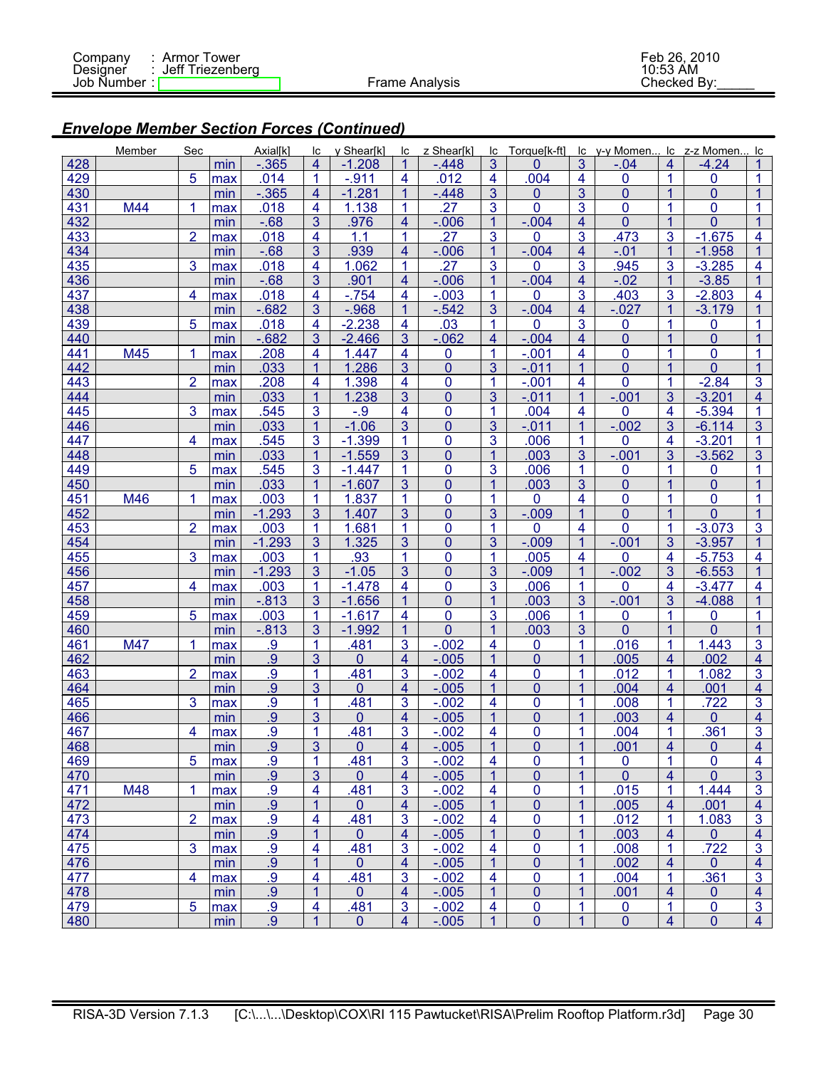## Envelope Member Section Forces (Continued)

| | Member | Sec | | Axial[k] | lc | y Shear[k] | lc | z Shear[k] | lc | Torque[k-ft] | lc | y-y Momen... | lc | z-z Momen... | lc |
|---|---|---|---|---|---|---|---|---|---|---|---|---|---|---|---|
| 428 | | | min | -.365 | 4 | -1.208 | 1 | -.448 | 3 | 0 | 3 | -.04 | 4 | -4.24 | 1 |
| 429 | | 5 | max | .014 | 1 | -.911 | 4 | .012 | 4 | .004 | 4 | 0 | 1 | 0 | 1 |
| 430 | | | min | -.365 | 4 | -1.281 | 1 | -.448 | 3 | 0 | 3 | 0 | 1 | 0 | 1 |
| 431 | M44 | 1 | max | .018 | 4 | 1.138 | 1 | .27 | 3 | 0 | 3 | 0 | 1 | 0 | 1 |
| 432 | | | min | -.68 | 3 | .976 | 4 | -.006 | 1 | -.004 | 4 | 0 | 1 | 0 | 1 |
| 433 | | 2 | max | .018 | 4 | 1.1 | 1 | .27 | 3 | 0 | 3 | .473 | 3 | -1.675 | 4 |
| 434 | | | min | -.68 | 3 | .939 | 4 | -.006 | 1 | -.004 | 4 | -.01 | 1 | -1.958 | 1 |
| 435 | | 3 | max | .018 | 4 | 1.062 | 1 | .27 | 3 | 0 | 3 | .945 | 3 | -3.285 | 4 |
| 436 | | | min | -.68 | 3 | .901 | 4 | -.006 | 1 | -.004 | 4 | -.02 | 1 | -3.85 | 1 |
| 437 | | 4 | max | .018 | 4 | -.754 | 4 | -.003 | 1 | 0 | 3 | .403 | 3 | -2.803 | 4 |
| 438 | | | min | -.682 | 3 | -.968 | 1 | -.542 | 3 | -.004 | 4 | -.027 | 1 | -3.179 | 1 |
| 439 | | 5 | max | .018 | 4 | -2.238 | 4 | .03 | 1 | 0 | 3 | 0 | 1 | 0 | 1 |
| 440 | | | min | -.682 | 3 | -2.466 | 3 | -.062 | 4 | -.004 | 4 | 0 | 1 | 0 | 1 |
| 441 | M45 | 1 | max | .208 | 4 | 1.447 | 4 | 0 | 1 | -.001 | 4 | 0 | 1 | 0 | 1 |
| 442 | | | min | .033 | 1 | 1.286 | 3 | 0 | 3 | -.011 | 1 | 0 | 1 | 0 | 1 |
| 443 | | 2 | max | .208 | 4 | 1.398 | 4 | 0 | 1 | -.001 | 4 | 0 | 1 | -2.84 | 3 |
| 444 | | | min | .033 | 1 | 1.238 | 3 | 0 | 3 | -.011 | 1 | -.001 | 3 | -3.201 | 4 |
| 445 | | 3 | max | .545 | 3 | -.9 | 4 | 0 | 1 | .004 | 4 | 0 | 4 | -5.394 | 1 |
| 446 | | | min | .033 | 1 | -1.06 | 3 | 0 | 3 | -.011 | 1 | -.002 | 3 | -6.114 | 3 |
| 447 | | 4 | max | .545 | 3 | -1.399 | 1 | 0 | 3 | .006 | 1 | 0 | 4 | -3.201 | 1 |
| 448 | | | min | .033 | 1 | -1.559 | 3 | 0 | 1 | .003 | 3 | -.001 | 3 | -3.562 | 3 |
| 449 | | 5 | max | .545 | 3 | -1.447 | 1 | 0 | 3 | .006 | 1 | 0 | 1 | 0 | 1 |
| 450 | | | min | .033 | 1 | -1.607 | 3 | 0 | 1 | .003 | 3 | 0 | 1 | 0 | 1 |
| 451 | M46 | 1 | max | .003 | 1 | 1.837 | 1 | 0 | 1 | 0 | 4 | 0 | 1 | 0 | 1 |
| 452 | | | min | -1.293 | 3 | 1.407 | 3 | 0 | 3 | -.009 | 1 | 0 | 1 | 0 | 1 |
| 453 | | 2 | max | .003 | 1 | 1.681 | 1 | 0 | 1 | 0 | 4 | 0 | 1 | -3.073 | 3 |
| 454 | | | min | -1.293 | 3 | 1.325 | 3 | 0 | 3 | -.009 | 1 | -.001 | 3 | -3.957 | 1 |
| 455 | | 3 | max | .003 | 1 | .93 | 1 | 0 | 1 | .005 | 4 | 0 | 4 | -5.753 | 4 |
| 456 | | | min | -1.293 | 3 | -1.05 | 3 | 0 | 3 | -.009 | 1 | -.002 | 3 | -6.553 | 1 |
| 457 | | 4 | max | .003 | 1 | -1.478 | 4 | 0 | 3 | .006 | 1 | 0 | 4 | -3.477 | 4 |
| 458 | | | min | -.813 | 3 | -1.656 | 1 | 0 | 1 | .003 | 3 | -.001 | 3 | -4.088 | 1 |
| 459 | | 5 | max | .003 | 1 | -1.617 | 4 | 0 | 3 | .006 | 1 | 0 | 1 | 0 | 1 |
| 460 | | | min | -.813 | 3 | -1.992 | 1 | 0 | 1 | .003 | 3 | 0 | 1 | 0 | 1 |
| 461 | M47 | 1 | max | .9 | 1 | .481 | 3 | -.002 | 4 | 0 | 1 | .016 | 1 | 1.443 | 3 |
| 462 | | | min | .9 | 3 | 0 | 4 | -.005 | 1 | 0 | 1 | .005 | 4 | .002 | 4 |
| 463 | | 2 | max | .9 | 1 | .481 | 3 | -.002 | 4 | 0 | 1 | .012 | 1 | 1.082 | 3 |
| 464 | | | min | .9 | 3 | 0 | 4 | -.005 | 1 | 0 | 1 | .004 | 4 | .001 | 4 |
| 465 | | 3 | max | .9 | 1 | .481 | 3 | -.002 | 4 | 0 | 1 | .008 | 1 | .722 | 3 |
| 466 | | | min | .9 | 3 | 0 | 4 | -.005 | 1 | 0 | 1 | .003 | 4 | 0 | 4 |
| 467 | | 4 | max | .9 | 1 | .481 | 3 | -.002 | 4 | 0 | 1 | .004 | 1 | .361 | 3 |
| 468 | | | min | .9 | 3 | 0 | 4 | -.005 | 1 | 0 | 1 | .001 | 4 | 0 | 4 |
| 469 | | 5 | max | .9 | 1 | .481 | 3 | -.002 | 4 | 0 | 1 | 0 | 1 | 0 | 4 |
| 470 | | | min | .9 | 3 | 0 | 4 | -.005 | 1 | 0 | 1 | 0 | 4 | 0 | 3 |
| 471 | M48 | 1 | max | .9 | 4 | .481 | 3 | -.002 | 4 | 0 | 1 | .015 | 1 | 1.444 | 3 |
| 472 | | | min | .9 | 1 | 0 | 4 | -.005 | 1 | 0 | 1 | .005 | 4 | .001 | 4 |
| 473 | | 2 | max | .9 | 4 | .481 | 3 | -.002 | 4 | 0 | 1 | .012 | 1 | 1.083 | 3 |
| 474 | | | min | .9 | 1 | 0 | 4 | -.005 | 1 | 0 | 1 | .003 | 4 | 0 | 4 |
| 475 | | 3 | max | .9 | 4 | .481 | 3 | -.002 | 4 | 0 | 1 | .008 | 1 | .722 | 3 |
| 476 | | | min | .9 | 1 | 0 | 4 | -.005 | 1 | 0 | 1 | .002 | 4 | 0 | 4 |
| 477 | | 4 | max | .9 | 4 | .481 | 3 | -.002 | 4 | 0 | 1 | .004 | 1 | .361 | 3 |
| 478 | | | min | .9 | 1 | 0 | 4 | -.005 | 1 | 0 | 1 | .001 | 4 | 0 | 4 |
| 479 | | 5 | max | .9 | 4 | .481 | 3 | -.002 | 4 | 0 | 1 | 0 | 1 | 0 | 3 |
| 480 | | | min | .9 | 1 | 0 | 4 | -.005 | 1 | 0 | 1 | 0 | 4 | 0 | 4 |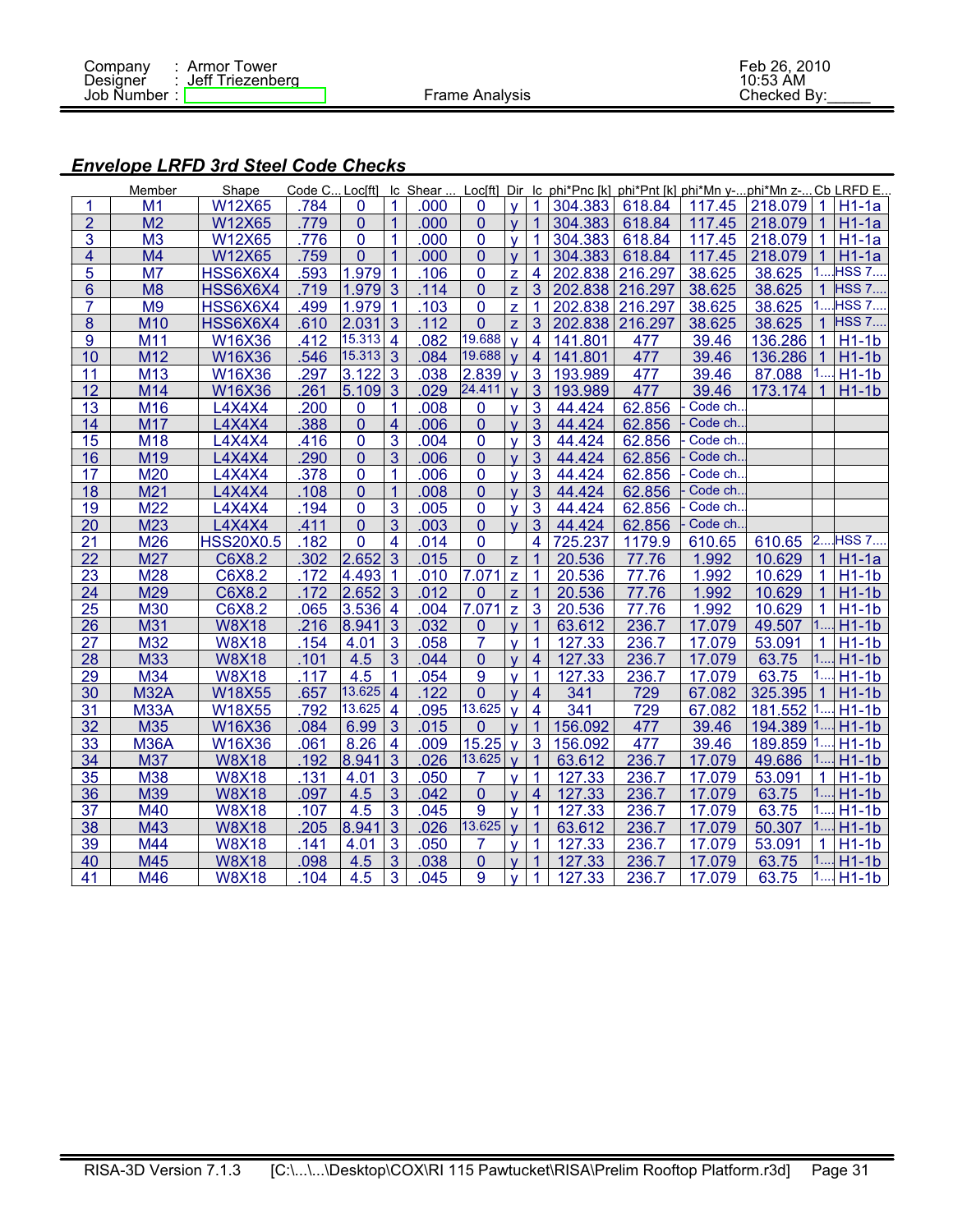Company : Armor Tower
Designer : Jeff Triezenberg
Job Number :

Frame Analysis

Feb 26, 2010
10:53 AM
Checked By:_____

## *Envelope LRFD 3rd Steel Code Checks*

| | Member | Shape | Code C... | Loc[ft] | lc | Shear ... | Loc[ft] | Dir | lc | phi*Pnc [k] | phi*Pnt [k] | phi*Mn y-... | phi*Mn z-... | Cb | LRFD E... |
|---|---|---|---|---|---|---|---|---|---|---|---|---|---|---|---|
| 1 | M1 | W12X65 | .784 | 0 | 1 | .000 | 0 | y | 1 | 304.383 | 618.84 | 117.45 | 218.079 | 1 | H1-1a |
| 2 | M2 | W12X65 | .779 | 0 | 1 | .000 | 0 | y | 1 | 304.383 | 618.84 | 117.45 | 218.079 | 1 | H1-1a |
| 3 | M3 | W12X65 | .776 | 0 | 1 | .000 | 0 | y | 1 | 304.383 | 618.84 | 117.45 | 218.079 | 1 | H1-1a |
| 4 | M4 | W12X65 | .759 | 0 | 1 | .000 | 0 | y | 1 | 304.383 | 618.84 | 117.45 | 218.079 | 1 | H1-1a |
| 5 | M7 | HSS6X6X4 | .593 | 1.979 | 1 | .106 | 0 | z | 4 | 202.838 | 216.297 | 38.625 | 38.625 | 1.... | HSS 7.... |
| 6 | M8 | HSS6X6X4 | .719 | 1.979 | 3 | .114 | 0 | z | 3 | 202.838 | 216.297 | 38.625 | 38.625 | 1 | HSS 7.... |
| 7 | M9 | HSS6X6X4 | .499 | 1.979 | 1 | .103 | 0 | z | 1 | 202.838 | 216.297 | 38.625 | 38.625 | 1.... | HSS 7.... |
| 8 | M10 | HSS6X6X4 | .610 | 2.031 | 3 | .112 | 0 | z | 3 | 202.838 | 216.297 | 38.625 | 38.625 | 1 | HSS 7.... |
| 9 | M11 | W16X36 | .412 | 15.313 | 4 | .082 | 19.688 | y | 4 | 141.801 | 477 | 39.46 | 136.286 | 1 | H1-1b |
| 10 | M12 | W16X36 | .546 | 15.313 | 3 | .084 | 19.688 | y | 4 | 141.801 | 477 | 39.46 | 136.286 | 1 | H1-1b |
| 11 | M13 | W16X36 | .297 | 3.122 | 3 | .038 | 2.839 | y | 3 | 193.989 | 477 | 39.46 | 87.088 | 1.... | H1-1b |
| 12 | M14 | W16X36 | .261 | 5.109 | 3 | .029 | 24.411 | y | 3 | 193.989 | 477 | 39.46 | 173.174 | 1 | H1-1b |
| 13 | M16 | L4X4X4 | .200 | 0 | 1 | .008 | 0 | y | 3 | 44.424 | 62.856 | - Code ch... | | | |
| 14 | M17 | L4X4X4 | .388 | 0 | 4 | .006 | 0 | y | 3 | 44.424 | 62.856 | - Code ch... | | | |
| 15 | M18 | L4X4X4 | .416 | 0 | 3 | .004 | 0 | y | 3 | 44.424 | 62.856 | - Code ch... | | | |
| 16 | M19 | L4X4X4 | .290 | 0 | 3 | .006 | 0 | y | 3 | 44.424 | 62.856 | - Code ch... | | | |
| 17 | M20 | L4X4X4 | .378 | 0 | 1 | .006 | 0 | y | 3 | 44.424 | 62.856 | - Code ch... | | | |
| 18 | M21 | L4X4X4 | .108 | 0 | 1 | .008 | 0 | y | 3 | 44.424 | 62.856 | - Code ch... | | | |
| 19 | M22 | L4X4X4 | .194 | 0 | 3 | .005 | 0 | y | 3 | 44.424 | 62.856 | - Code ch... | | | |
| 20 | M23 | L4X4X4 | .411 | 0 | 3 | .003 | 0 | y | 3 | 44.424 | 62.856 | - Code ch... | | | |
| 21 | M26 | HSS20X0.5 | .182 | 0 | 4 | .014 | 0 | | 4 | 725.237 | 1179.9 | 610.65 | 610.65 | 2.... | HSS 7.... |
| 22 | M27 | C6X8.2 | .302 | 2.652 | 3 | .015 | 0 | z | 1 | 20.536 | 77.76 | 1.992 | 10.629 | 1 | H1-1a |
| 23 | M28 | C6X8.2 | .172 | 4.493 | 1 | .010 | 7.071 | z | 1 | 20.536 | 77.76 | 1.992 | 10.629 | 1 | H1-1b |
| 24 | M29 | C6X8.2 | .172 | 2.652 | 3 | .012 | 0 | z | 1 | 20.536 | 77.76 | 1.992 | 10.629 | 1 | H1-1b |
| 25 | M30 | C6X8.2 | .065 | 3.536 | 4 | .004 | 7.071 | z | 3 | 20.536 | 77.76 | 1.992 | 10.629 | 1 | H1-1b |
| 26 | M31 | W8X18 | .216 | 8.941 | 3 | .032 | 0 | y | 1 | 63.612 | 236.7 | 17.079 | 49.507 | 1.... | H1-1b |
| 27 | M32 | W8X18 | .154 | 4.01 | 3 | .058 | 7 | y | 1 | 127.33 | 236.7 | 17.079 | 53.091 | 1 | H1-1b |
| 28 | M33 | W8X18 | .101 | 4.5 | 3 | .044 | 0 | y | 4 | 127.33 | 236.7 | 17.079 | 63.75 | 1.... | H1-1b |
| 29 | M34 | W8X18 | .117 | 4.5 | 1 | .054 | 9 | y | 1 | 127.33 | 236.7 | 17.079 | 63.75 | 1.... | H1-1b |
| 30 | M32A | W18X55 | .657 | 13.625 | 4 | .122 | 0 | y | 4 | 341 | 729 | 67.082 | 325.395 | 1 | H1-1b |
| 31 | M33A | W18X55 | .792 | 13.625 | 4 | .095 | 13.625 | y | 4 | 341 | 729 | 67.082 | 181.552 | 1.... | H1-1b |
| 32 | M35 | W16X36 | .084 | 6.99 | 3 | .015 | 0 | y | 1 | 156.092 | 477 | 39.46 | 194.389 | 1.... | H1-1b |
| 33 | M36A | W16X36 | .061 | 8.26 | 4 | .009 | 15.25 | y | 3 | 156.092 | 477 | 39.46 | 189.859 | 1.... | H1-1b |
| 34 | M37 | W8X18 | .192 | 8.941 | 3 | .026 | 13.625 | y | 1 | 63.612 | 236.7 | 17.079 | 49.686 | 1.... | H1-1b |
| 35 | M38 | W8X18 | .131 | 4.01 | 3 | .050 | 7 | y | 1 | 127.33 | 236.7 | 17.079 | 53.091 | 1 | H1-1b |
| 36 | M39 | W8X18 | .097 | 4.5 | 3 | .042 | 0 | y | 4 | 127.33 | 236.7 | 17.079 | 63.75 | 1.... | H1-1b |
| 37 | M40 | W8X18 | .107 | 4.5 | 3 | .045 | 9 | y | 1 | 127.33 | 236.7 | 17.079 | 63.75 | 1.... | H1-1b |
| 38 | M43 | W8X18 | .205 | 8.941 | 3 | .026 | 13.625 | y | 1 | 63.612 | 236.7 | 17.079 | 50.307 | 1.... | H1-1b |
| 39 | M44 | W8X18 | .141 | 4.01 | 3 | .050 | 7 | y | 1 | 127.33 | 236.7 | 17.079 | 53.091 | 1 | H1-1b |
| 40 | M45 | W8X18 | .098 | 4.5 | 3 | .038 | 0 | y | 1 | 127.33 | 236.7 | 17.079 | 63.75 | 1.... | H1-1b |
| 41 | M46 | W8X18 | .104 | 4.5 | 3 | .045 | 9 | y | 1 | 127.33 | 236.7 | 17.079 | 63.75 | 1.... | H1-1b |

RISA-3D Version 7.1.3 [C:\...\...\Desktop\COX\RI 115 Pawtucket\RISA\Prelim Rooftop Platform.r3d]